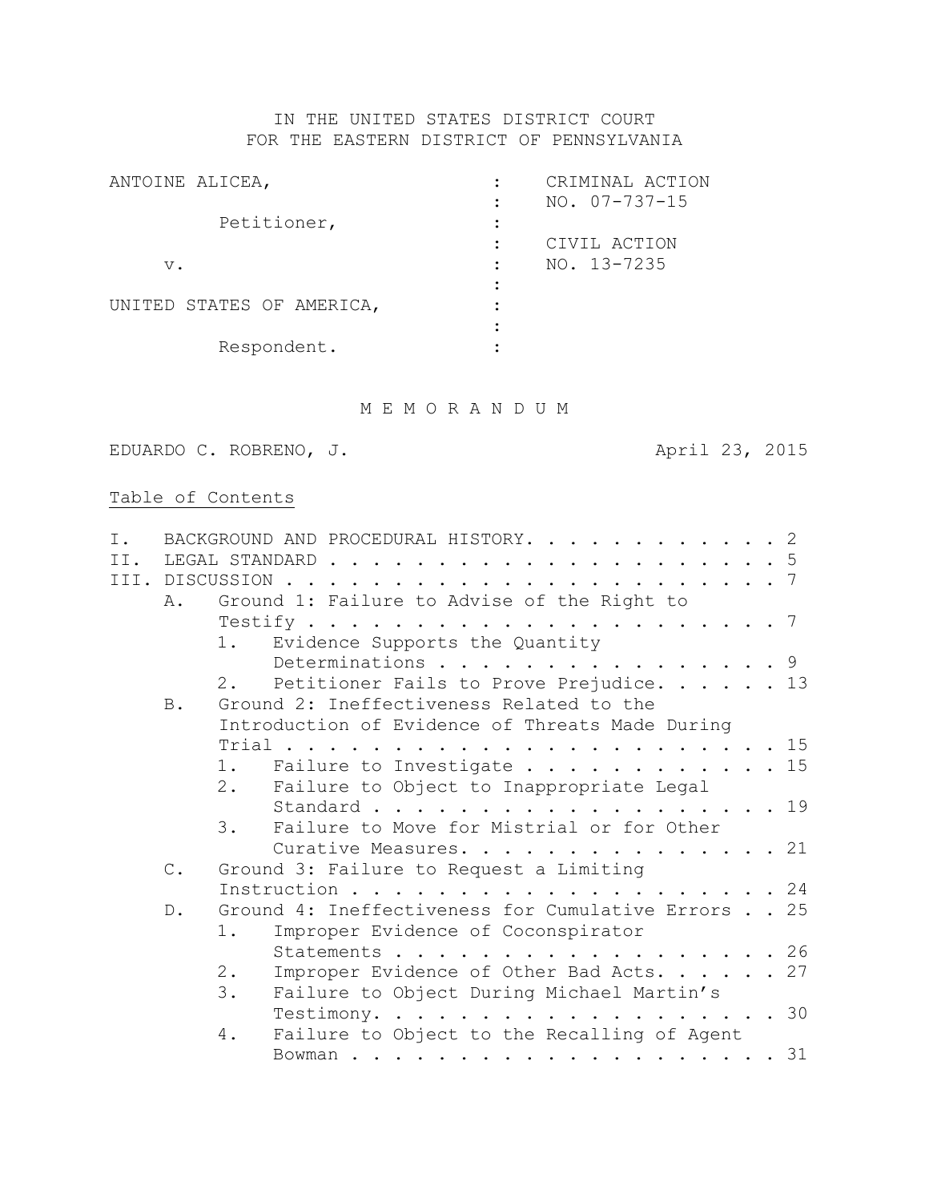IN THE UNITED STATES DISTRICT COURT
FOR THE EASTERN DISTRICT OF PENNSYLVANIA

| | | |
|---|---|---|
| ANTOINE ALICEA, | : | CRIMINAL ACTION |
| | : | NO. 07-737-15 |
| Petitioner, | : | |
| | : | CIVIL ACTION |
| v. | : | NO. 13-7235 |
| | : | |
| UNITED STATES OF AMERICA, | : | |
| | : | |
| Respondent. | : | |

M E M O R A N D U M

EDUARDO C. ROBRENO, J. April 23, 2015

Table of Contents

I. BACKGROUND AND PROCEDURAL HISTORY. . . . . . . . . . . . . 2
II. LEGAL STANDARD . . . . . . . . . . . . . . . . . . . . . . 5
III. DISCUSSION . . . . . . . . . . . . . . . . . . . . . . . 7
  A. Ground 1: Failure to Advise of the Right to Testify . . . . . . . . . . . . . . . . . . . . . . . 7
    1. Evidence Supports the Quantity Determinations . . . . . . . . . . . . . . . . 9
    2. Petitioner Fails to Prove Prejudice. . . . . . 13
  B. Ground 2: Ineffectiveness Related to the Introduction of Evidence of Threats Made During Trial . . . . . . . . . . . . . . . . . . . . . . 15
    1. Failure to Investigate . . . . . . . . . . . 15
    2. Failure to Object to Inappropriate Legal Standard . . . . . . . . . . . . . . . . . . 19
    3. Failure to Move for Mistrial or for Other Curative Measures. . . . . . . . . . . . . . 21
  C. Ground 3: Failure to Request a Limiting Instruction . . . . . . . . . . . . . . . . . . . . 24
  D. Ground 4: Ineffectiveness for Cumulative Errors . . 25
    1. Improper Evidence of Coconspirator Statements . . . . . . . . . . . . . . . . . . 26
    2. Improper Evidence of Other Bad Acts. . . . . . 27
    3. Failure to Object During Michael Martin's Testimony. . . . . . . . . . . . . . . . . . . 30
    4. Failure to Object to the Recalling of Agent Bowman . . . . . . . . . . . . . . . . . . . . 31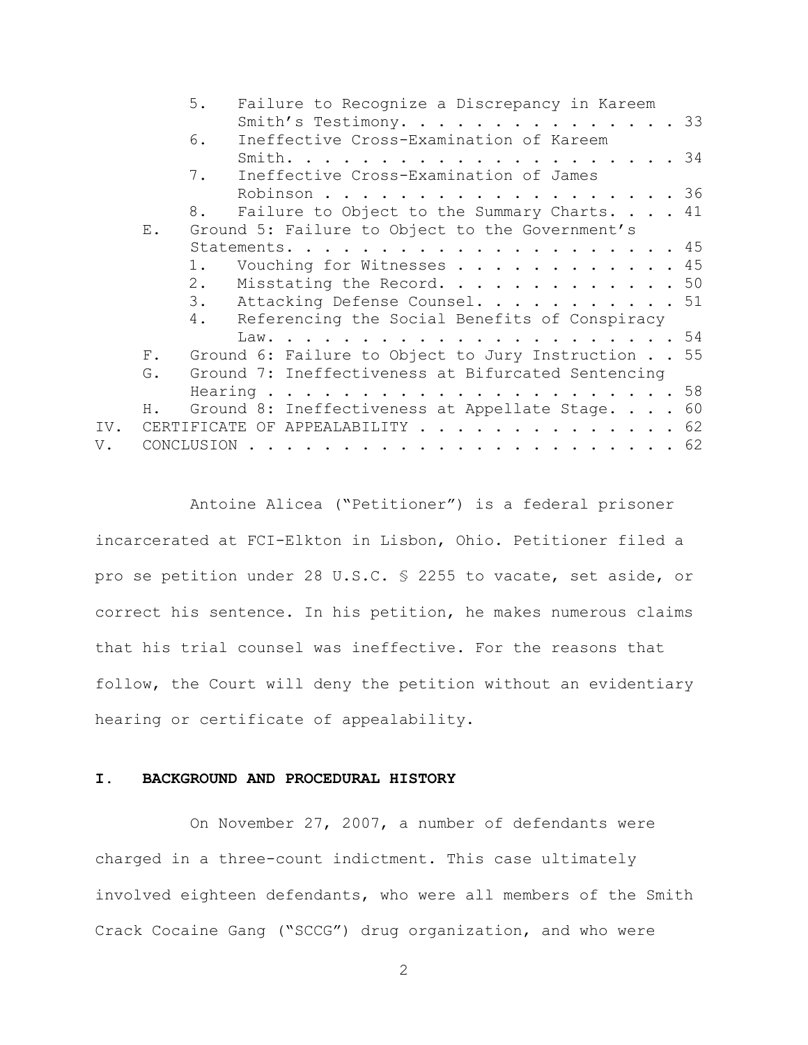5. Failure to Recognize a Discrepancy in Kareem Smith's Testimony. . . . . . . . . . . . . . . 33
6. Ineffective Cross-Examination of Kareem Smith. . . . . . . . . . . . . . . . . . . . . 34
7. Ineffective Cross-Examination of James Robinson . . . . . . . . . . . . . . . . . . . 36
8. Failure to Object to the Summary Charts. . . . 41

E. Ground 5: Failure to Object to the Government's Statements. . . . . . . . . . . . . . . . . . . . . 45
1. Vouching for Witnesses . . . . . . . . . . . . 45
2. Misstating the Record. . . . . . . . . . . . . 50
3. Attacking Defense Counsel. . . . . . . . . . . 51
4. Referencing the Social Benefits of Conspiracy Law. . . . . . . . . . . . . . . . . . . . . . 54

F. Ground 6: Failure to Object to Jury Instruction . . 55
G. Ground 7: Ineffectiveness at Bifurcated Sentencing Hearing . . . . . . . . . . . . . . . . . . . . . 58
H. Ground 8: Ineffectiveness at Appellate Stage. . . . 60

IV. CERTIFICATE OF APPEALABILITY . . . . . . . . . . . . . . 62
V. CONCLUSION . . . . . . . . . . . . . . . . . . . . . . . 62

Antoine Alicea ("Petitioner") is a federal prisoner incarcerated at FCI-Elkton in Lisbon, Ohio. Petitioner filed a pro se petition under 28 U.S.C. § 2255 to vacate, set aside, or correct his sentence. In his petition, he makes numerous claims that his trial counsel was ineffective. For the reasons that follow, the Court will deny the petition without an evidentiary hearing or certificate of appealability.

## I. BACKGROUND AND PROCEDURAL HISTORY

On November 27, 2007, a number of defendants were charged in a three-count indictment. This case ultimately involved eighteen defendants, who were all members of the Smith Crack Cocaine Gang ("SCCG") drug organization, and who were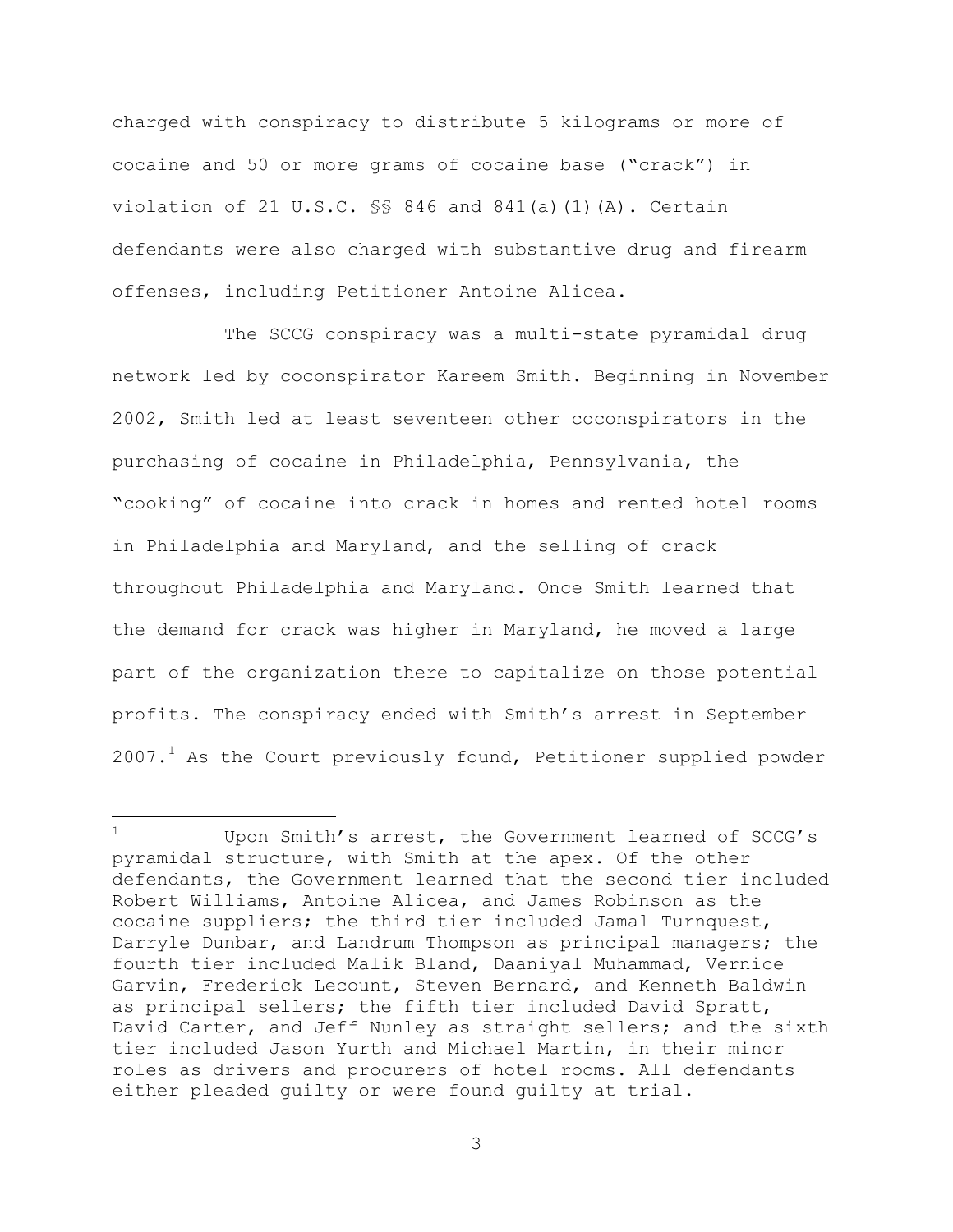charged with conspiracy to distribute 5 kilograms or more of cocaine and 50 or more grams of cocaine base ("crack") in violation of 21 U.S.C. §§ 846 and 841(a)(1)(A). Certain defendants were also charged with substantive drug and firearm offenses, including Petitioner Antoine Alicea.

The SCCG conspiracy was a multi-state pyramidal drug network led by coconspirator Kareem Smith. Beginning in November 2002, Smith led at least seventeen other coconspirators in the purchasing of cocaine in Philadelphia, Pennsylvania, the "cooking" of cocaine into crack in homes and rented hotel rooms in Philadelphia and Maryland, and the selling of crack throughout Philadelphia and Maryland. Once Smith learned that the demand for crack was higher in Maryland, he moved a large part of the organization there to capitalize on those potential profits. The conspiracy ended with Smith's arrest in September 2007.[1] As the Court previously found, Petitioner supplied powder

---

[1] Upon Smith's arrest, the Government learned of SCCG's pyramidal structure, with Smith at the apex. Of the other defendants, the Government learned that the second tier included Robert Williams, Antoine Alicea, and James Robinson as the cocaine suppliers; the third tier included Jamal Turnquest, Darryle Dunbar, and Landrum Thompson as principal managers; the fourth tier included Malik Bland, Daaniyal Muhammad, Vernice Garvin, Frederick Lecount, Steven Bernard, and Kenneth Baldwin as principal sellers; the fifth tier included David Spratt, David Carter, and Jeff Nunley as straight sellers; and the sixth tier included Jason Yurth and Michael Martin, in their minor roles as drivers and procurers of hotel rooms. All defendants either pleaded guilty or were found guilty at trial.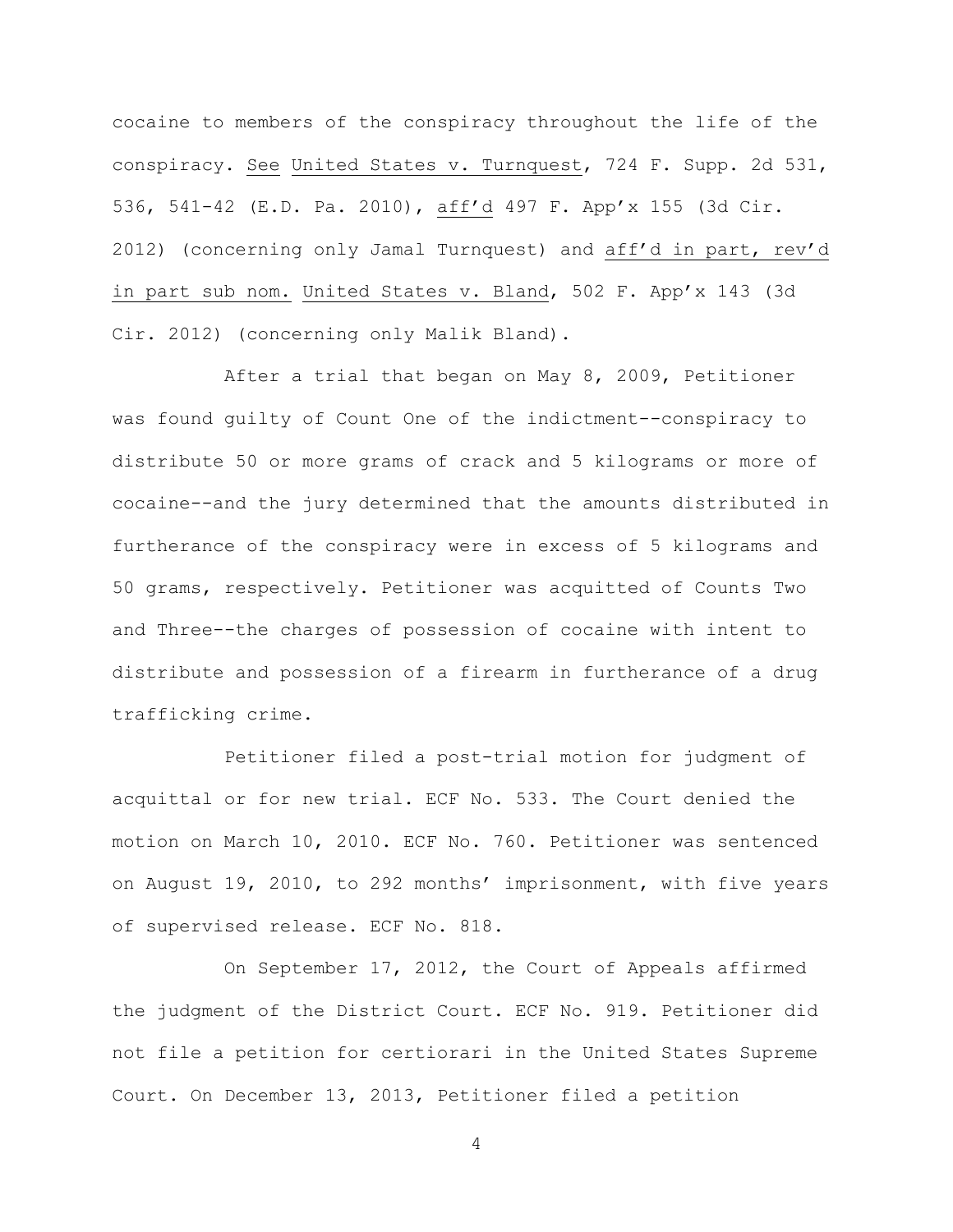cocaine to members of the conspiracy throughout the life of the conspiracy. See United States v. Turnquest, 724 F. Supp. 2d 531, 536, 541-42 (E.D. Pa. 2010), aff'd 497 F. App'x 155 (3d Cir. 2012) (concerning only Jamal Turnquest) and aff'd in part, rev'd in part sub nom. United States v. Bland, 502 F. App'x 143 (3d Cir. 2012) (concerning only Malik Bland).

After a trial that began on May 8, 2009, Petitioner was found guilty of Count One of the indictment--conspiracy to distribute 50 or more grams of crack and 5 kilograms or more of cocaine--and the jury determined that the amounts distributed in furtherance of the conspiracy were in excess of 5 kilograms and 50 grams, respectively. Petitioner was acquitted of Counts Two and Three--the charges of possession of cocaine with intent to distribute and possession of a firearm in furtherance of a drug trafficking crime.

Petitioner filed a post-trial motion for judgment of acquittal or for new trial. ECF No. 533. The Court denied the motion on March 10, 2010. ECF No. 760. Petitioner was sentenced on August 19, 2010, to 292 months' imprisonment, with five years of supervised release. ECF No. 818.

On September 17, 2012, the Court of Appeals affirmed the judgment of the District Court. ECF No. 919. Petitioner did not file a petition for certiorari in the United States Supreme Court. On December 13, 2013, Petitioner filed a petition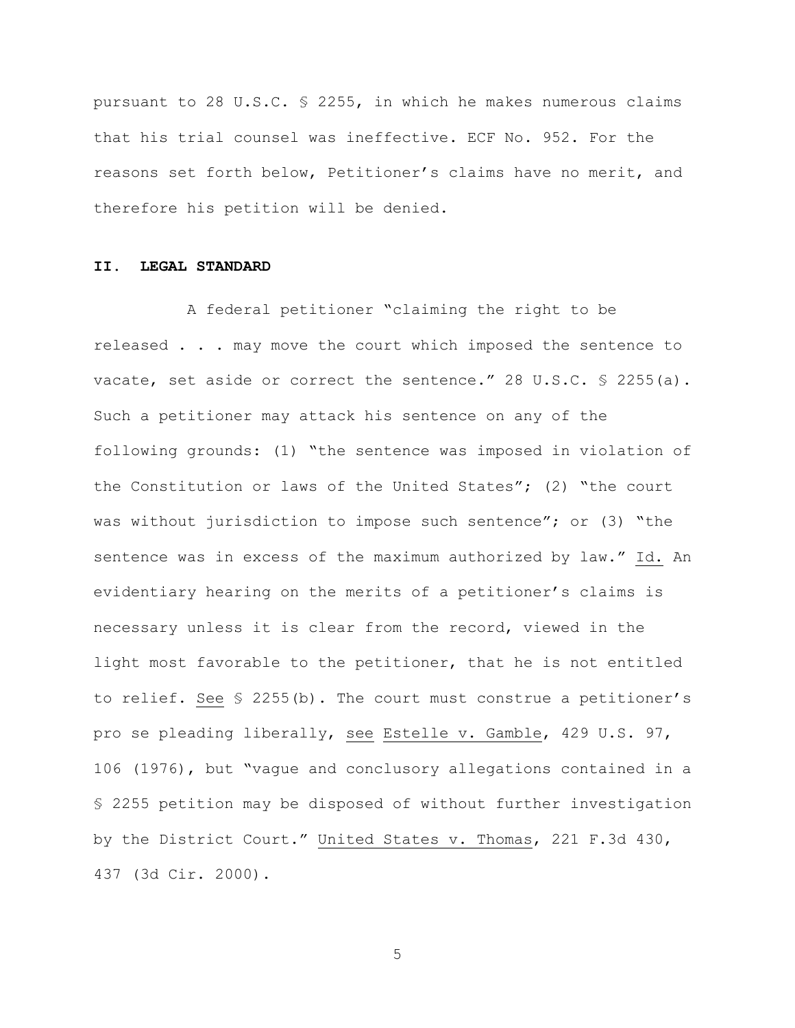pursuant to 28 U.S.C. § 2255, in which he makes numerous claims that his trial counsel was ineffective. ECF No. 952. For the reasons set forth below, Petitioner's claims have no merit, and therefore his petition will be denied.

## II. LEGAL STANDARD

A federal petitioner "claiming the right to be released . . . may move the court which imposed the sentence to vacate, set aside or correct the sentence." 28 U.S.C. § 2255(a). Such a petitioner may attack his sentence on any of the following grounds: (1) "the sentence was imposed in violation of the Constitution or laws of the United States"; (2) "the court was without jurisdiction to impose such sentence"; or (3) "the sentence was in excess of the maximum authorized by law." Id. An evidentiary hearing on the merits of a petitioner's claims is necessary unless it is clear from the record, viewed in the light most favorable to the petitioner, that he is not entitled to relief. See § 2255(b). The court must construe a petitioner's pro se pleading liberally, see Estelle v. Gamble, 429 U.S. 97, 106 (1976), but "vague and conclusory allegations contained in a § 2255 petition may be disposed of without further investigation by the District Court." United States v. Thomas, 221 F.3d 430, 437 (3d Cir. 2000).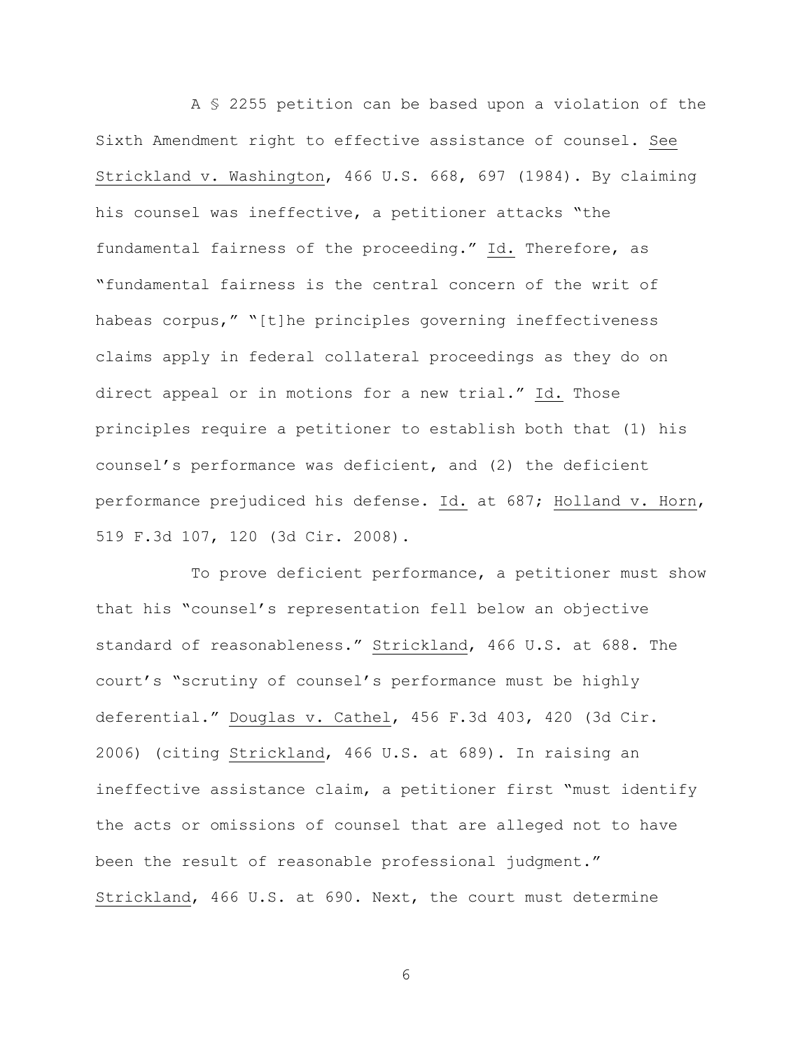A § 2255 petition can be based upon a violation of the Sixth Amendment right to effective assistance of counsel. See Strickland v. Washington, 466 U.S. 668, 697 (1984). By claiming his counsel was ineffective, a petitioner attacks "the fundamental fairness of the proceeding." Id. Therefore, as "fundamental fairness is the central concern of the writ of habeas corpus," "[t]he principles governing ineffectiveness claims apply in federal collateral proceedings as they do on direct appeal or in motions for a new trial." Id. Those principles require a petitioner to establish both that (1) his counsel's performance was deficient, and (2) the deficient performance prejudiced his defense. Id. at 687; Holland v. Horn, 519 F.3d 107, 120 (3d Cir. 2008).

To prove deficient performance, a petitioner must show that his "counsel's representation fell below an objective standard of reasonableness." Strickland, 466 U.S. at 688. The court's "scrutiny of counsel's performance must be highly deferential." Douglas v. Cathel, 456 F.3d 403, 420 (3d Cir. 2006) (citing Strickland, 466 U.S. at 689). In raising an ineffective assistance claim, a petitioner first "must identify the acts or omissions of counsel that are alleged not to have been the result of reasonable professional judgment." Strickland, 466 U.S. at 690. Next, the court must determine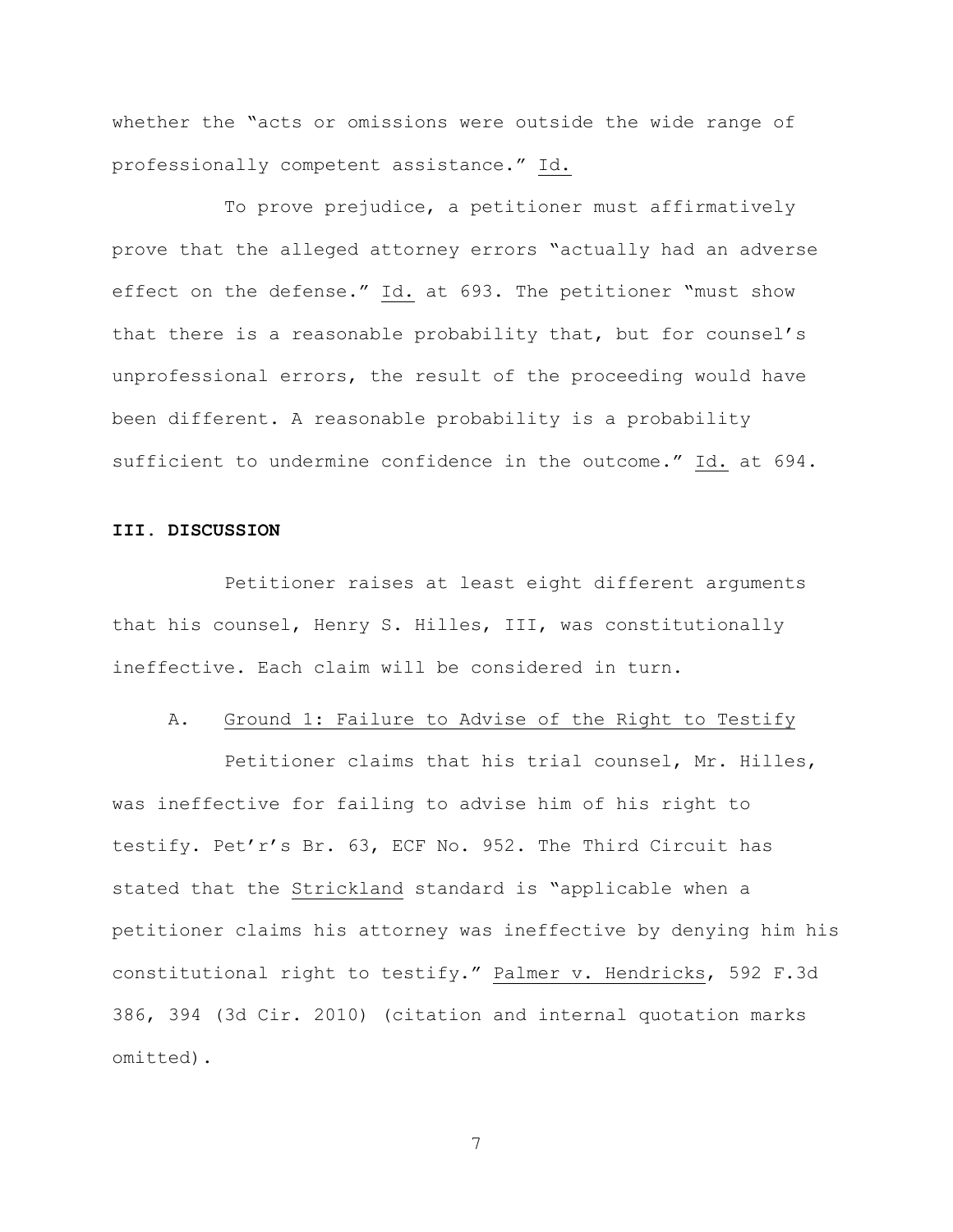whether the "acts or omissions were outside the wide range of professionally competent assistance." Id.

To prove prejudice, a petitioner must affirmatively prove that the alleged attorney errors "actually had an adverse effect on the defense." Id. at 693. The petitioner "must show that there is a reasonable probability that, but for counsel's unprofessional errors, the result of the proceeding would have been different. A reasonable probability is a probability sufficient to undermine confidence in the outcome." Id. at 694.

## III. DISCUSSION

Petitioner raises at least eight different arguments that his counsel, Henry S. Hilles, III, was constitutionally ineffective. Each claim will be considered in turn.

### A. Ground 1: Failure to Advise of the Right to Testify

Petitioner claims that his trial counsel, Mr. Hilles, was ineffective for failing to advise him of his right to testify. Pet'r's Br. 63, ECF No. 952. The Third Circuit has stated that the Strickland standard is "applicable when a petitioner claims his attorney was ineffective by denying him his constitutional right to testify." Palmer v. Hendricks, 592 F.3d 386, 394 (3d Cir. 2010) (citation and internal quotation marks omitted).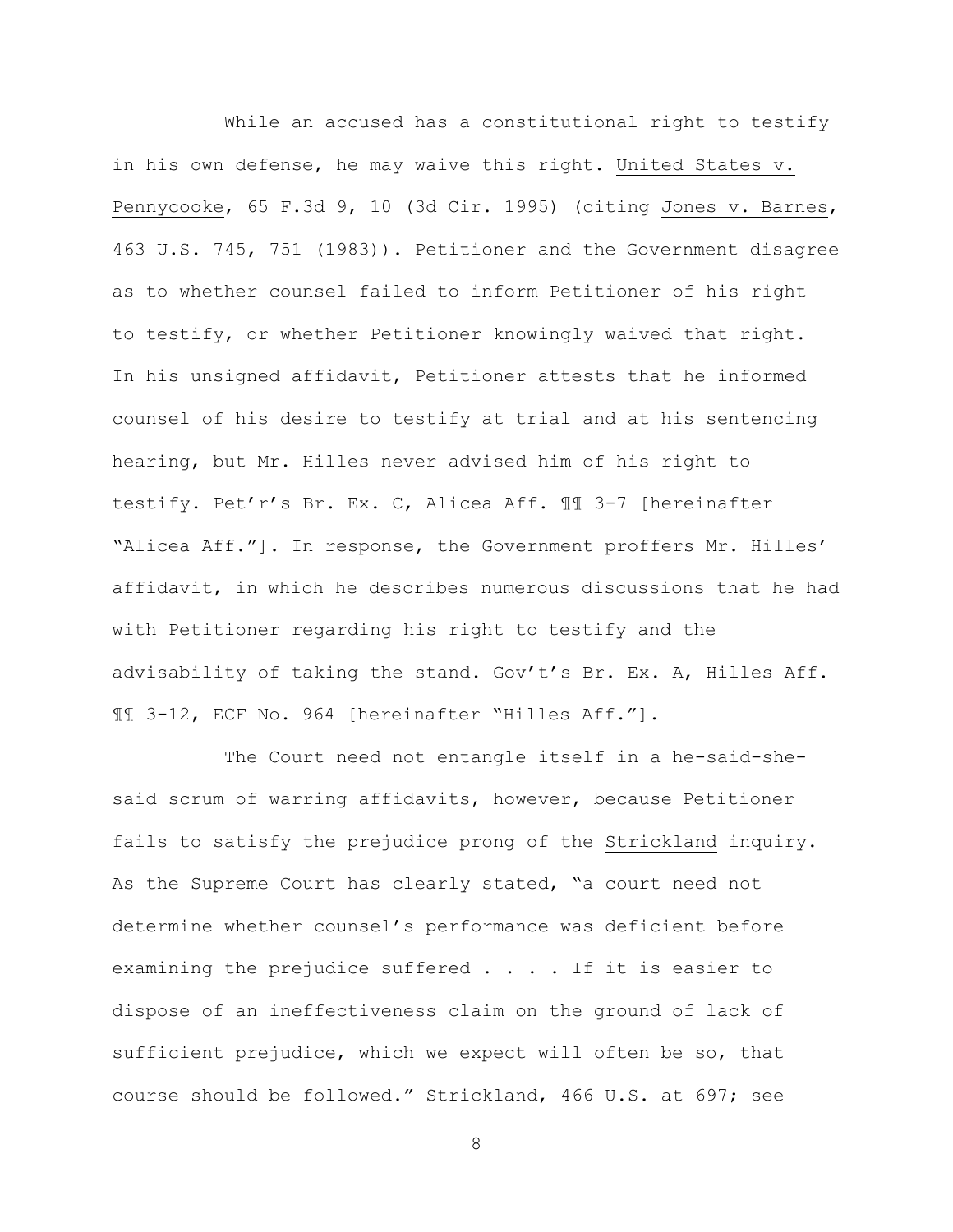While an accused has a constitutional right to testify in his own defense, he may waive this right. United States v. Pennycooke, 65 F.3d 9, 10 (3d Cir. 1995) (citing Jones v. Barnes, 463 U.S. 745, 751 (1983)). Petitioner and the Government disagree as to whether counsel failed to inform Petitioner of his right to testify, or whether Petitioner knowingly waived that right. In his unsigned affidavit, Petitioner attests that he informed counsel of his desire to testify at trial and at his sentencing hearing, but Mr. Hilles never advised him of his right to testify. Pet'r's Br. Ex. C, Alicea Aff. ¶¶ 3-7 [hereinafter "Alicea Aff."]. In response, the Government proffers Mr. Hilles' affidavit, in which he describes numerous discussions that he had with Petitioner regarding his right to testify and the advisability of taking the stand. Gov't's Br. Ex. A, Hilles Aff. ¶¶ 3-12, ECF No. 964 [hereinafter "Hilles Aff."].

The Court need not entangle itself in a he-said-she-said scrum of warring affidavits, however, because Petitioner fails to satisfy the prejudice prong of the Strickland inquiry. As the Supreme Court has clearly stated, "a court need not determine whether counsel's performance was deficient before examining the prejudice suffered . . . . If it is easier to dispose of an ineffectiveness claim on the ground of lack of sufficient prejudice, which we expect will often be so, that course should be followed." Strickland, 466 U.S. at 697; see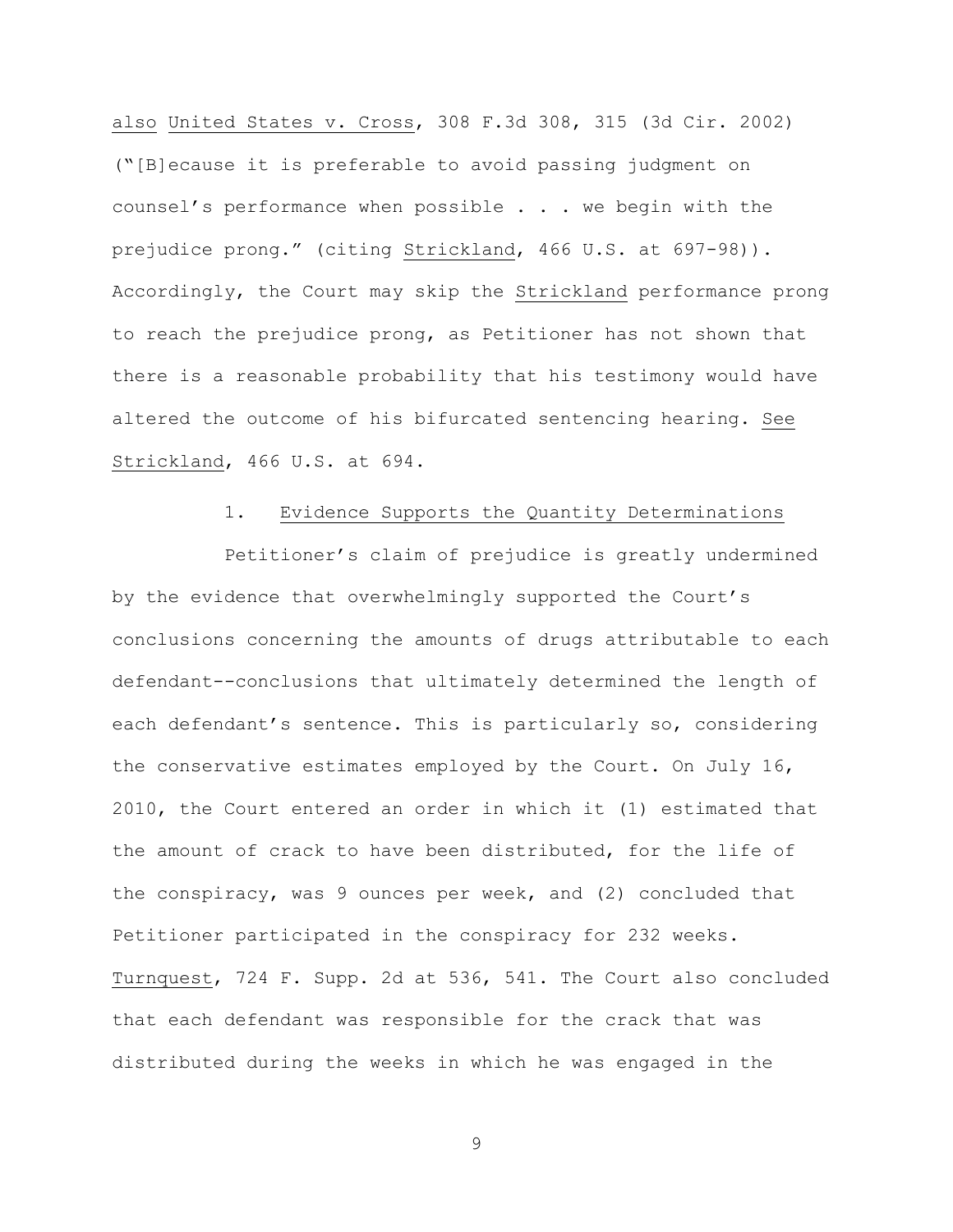also United States v. Cross, 308 F.3d 308, 315 (3d Cir. 2002) ("[B]ecause it is preferable to avoid passing judgment on counsel's performance when possible . . . we begin with the prejudice prong." (citing Strickland, 466 U.S. at 697-98)). Accordingly, the Court may skip the Strickland performance prong to reach the prejudice prong, as Petitioner has not shown that there is a reasonable probability that his testimony would have altered the outcome of his bifurcated sentencing hearing. See Strickland, 466 U.S. at 694.

### 1. Evidence Supports the Quantity Determinations

Petitioner's claim of prejudice is greatly undermined by the evidence that overwhelmingly supported the Court's conclusions concerning the amounts of drugs attributable to each defendant--conclusions that ultimately determined the length of each defendant's sentence. This is particularly so, considering the conservative estimates employed by the Court. On July 16, 2010, the Court entered an order in which it (1) estimated that the amount of crack to have been distributed, for the life of the conspiracy, was 9 ounces per week, and (2) concluded that Petitioner participated in the conspiracy for 232 weeks. Turnquest, 724 F. Supp. 2d at 536, 541. The Court also concluded that each defendant was responsible for the crack that was distributed during the weeks in which he was engaged in the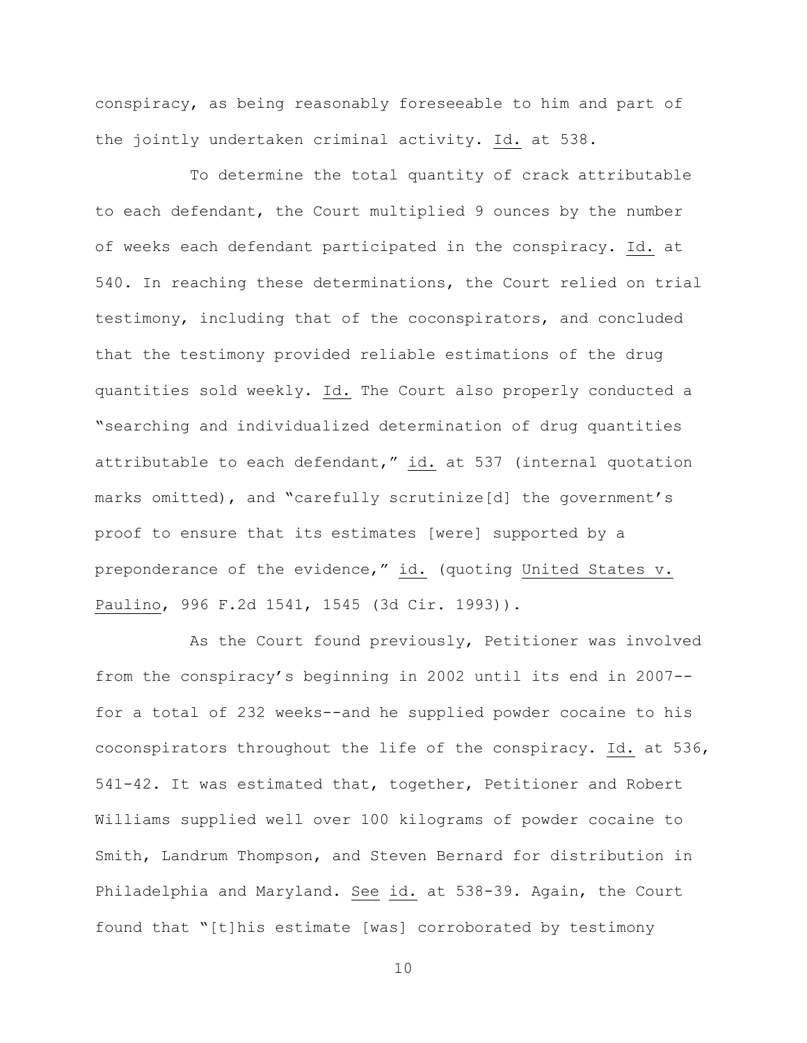conspiracy, as being reasonably foreseeable to him and part of the jointly undertaken criminal activity. Id. at 538.

To determine the total quantity of crack attributable to each defendant, the Court multiplied 9 ounces by the number of weeks each defendant participated in the conspiracy. Id. at 540. In reaching these determinations, the Court relied on trial testimony, including that of the coconspirators, and concluded that the testimony provided reliable estimations of the drug quantities sold weekly. Id. The Court also properly conducted a "searching and individualized determination of drug quantities attributable to each defendant," id. at 537 (internal quotation marks omitted), and "carefully scrutinize[d] the government's proof to ensure that its estimates [were] supported by a preponderance of the evidence," id. (quoting United States v. Paulino, 996 F.2d 1541, 1545 (3d Cir. 1993)).

As the Court found previously, Petitioner was involved from the conspiracy's beginning in 2002 until its end in 2007--for a total of 232 weeks--and he supplied powder cocaine to his coconspirators throughout the life of the conspiracy. Id. at 536, 541-42. It was estimated that, together, Petitioner and Robert Williams supplied well over 100 kilograms of powder cocaine to Smith, Landrum Thompson, and Steven Bernard for distribution in Philadelphia and Maryland. See id. at 538-39. Again, the Court found that "[t]his estimate [was] corroborated by testimony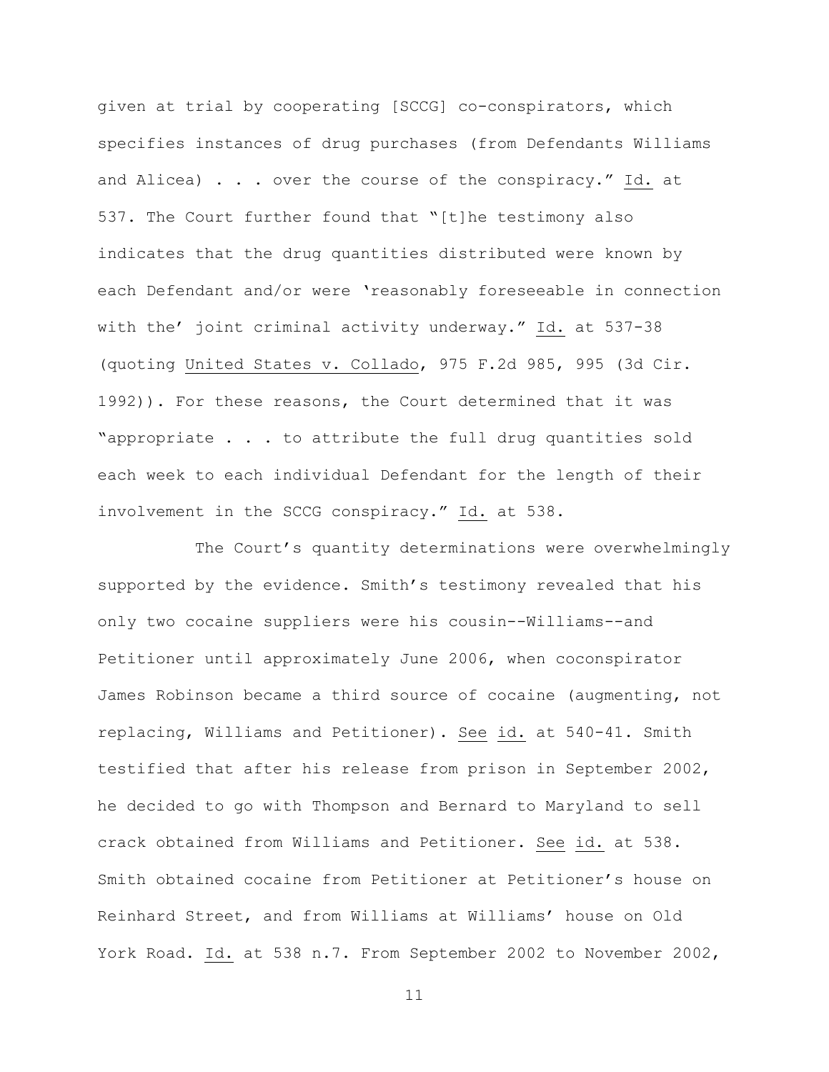given at trial by cooperating [SCCG] co-conspirators, which specifies instances of drug purchases (from Defendants Williams and Alicea) . . . over the course of the conspiracy." Id. at 537. The Court further found that "[t]he testimony also indicates that the drug quantities distributed were known by each Defendant and/or were 'reasonably foreseeable in connection with the' joint criminal activity underway." Id. at 537-38 (quoting United States v. Collado, 975 F.2d 985, 995 (3d Cir. 1992)). For these reasons, the Court determined that it was "appropriate . . . to attribute the full drug quantities sold each week to each individual Defendant for the length of their involvement in the SCCG conspiracy." Id. at 538.

The Court's quantity determinations were overwhelmingly supported by the evidence. Smith's testimony revealed that his only two cocaine suppliers were his cousin--Williams--and Petitioner until approximately June 2006, when coconspirator James Robinson became a third source of cocaine (augmenting, not replacing, Williams and Petitioner). See id. at 540-41. Smith testified that after his release from prison in September 2002, he decided to go with Thompson and Bernard to Maryland to sell crack obtained from Williams and Petitioner. See id. at 538. Smith obtained cocaine from Petitioner at Petitioner's house on Reinhard Street, and from Williams at Williams' house on Old York Road. Id. at 538 n.7. From September 2002 to November 2002,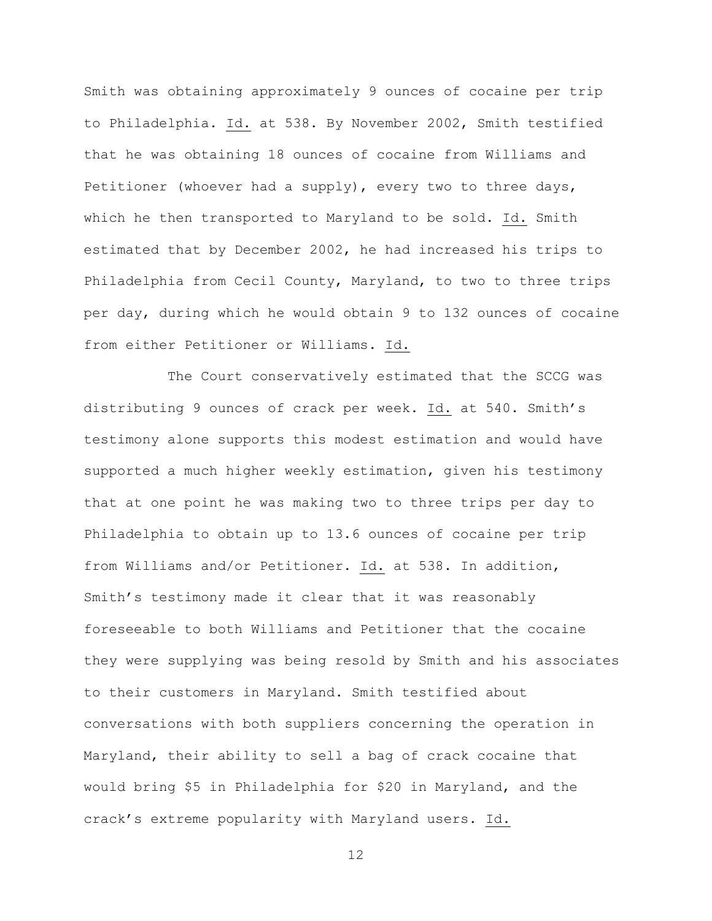Smith was obtaining approximately 9 ounces of cocaine per trip to Philadelphia. Id. at 538. By November 2002, Smith testified that he was obtaining 18 ounces of cocaine from Williams and Petitioner (whoever had a supply), every two to three days, which he then transported to Maryland to be sold. Id. Smith estimated that by December 2002, he had increased his trips to Philadelphia from Cecil County, Maryland, to two to three trips per day, during which he would obtain 9 to 132 ounces of cocaine from either Petitioner or Williams. Id.

The Court conservatively estimated that the SCCG was distributing 9 ounces of crack per week. Id. at 540. Smith's testimony alone supports this modest estimation and would have supported a much higher weekly estimation, given his testimony that at one point he was making two to three trips per day to Philadelphia to obtain up to 13.6 ounces of cocaine per trip from Williams and/or Petitioner. Id. at 538. In addition, Smith's testimony made it clear that it was reasonably foreseeable to both Williams and Petitioner that the cocaine they were supplying was being resold by Smith and his associates to their customers in Maryland. Smith testified about conversations with both suppliers concerning the operation in Maryland, their ability to sell a bag of crack cocaine that would bring $5 in Philadelphia for $20 in Maryland, and the crack's extreme popularity with Maryland users. Id.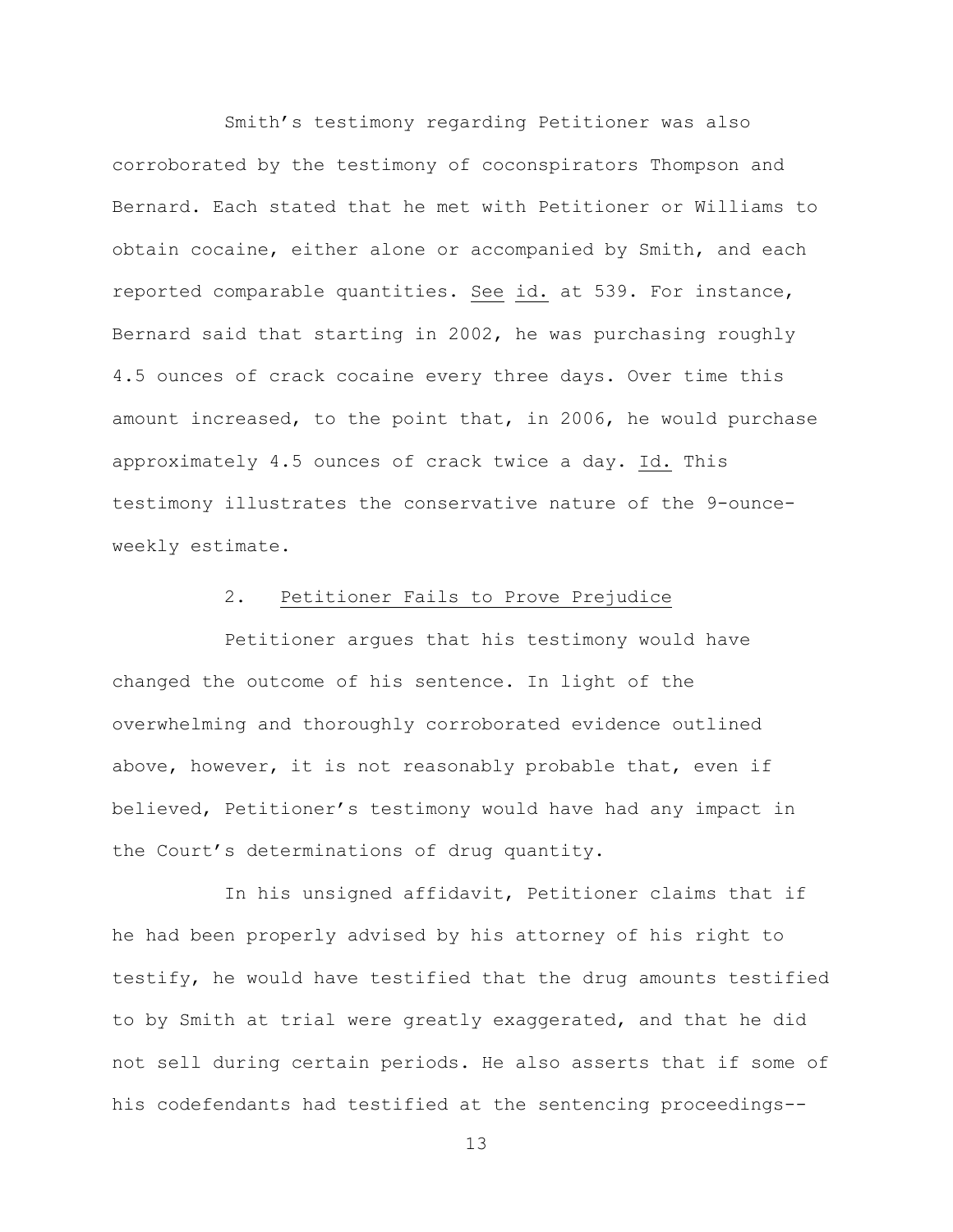Smith's testimony regarding Petitioner was also corroborated by the testimony of coconspirators Thompson and Bernard. Each stated that he met with Petitioner or Williams to obtain cocaine, either alone or accompanied by Smith, and each reported comparable quantities. See id. at 539. For instance, Bernard said that starting in 2002, he was purchasing roughly 4.5 ounces of crack cocaine every three days. Over time this amount increased, to the point that, in 2006, he would purchase approximately 4.5 ounces of crack twice a day. Id. This testimony illustrates the conservative nature of the 9-ounce-weekly estimate.

2. Petitioner Fails to Prove Prejudice

Petitioner argues that his testimony would have changed the outcome of his sentence. In light of the overwhelming and thoroughly corroborated evidence outlined above, however, it is not reasonably probable that, even if believed, Petitioner's testimony would have had any impact in the Court's determinations of drug quantity.

In his unsigned affidavit, Petitioner claims that if he had been properly advised by his attorney of his right to testify, he would have testified that the drug amounts testified to by Smith at trial were greatly exaggerated, and that he did not sell during certain periods. He also asserts that if some of his codefendants had testified at the sentencing proceedings--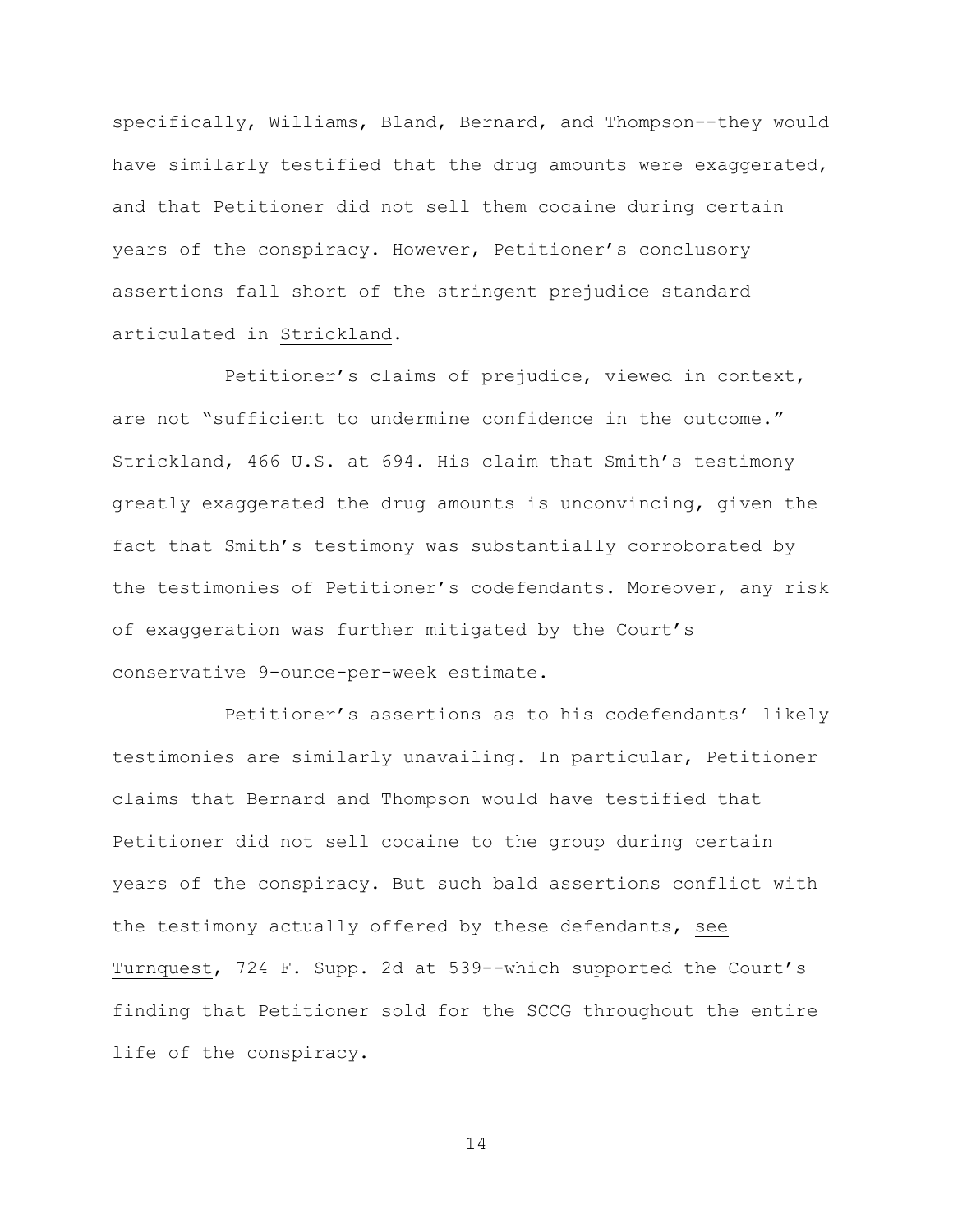specifically, Williams, Bland, Bernard, and Thompson--they would have similarly testified that the drug amounts were exaggerated, and that Petitioner did not sell them cocaine during certain years of the conspiracy. However, Petitioner's conclusory assertions fall short of the stringent prejudice standard articulated in Strickland.

Petitioner's claims of prejudice, viewed in context, are not "sufficient to undermine confidence in the outcome." Strickland, 466 U.S. at 694. His claim that Smith's testimony greatly exaggerated the drug amounts is unconvincing, given the fact that Smith's testimony was substantially corroborated by the testimonies of Petitioner's codefendants. Moreover, any risk of exaggeration was further mitigated by the Court's conservative 9-ounce-per-week estimate.

Petitioner's assertions as to his codefendants' likely testimonies are similarly unavailing. In particular, Petitioner claims that Bernard and Thompson would have testified that Petitioner did not sell cocaine to the group during certain years of the conspiracy. But such bald assertions conflict with the testimony actually offered by these defendants, see Turnquest, 724 F. Supp. 2d at 539--which supported the Court's finding that Petitioner sold for the SCCG throughout the entire life of the conspiracy.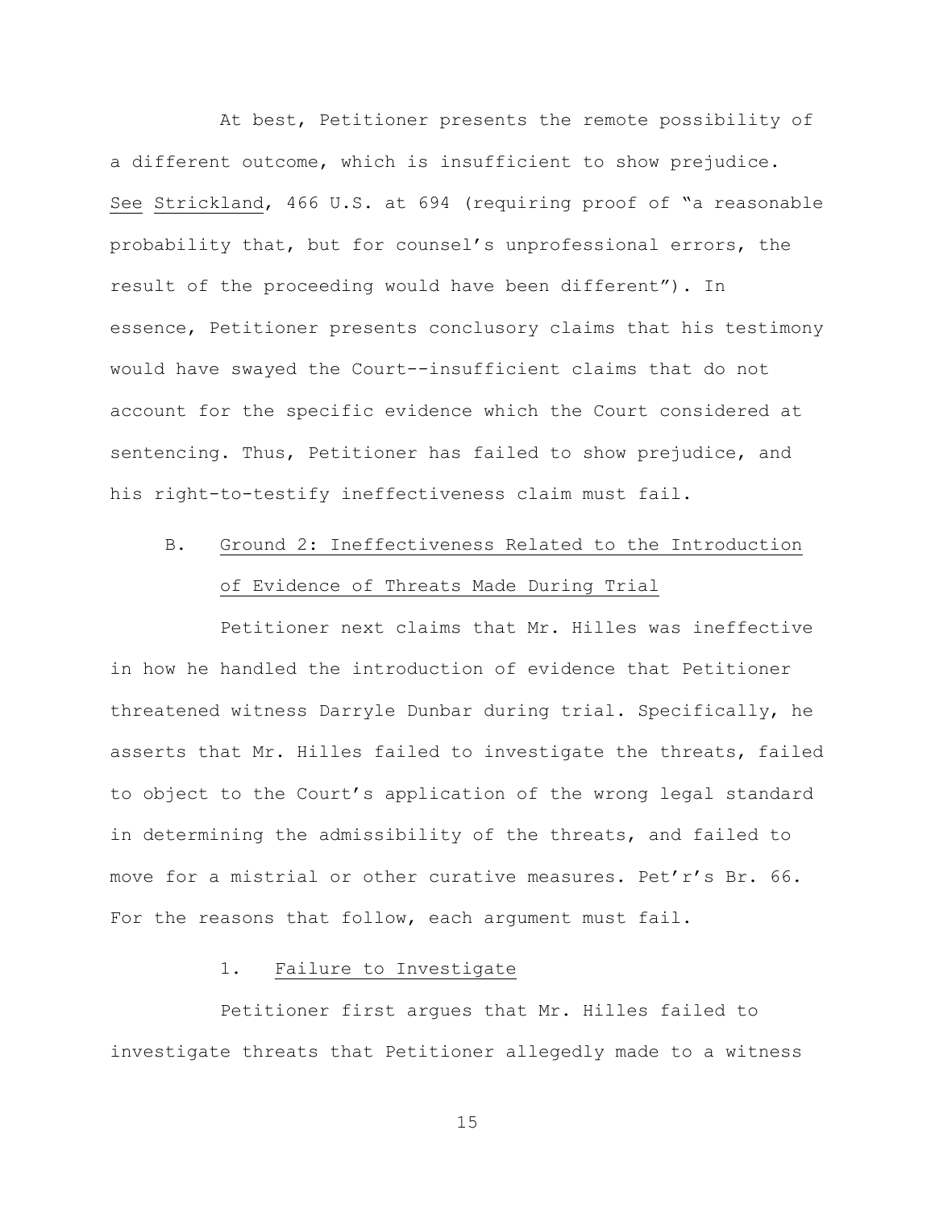At best, Petitioner presents the remote possibility of a different outcome, which is insufficient to show prejudice. See Strickland, 466 U.S. at 694 (requiring proof of "a reasonable probability that, but for counsel's unprofessional errors, the result of the proceeding would have been different"). In essence, Petitioner presents conclusory claims that his testimony would have swayed the Court--insufficient claims that do not account for the specific evidence which the Court considered at sentencing. Thus, Petitioner has failed to show prejudice, and his right-to-testify ineffectiveness claim must fail.

### B. Ground 2: Ineffectiveness Related to the Introduction of Evidence of Threats Made During Trial

Petitioner next claims that Mr. Hilles was ineffective in how he handled the introduction of evidence that Petitioner threatened witness Darryle Dunbar during trial. Specifically, he asserts that Mr. Hilles failed to investigate the threats, failed to object to the Court's application of the wrong legal standard in determining the admissibility of the threats, and failed to move for a mistrial or other curative measures. Pet'r's Br. 66. For the reasons that follow, each argument must fail.

#### 1. Failure to Investigate

Petitioner first argues that Mr. Hilles failed to investigate threats that Petitioner allegedly made to a witness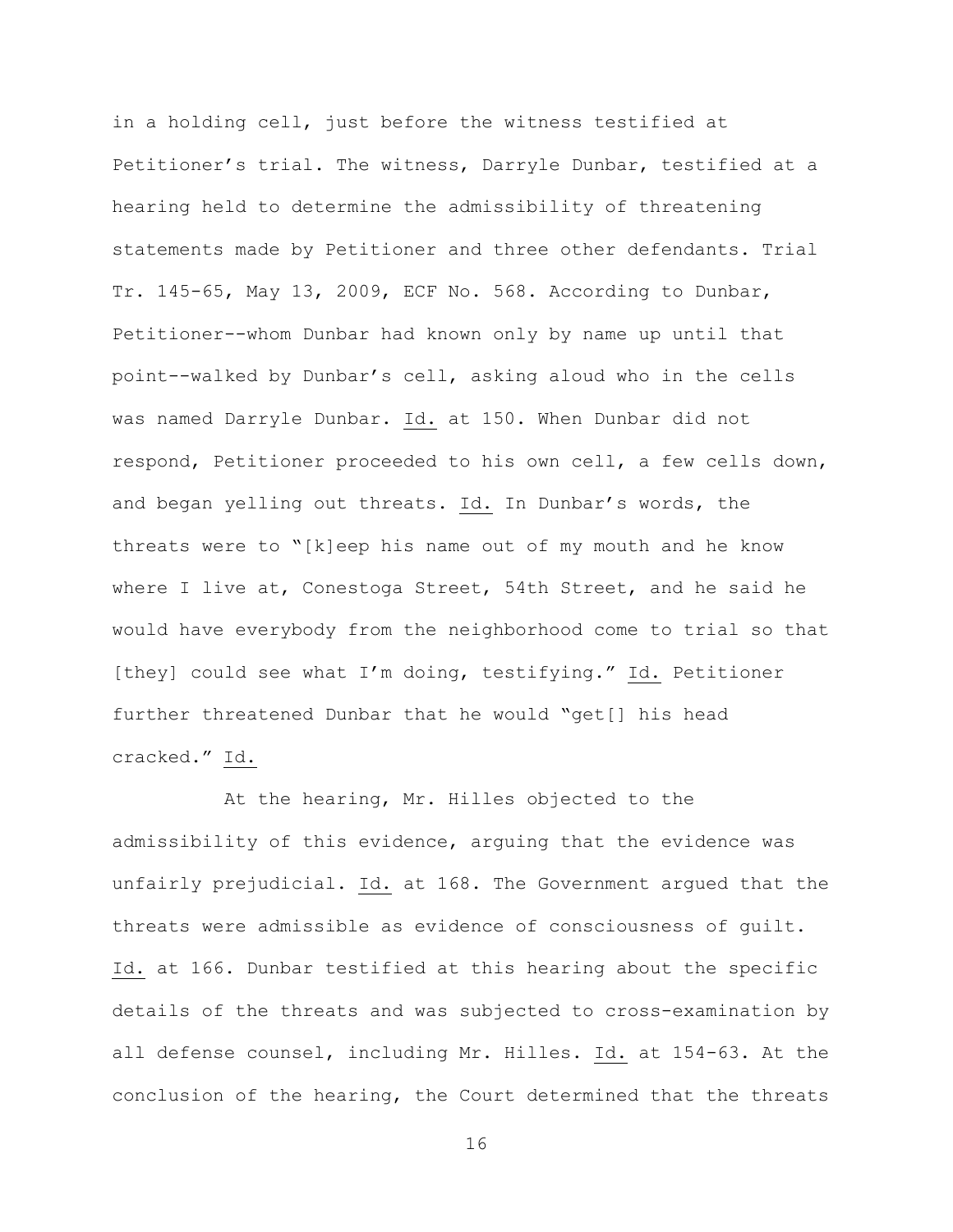in a holding cell, just before the witness testified at Petitioner's trial. The witness, Darryle Dunbar, testified at a hearing held to determine the admissibility of threatening statements made by Petitioner and three other defendants. Trial Tr. 145-65, May 13, 2009, ECF No. 568. According to Dunbar, Petitioner--whom Dunbar had known only by name up until that point--walked by Dunbar's cell, asking aloud who in the cells was named Darryle Dunbar. Id. at 150. When Dunbar did not respond, Petitioner proceeded to his own cell, a few cells down, and began yelling out threats. Id. In Dunbar's words, the threats were to "[k]eep his name out of my mouth and he know where I live at, Conestoga Street, 54th Street, and he said he would have everybody from the neighborhood come to trial so that [they] could see what I'm doing, testifying." Id. Petitioner further threatened Dunbar that he would "get[] his head cracked." Id.

At the hearing, Mr. Hilles objected to the admissibility of this evidence, arguing that the evidence was unfairly prejudicial. Id. at 168. The Government argued that the threats were admissible as evidence of consciousness of guilt. Id. at 166. Dunbar testified at this hearing about the specific details of the threats and was subjected to cross-examination by all defense counsel, including Mr. Hilles. Id. at 154-63. At the conclusion of the hearing, the Court determined that the threats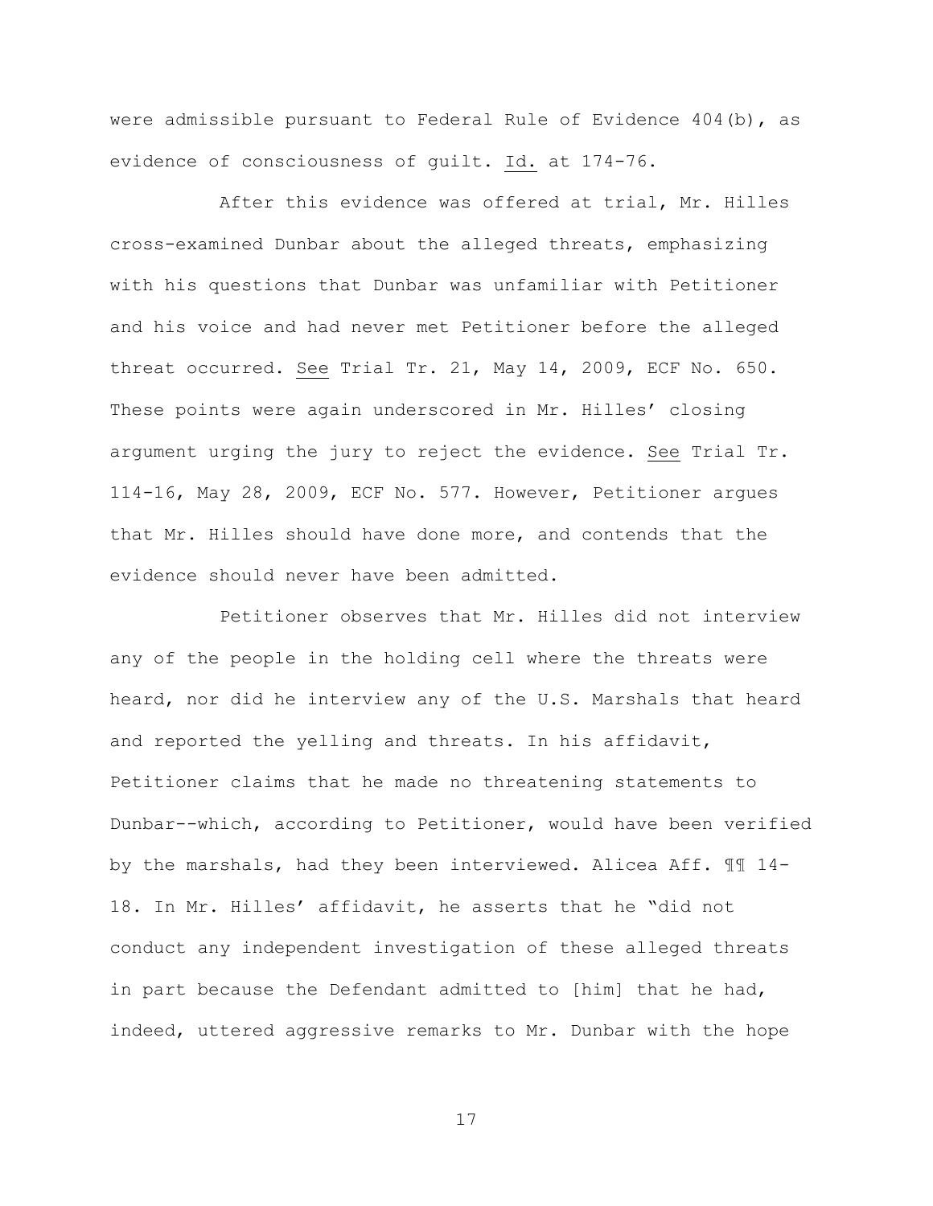were admissible pursuant to Federal Rule of Evidence 404(b), as evidence of consciousness of guilt. Id. at 174-76.

After this evidence was offered at trial, Mr. Hilles cross-examined Dunbar about the alleged threats, emphasizing with his questions that Dunbar was unfamiliar with Petitioner and his voice and had never met Petitioner before the alleged threat occurred. See Trial Tr. 21, May 14, 2009, ECF No. 650. These points were again underscored in Mr. Hilles' closing argument urging the jury to reject the evidence. See Trial Tr. 114-16, May 28, 2009, ECF No. 577. However, Petitioner argues that Mr. Hilles should have done more, and contends that the evidence should never have been admitted.

Petitioner observes that Mr. Hilles did not interview any of the people in the holding cell where the threats were heard, nor did he interview any of the U.S. Marshals that heard and reported the yelling and threats. In his affidavit, Petitioner claims that he made no threatening statements to Dunbar--which, according to Petitioner, would have been verified by the marshals, had they been interviewed. Alicea Aff. ¶¶ 14-18. In Mr. Hilles' affidavit, he asserts that he "did not conduct any independent investigation of these alleged threats in part because the Defendant admitted to [him] that he had, indeed, uttered aggressive remarks to Mr. Dunbar with the hope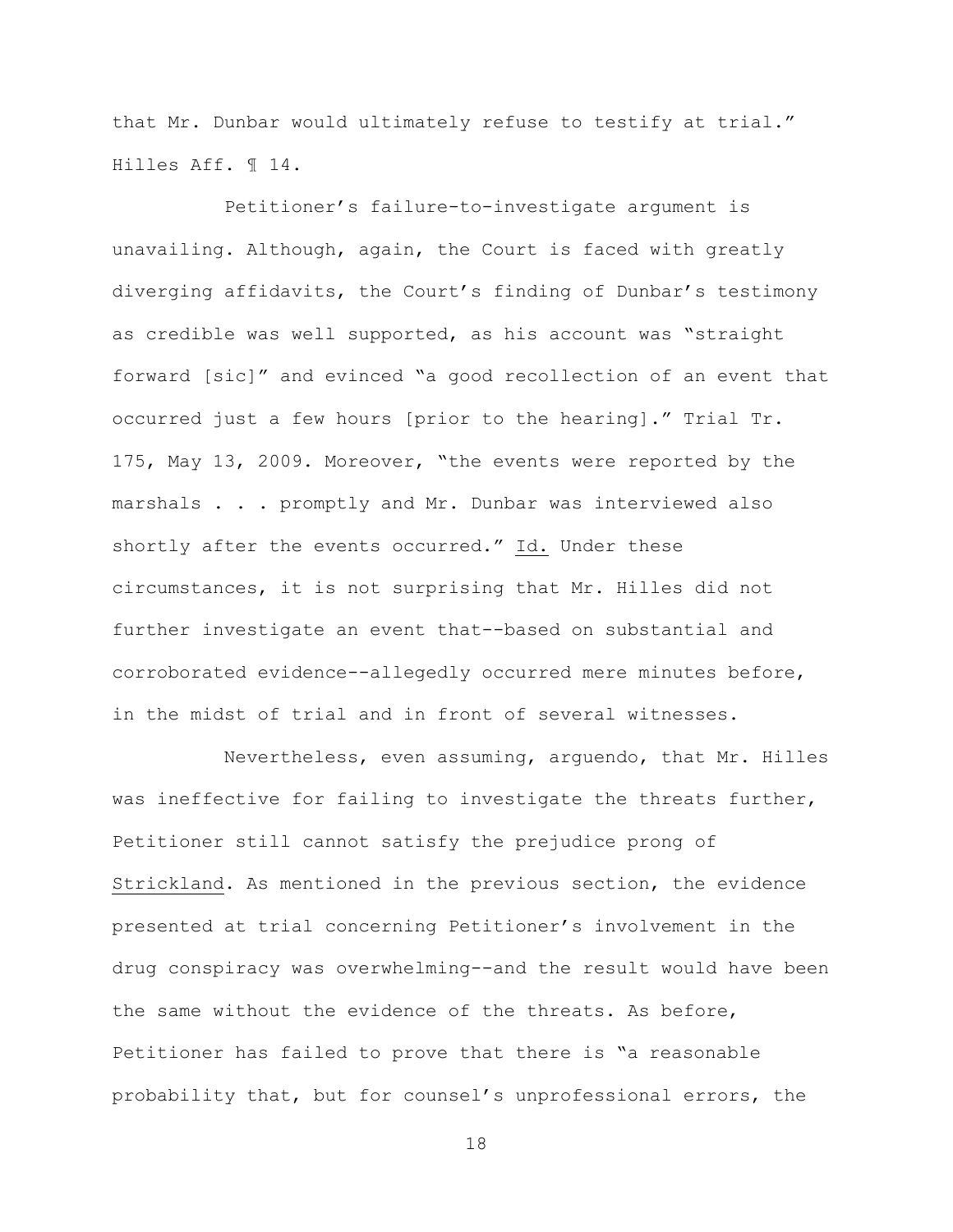that Mr. Dunbar would ultimately refuse to testify at trial." Hilles Aff. ¶ 14.

Petitioner's failure-to-investigate argument is unavailing. Although, again, the Court is faced with greatly diverging affidavits, the Court's finding of Dunbar's testimony as credible was well supported, as his account was "straight forward [sic]" and evinced "a good recollection of an event that occurred just a few hours [prior to the hearing]." Trial Tr. 175, May 13, 2009. Moreover, "the events were reported by the marshals . . . promptly and Mr. Dunbar was interviewed also shortly after the events occurred." Id. Under these circumstances, it is not surprising that Mr. Hilles did not further investigate an event that--based on substantial and corroborated evidence--allegedly occurred mere minutes before, in the midst of trial and in front of several witnesses.

Nevertheless, even assuming, arguendo, that Mr. Hilles was ineffective for failing to investigate the threats further, Petitioner still cannot satisfy the prejudice prong of Strickland. As mentioned in the previous section, the evidence presented at trial concerning Petitioner's involvement in the drug conspiracy was overwhelming--and the result would have been the same without the evidence of the threats. As before, Petitioner has failed to prove that there is "a reasonable probability that, but for counsel's unprofessional errors, the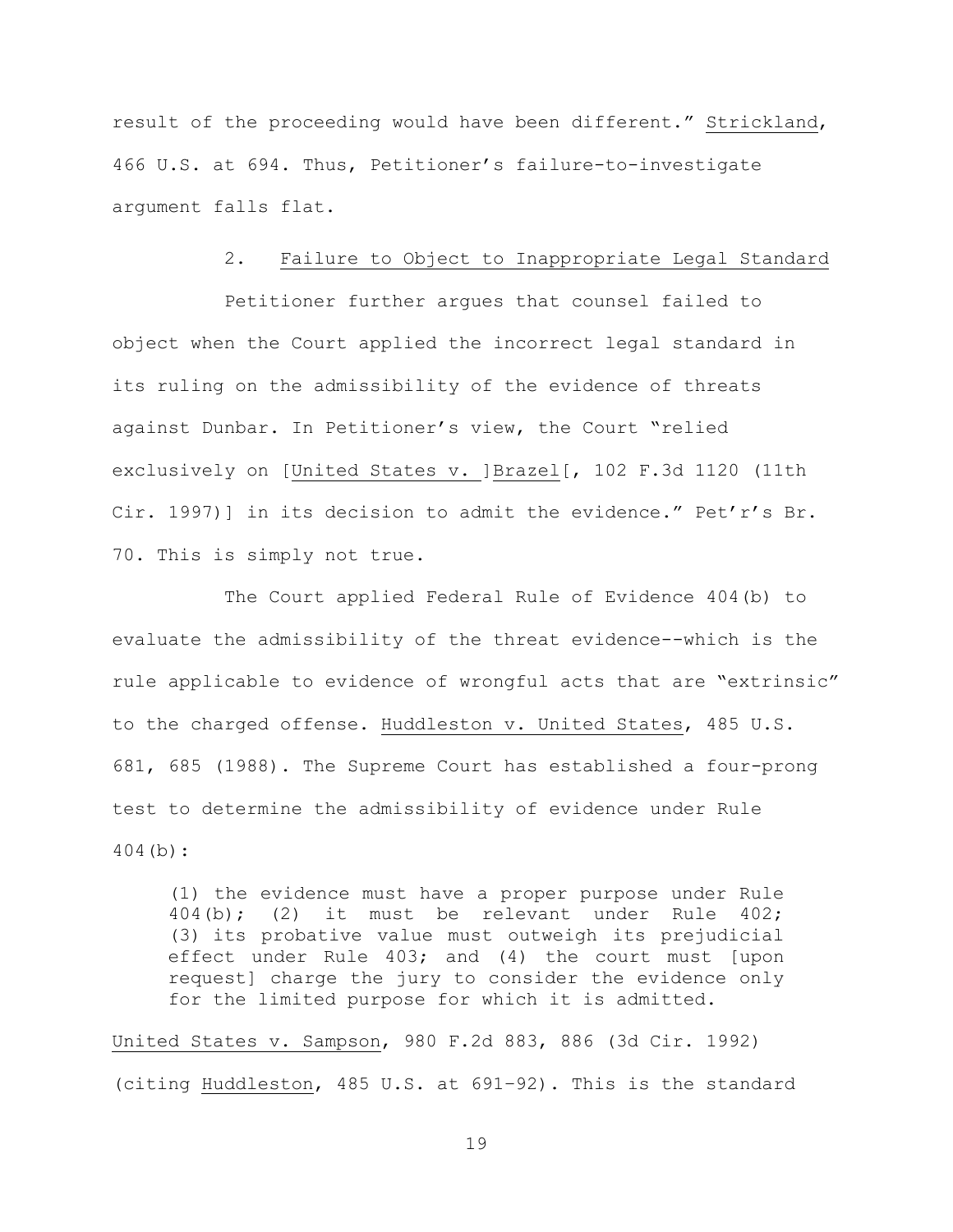result of the proceeding would have been different." Strickland, 466 U.S. at 694. Thus, Petitioner's failure-to-investigate argument falls flat.

### 2. Failure to Object to Inappropriate Legal Standard

Petitioner further argues that counsel failed to object when the Court applied the incorrect legal standard in its ruling on the admissibility of the evidence of threats against Dunbar. In Petitioner's view, the Court "relied exclusively on [United States v. ]Brazel[, 102 F.3d 1120 (11th Cir. 1997)] in its decision to admit the evidence." Pet'r's Br. 70. This is simply not true.

The Court applied Federal Rule of Evidence 404(b) to evaluate the admissibility of the threat evidence--which is the rule applicable to evidence of wrongful acts that are "extrinsic" to the charged offense. Huddleston v. United States, 485 U.S. 681, 685 (1988). The Supreme Court has established a four-prong test to determine the admissibility of evidence under Rule 404(b):

> (1) the evidence must have a proper purpose under Rule 404(b); (2) it must be relevant under Rule 402; (3) its probative value must outweigh its prejudicial effect under Rule 403; and (4) the court must [upon request] charge the jury to consider the evidence only for the limited purpose for which it is admitted.

United States v. Sampson, 980 F.2d 883, 886 (3d Cir. 1992) (citing Huddleston, 485 U.S. at 691–92). This is the standard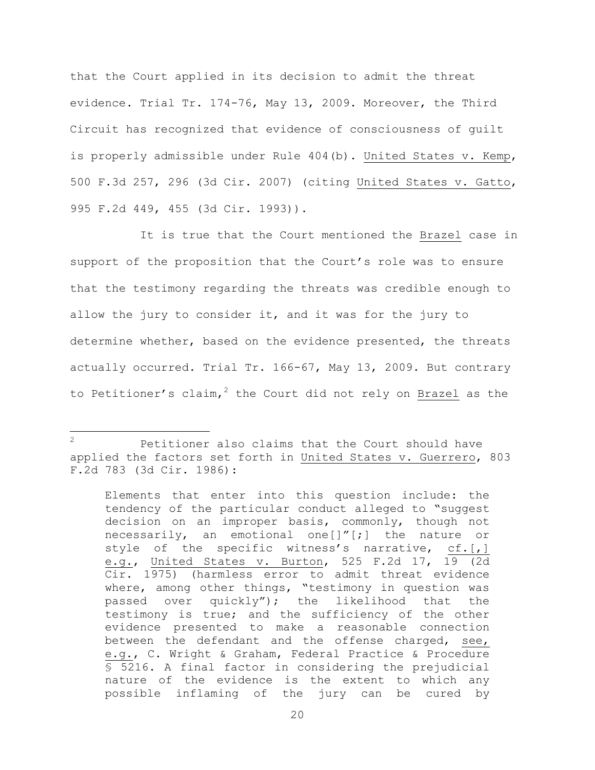that the Court applied in its decision to admit the threat evidence. Trial Tr. 174-76, May 13, 2009. Moreover, the Third Circuit has recognized that evidence of consciousness of guilt is properly admissible under Rule 404(b). United States v. Kemp, 500 F.3d 257, 296 (3d Cir. 2007) (citing United States v. Gatto, 995 F.2d 449, 455 (3d Cir. 1993)).

It is true that the Court mentioned the Brazel case in support of the proposition that the Court's role was to ensure that the testimony regarding the threats was credible enough to allow the jury to consider it, and it was for the jury to determine whether, based on the evidence presented, the threats actually occurred. Trial Tr. 166-67, May 13, 2009. But contrary to Petitioner's claim,[2] the Court did not rely on Brazel as the

---

[2] Petitioner also claims that the Court should have applied the factors set forth in United States v. Guerrero, 803 F.2d 783 (3d Cir. 1986):

> Elements that enter into this question include: the tendency of the particular conduct alleged to "suggest decision on an improper basis, commonly, though not necessarily, an emotional one[]"[;] the nature or style of the specific witness's narrative, cf.[,] e.g., United States v. Burton, 525 F.2d 17, 19 (2d Cir. 1975) (harmless error to admit threat evidence where, among other things, "testimony in question was passed over quickly"); the likelihood that the testimony is true; and the sufficiency of the other evidence presented to make a reasonable connection between the defendant and the offense charged, see, e.g., C. Wright & Graham, Federal Practice & Procedure § 5216. A final factor in considering the prejudicial nature of the evidence is the extent to which any possible inflaming of the jury can be cured by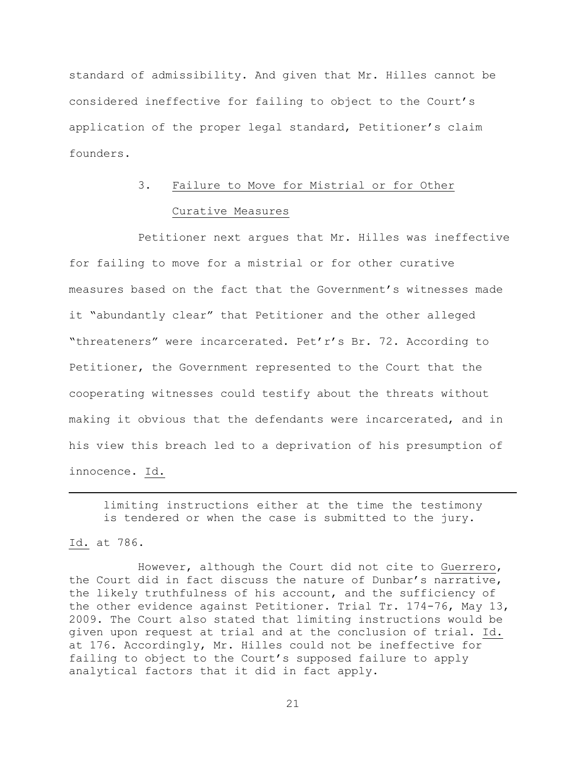standard of admissibility. And given that Mr. Hilles cannot be considered ineffective for failing to object to the Court's application of the proper legal standard, Petitioner's claim founders.

### 3. Failure to Move for Mistrial or for Other Curative Measures

Petitioner next argues that Mr. Hilles was ineffective for failing to move for a mistrial or for other curative measures based on the fact that the Government's witnesses made it "abundantly clear" that Petitioner and the other alleged "threateners" were incarcerated. Pet'r's Br. 72. According to Petitioner, the Government represented to the Court that the cooperating witnesses could testify about the threats without making it obvious that the defendants were incarcerated, and in his view this breach led to a deprivation of his presumption of innocence. Id.

---

> limiting instructions either at the time the testimony is tendered or when the case is submitted to the jury.

Id. at 786.

However, although the Court did not cite to Guerrero, the Court did in fact discuss the nature of Dunbar's narrative, the likely truthfulness of his account, and the sufficiency of the other evidence against Petitioner. Trial Tr. 174-76, May 13, 2009. The Court also stated that limiting instructions would be given upon request at trial and at the conclusion of trial. Id. at 176. Accordingly, Mr. Hilles could not be ineffective for failing to object to the Court's supposed failure to apply analytical factors that it did in fact apply.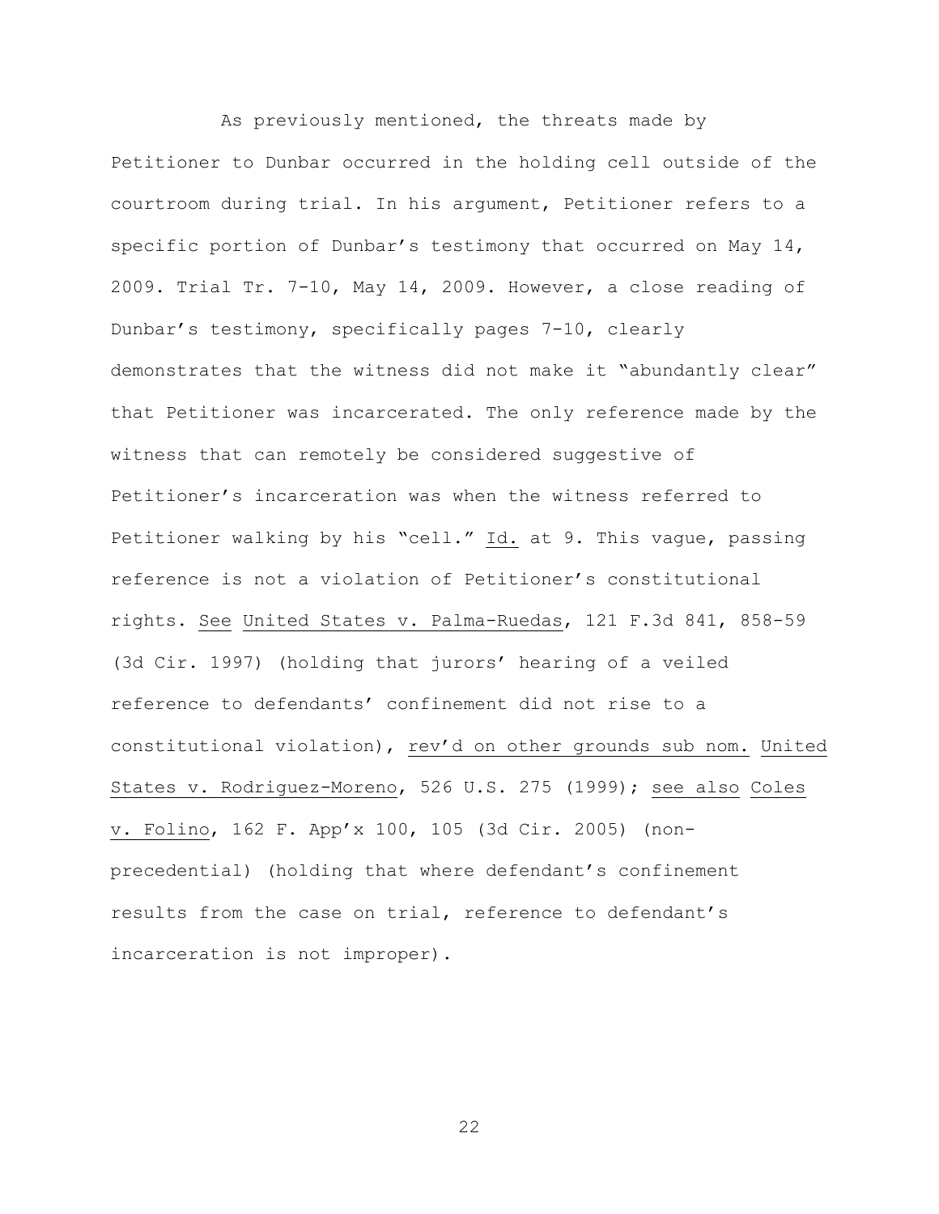As previously mentioned, the threats made by Petitioner to Dunbar occurred in the holding cell outside of the courtroom during trial. In his argument, Petitioner refers to a specific portion of Dunbar's testimony that occurred on May 14, 2009. Trial Tr. 7-10, May 14, 2009. However, a close reading of Dunbar's testimony, specifically pages 7-10, clearly demonstrates that the witness did not make it "abundantly clear" that Petitioner was incarcerated. The only reference made by the witness that can remotely be considered suggestive of Petitioner's incarceration was when the witness referred to Petitioner walking by his "cell." Id. at 9. This vague, passing reference is not a violation of Petitioner's constitutional rights. See United States v. Palma-Ruedas, 121 F.3d 841, 858-59 (3d Cir. 1997) (holding that jurors' hearing of a veiled reference to defendants' confinement did not rise to a constitutional violation), rev'd on other grounds sub nom. United States v. Rodriguez-Moreno, 526 U.S. 275 (1999); see also Coles v. Folino, 162 F. App'x 100, 105 (3d Cir. 2005) (non-precedential) (holding that where defendant's confinement results from the case on trial, reference to defendant's incarceration is not improper).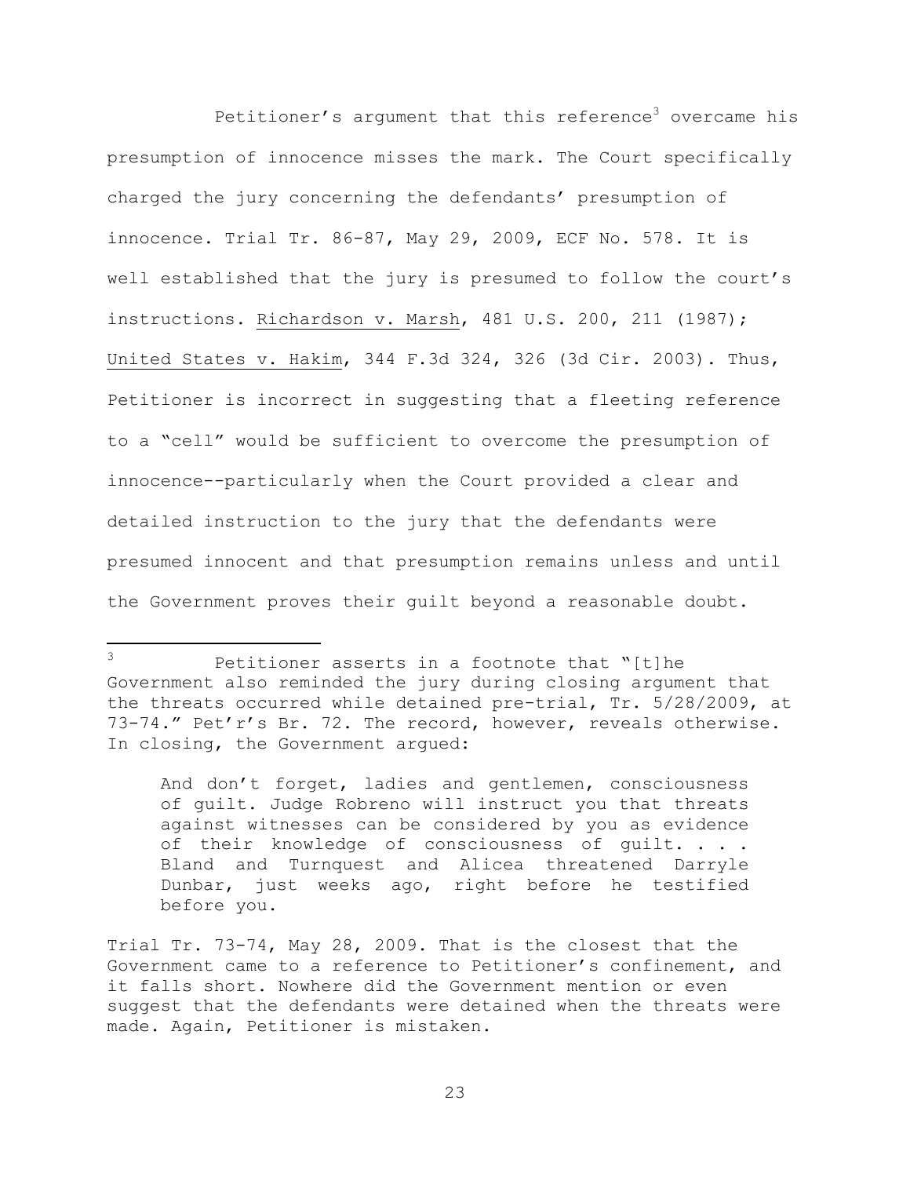Petitioner's argument that this reference[3] overcame his presumption of innocence misses the mark. The Court specifically charged the jury concerning the defendants' presumption of innocence. Trial Tr. 86-87, May 29, 2009, ECF No. 578. It is well established that the jury is presumed to follow the court's instructions. Richardson v. Marsh, 481 U.S. 200, 211 (1987); United States v. Hakim, 344 F.3d 324, 326 (3d Cir. 2003). Thus, Petitioner is incorrect in suggesting that a fleeting reference to a "cell" would be sufficient to overcome the presumption of innocence--particularly when the Court provided a clear and detailed instruction to the jury that the defendants were presumed innocent and that presumption remains unless and until the Government proves their guilt beyond a reasonable doubt.

---

[3] Petitioner asserts in a footnote that "[t]he Government also reminded the jury during closing argument that the threats occurred while detained pre-trial, Tr. 5/28/2009, at 73-74." Pet'r's Br. 72. The record, however, reveals otherwise. In closing, the Government argued:

> And don't forget, ladies and gentlemen, consciousness of guilt. Judge Robreno will instruct you that threats against witnesses can be considered by you as evidence of their knowledge of consciousness of guilt. . . . Bland and Turnquest and Alicea threatened Darryle Dunbar, just weeks ago, right before he testified before you.

Trial Tr. 73-74, May 28, 2009. That is the closest that the Government came to a reference to Petitioner's confinement, and it falls short. Nowhere did the Government mention or even suggest that the defendants were detained when the threats were made. Again, Petitioner is mistaken.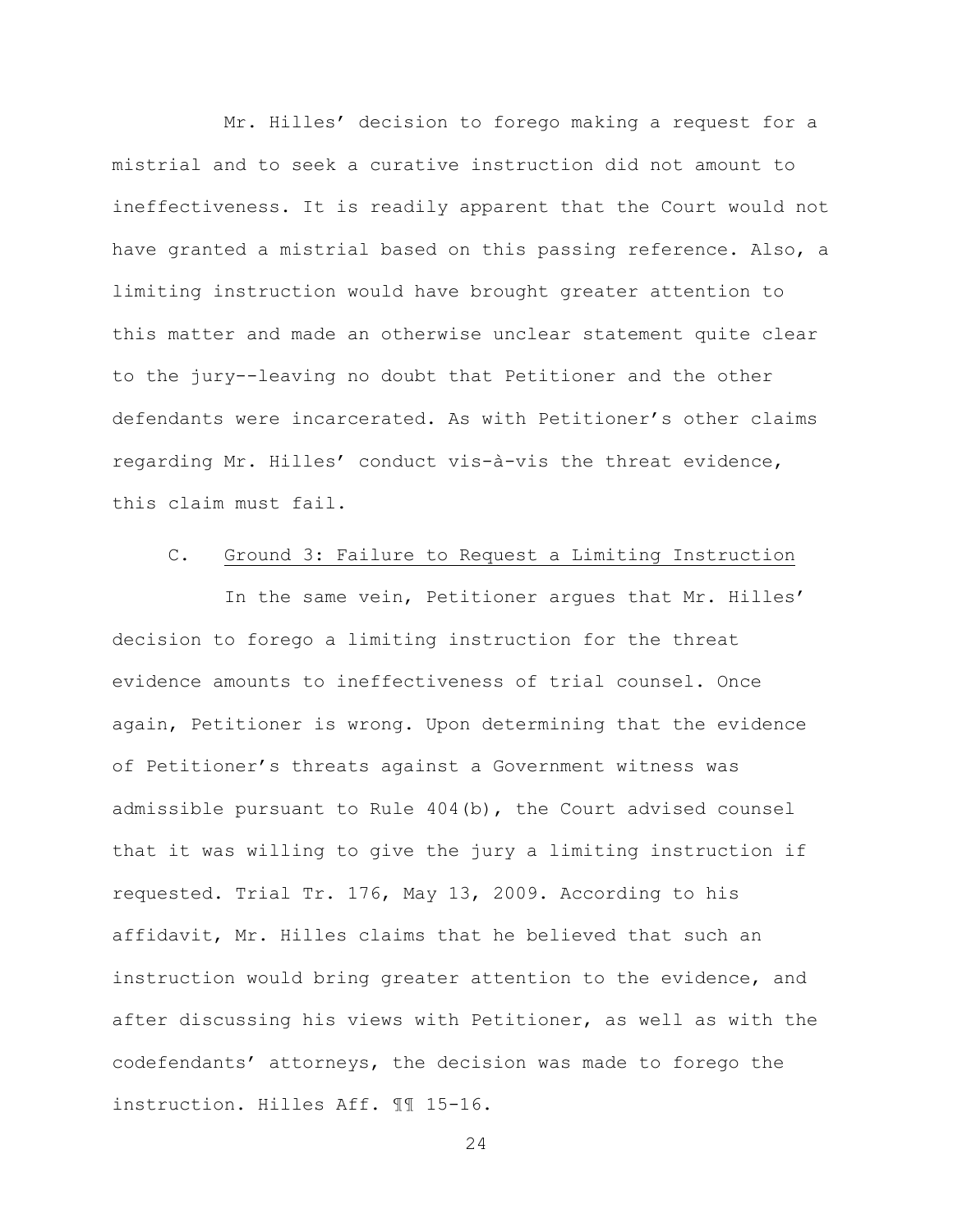Mr. Hilles' decision to forego making a request for a mistrial and to seek a curative instruction did not amount to ineffectiveness. It is readily apparent that the Court would not have granted a mistrial based on this passing reference. Also, a limiting instruction would have brought greater attention to this matter and made an otherwise unclear statement quite clear to the jury--leaving no doubt that Petitioner and the other defendants were incarcerated. As with Petitioner's other claims regarding Mr. Hilles' conduct vis-à-vis the threat evidence, this claim must fail.

C. Ground 3: Failure to Request a Limiting Instruction

In the same vein, Petitioner argues that Mr. Hilles' decision to forego a limiting instruction for the threat evidence amounts to ineffectiveness of trial counsel. Once again, Petitioner is wrong. Upon determining that the evidence of Petitioner's threats against a Government witness was admissible pursuant to Rule 404(b), the Court advised counsel that it was willing to give the jury a limiting instruction if requested. Trial Tr. 176, May 13, 2009. According to his affidavit, Mr. Hilles claims that he believed that such an instruction would bring greater attention to the evidence, and after discussing his views with Petitioner, as well as with the codefendants' attorneys, the decision was made to forego the instruction. Hilles Aff. ¶¶ 15-16.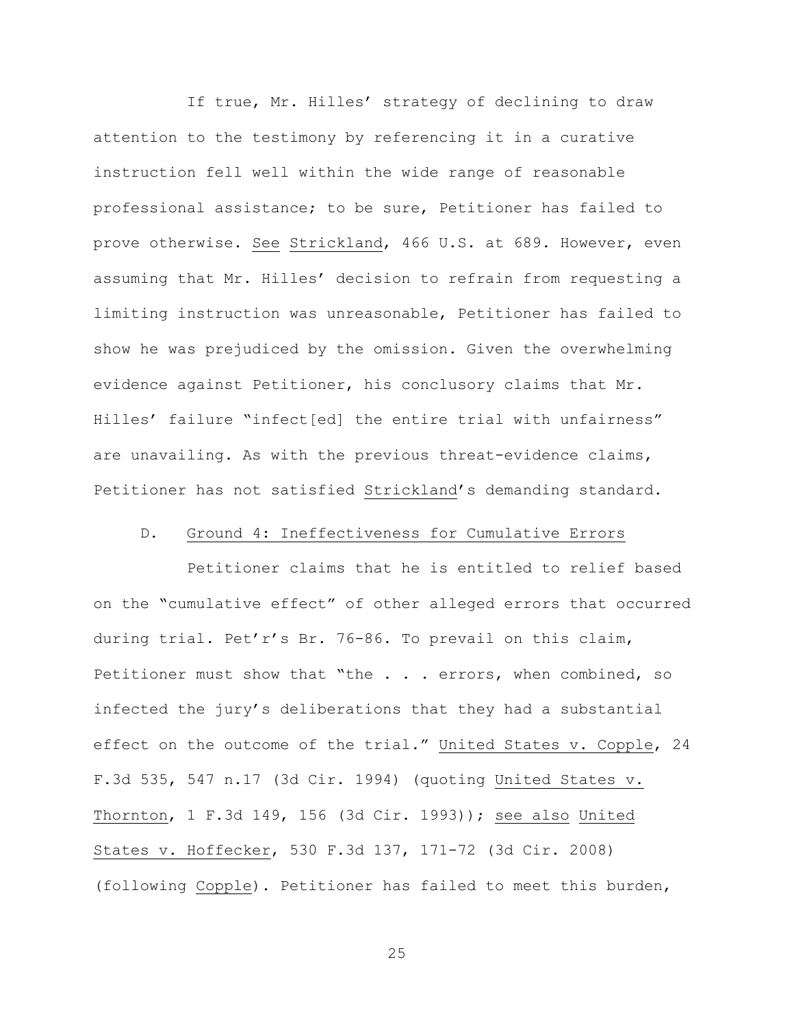If true, Mr. Hilles' strategy of declining to draw attention to the testimony by referencing it in a curative instruction fell well within the wide range of reasonable professional assistance; to be sure, Petitioner has failed to prove otherwise. See Strickland, 466 U.S. at 689. However, even assuming that Mr. Hilles' decision to refrain from requesting a limiting instruction was unreasonable, Petitioner has failed to show he was prejudiced by the omission. Given the overwhelming evidence against Petitioner, his conclusory claims that Mr. Hilles' failure "infect[ed] the entire trial with unfairness" are unavailing. As with the previous threat-evidence claims, Petitioner has not satisfied Strickland's demanding standard.

### D. Ground 4: Ineffectiveness for Cumulative Errors

Petitioner claims that he is entitled to relief based on the "cumulative effect" of other alleged errors that occurred during trial. Pet'r's Br. 76-86. To prevail on this claim, Petitioner must show that "the . . . errors, when combined, so infected the jury's deliberations that they had a substantial effect on the outcome of the trial." United States v. Copple, 24 F.3d 535, 547 n.17 (3d Cir. 1994) (quoting United States v. Thornton, 1 F.3d 149, 156 (3d Cir. 1993)); see also United States v. Hoffecker, 530 F.3d 137, 171-72 (3d Cir. 2008) (following Copple). Petitioner has failed to meet this burden,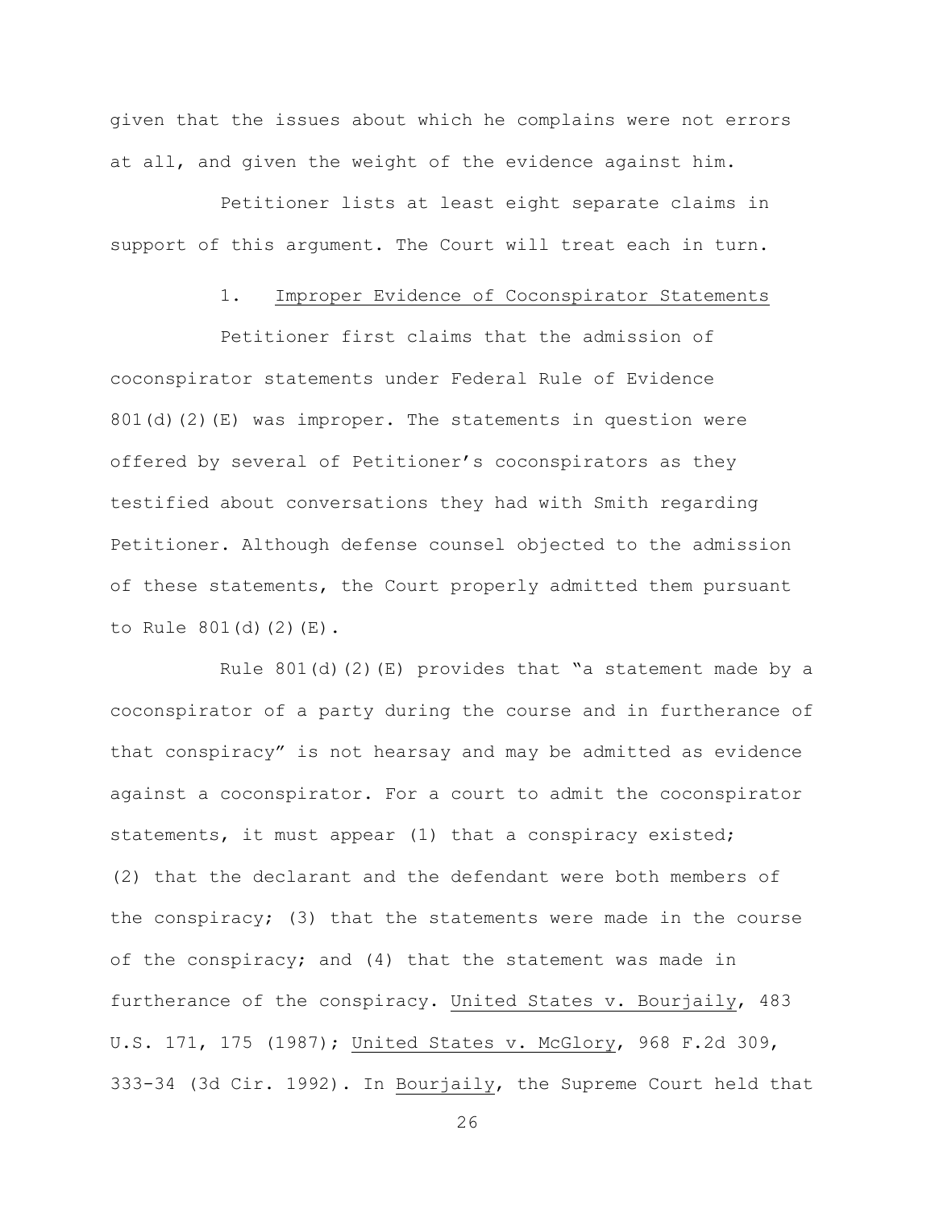given that the issues about which he complains were not errors at all, and given the weight of the evidence against him.

Petitioner lists at least eight separate claims in support of this argument. The Court will treat each in turn.

### 1. Improper Evidence of Coconspirator Statements

Petitioner first claims that the admission of coconspirator statements under Federal Rule of Evidence 801(d)(2)(E) was improper. The statements in question were offered by several of Petitioner's coconspirators as they testified about conversations they had with Smith regarding Petitioner. Although defense counsel objected to the admission of these statements, the Court properly admitted them pursuant to Rule 801(d)(2)(E).

Rule 801(d)(2)(E) provides that "a statement made by a coconspirator of a party during the course and in furtherance of that conspiracy" is not hearsay and may be admitted as evidence against a coconspirator. For a court to admit the coconspirator statements, it must appear (1) that a conspiracy existed; (2) that the declarant and the defendant were both members of the conspiracy; (3) that the statements were made in the course of the conspiracy; and (4) that the statement was made in furtherance of the conspiracy. United States v. Bourjaily, 483 U.S. 171, 175 (1987); United States v. McGlory, 968 F.2d 309, 333-34 (3d Cir. 1992). In Bourjaily, the Supreme Court held that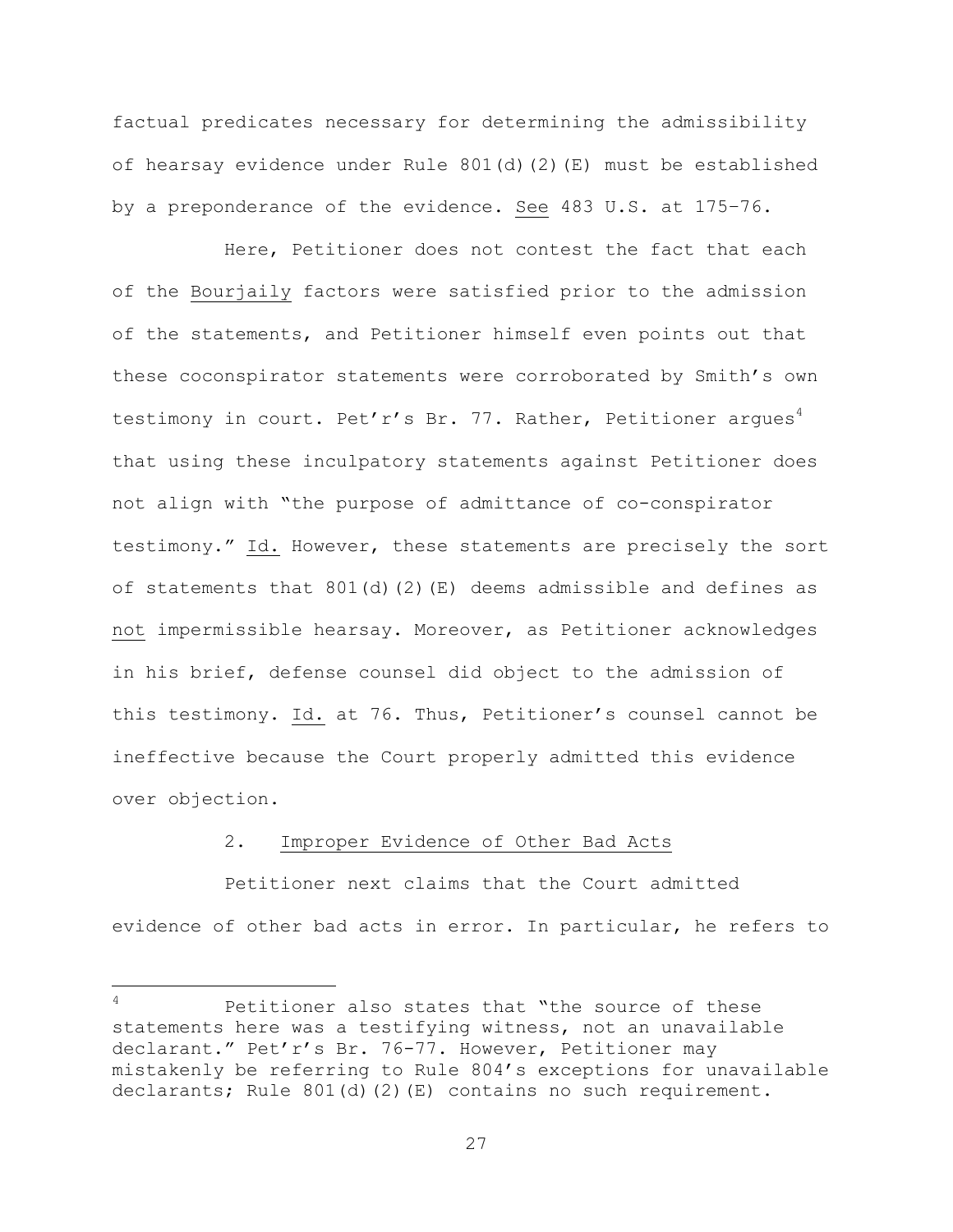factual predicates necessary for determining the admissibility of hearsay evidence under Rule 801(d)(2)(E) must be established by a preponderance of the evidence. See 483 U.S. at 175–76.

Here, Petitioner does not contest the fact that each of the Bourjaily factors were satisfied prior to the admission of the statements, and Petitioner himself even points out that these coconspirator statements were corroborated by Smith's own testimony in court. Pet'r's Br. 77. Rather, Petitioner argues[4] that using these inculpatory statements against Petitioner does not align with "the purpose of admittance of co-conspirator testimony." Id. However, these statements are precisely the sort of statements that 801(d)(2)(E) deems admissible and defines as not impermissible hearsay. Moreover, as Petitioner acknowledges in his brief, defense counsel did object to the admission of this testimony. Id. at 76. Thus, Petitioner's counsel cannot be ineffective because the Court properly admitted this evidence over objection.

2. Improper Evidence of Other Bad Acts

Petitioner next claims that the Court admitted evidence of other bad acts in error. In particular, he refers to

[4] Petitioner also states that "the source of these statements here was a testifying witness, not an unavailable declarant." Pet'r's Br. 76-77. However, Petitioner may mistakenly be referring to Rule 804's exceptions for unavailable declarants; Rule 801(d)(2)(E) contains no such requirement.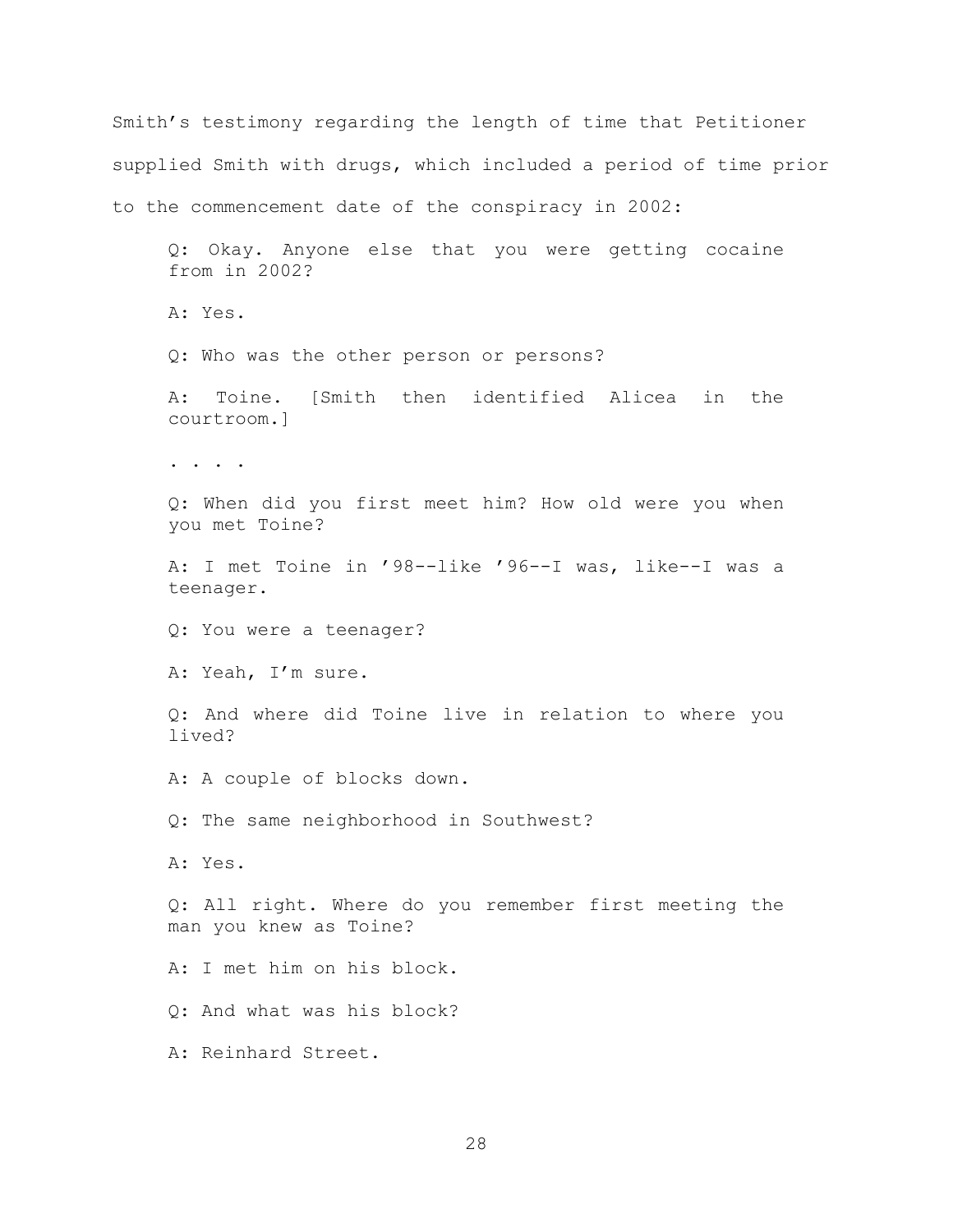Smith's testimony regarding the length of time that Petitioner supplied Smith with drugs, which included a period of time prior to the commencement date of the conspiracy in 2002:

> Q: Okay. Anyone else that you were getting cocaine from in 2002?
>
> A: Yes.
>
> Q: Who was the other person or persons?
>
> A: Toine. [Smith then identified Alicea in the courtroom.]
>
> . . . .
>
> Q: When did you first meet him? How old were you when you met Toine?
>
> A: I met Toine in '98--like '96--I was, like--I was a teenager.
>
> Q: You were a teenager?
>
> A: Yeah, I'm sure.
>
> Q: And where did Toine live in relation to where you lived?
>
> A: A couple of blocks down.
>
> Q: The same neighborhood in Southwest?
>
> A: Yes.
>
> Q: All right. Where do you remember first meeting the man you knew as Toine?
>
> A: I met him on his block.
>
> Q: And what was his block?
>
> A: Reinhard Street.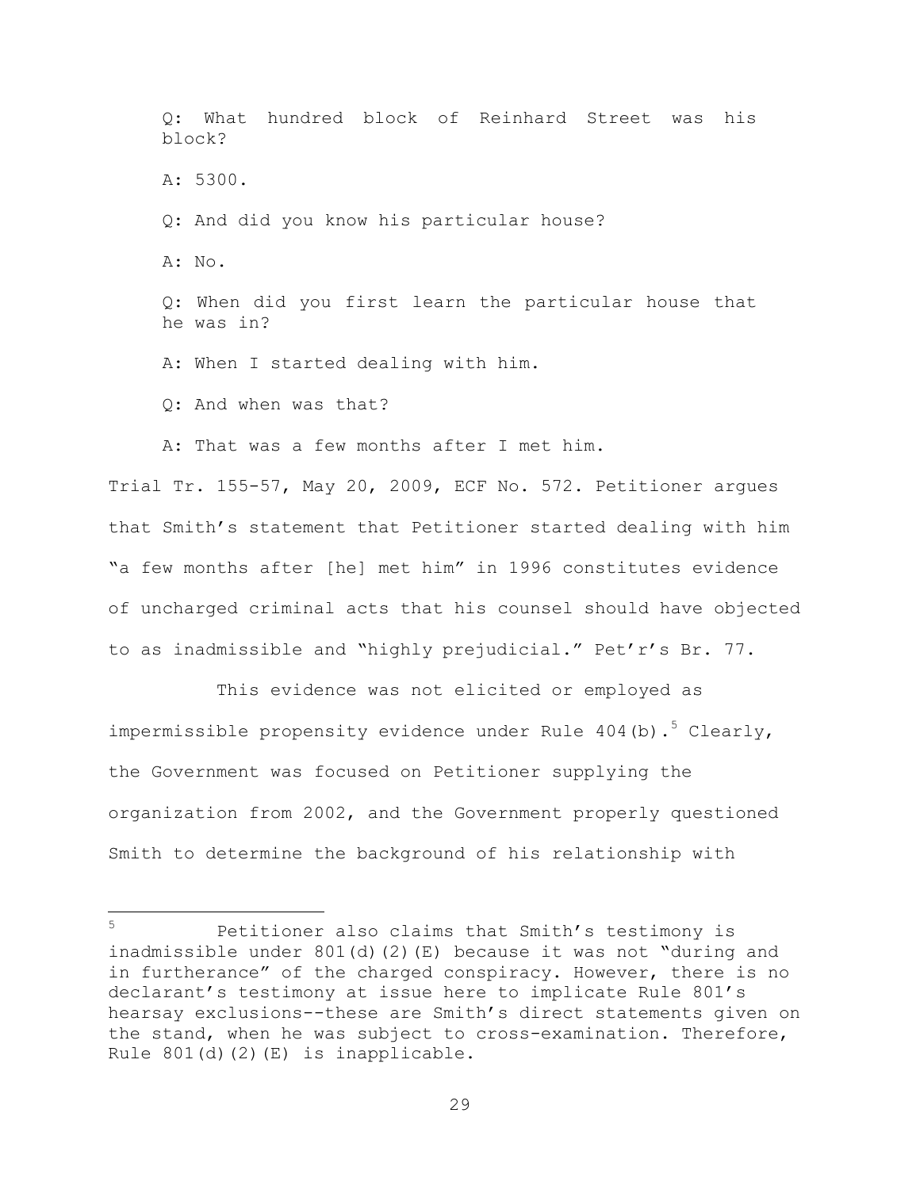> Q: What hundred block of Reinhard Street was his block?
>
> A: 5300.
>
> Q: And did you know his particular house?
>
> A: No.
>
> Q: When did you first learn the particular house that he was in?
>
> A: When I started dealing with him.
>
> Q: And when was that?
>
> A: That was a few months after I met him.

Trial Tr. 155-57, May 20, 2009, ECF No. 572. Petitioner argues that Smith's statement that Petitioner started dealing with him "a few months after [he] met him" in 1996 constitutes evidence of uncharged criminal acts that his counsel should have objected to as inadmissible and "highly prejudicial." Pet'r's Br. 77.

This evidence was not elicited or employed as impermissible propensity evidence under Rule 404(b).[5] Clearly, the Government was focused on Petitioner supplying the organization from 2002, and the Government properly questioned Smith to determine the background of his relationship with

---

[5] Petitioner also claims that Smith's testimony is inadmissible under 801(d)(2)(E) because it was not "during and in furtherance" of the charged conspiracy. However, there is no declarant's testimony at issue here to implicate Rule 801's hearsay exclusions--these are Smith's direct statements given on the stand, when he was subject to cross-examination. Therefore, Rule 801(d)(2)(E) is inapplicable.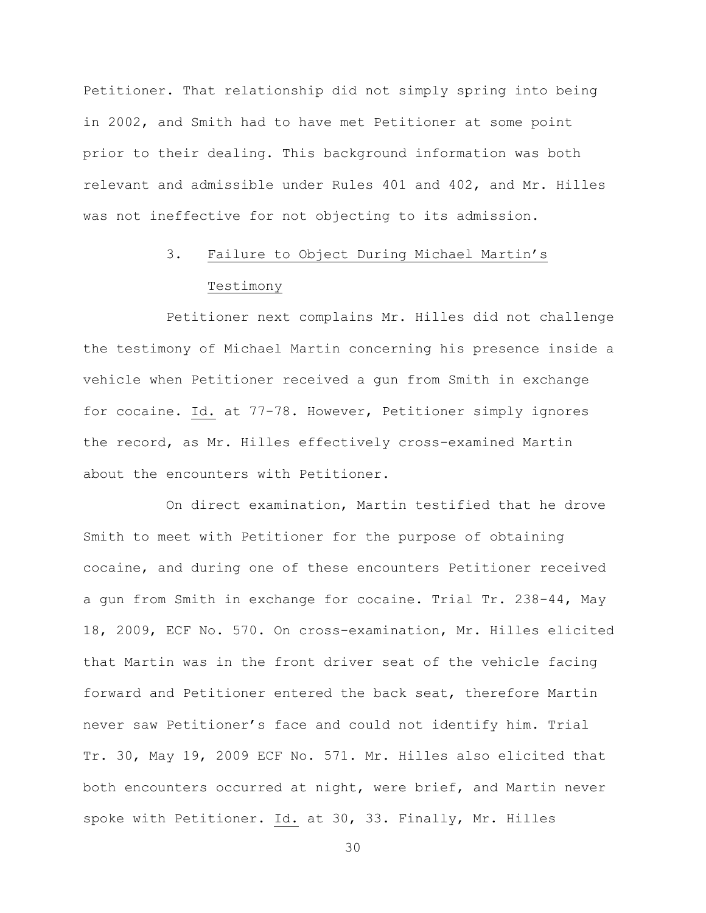Petitioner. That relationship did not simply spring into being in 2002, and Smith had to have met Petitioner at some point prior to their dealing. This background information was both relevant and admissible under Rules 401 and 402, and Mr. Hilles was not ineffective for not objecting to its admission.

### 3. Failure to Object During Michael Martin's Testimony

Petitioner next complains Mr. Hilles did not challenge the testimony of Michael Martin concerning his presence inside a vehicle when Petitioner received a gun from Smith in exchange for cocaine. Id. at 77-78. However, Petitioner simply ignores the record, as Mr. Hilles effectively cross-examined Martin about the encounters with Petitioner.

On direct examination, Martin testified that he drove Smith to meet with Petitioner for the purpose of obtaining cocaine, and during one of these encounters Petitioner received a gun from Smith in exchange for cocaine. Trial Tr. 238-44, May 18, 2009, ECF No. 570. On cross-examination, Mr. Hilles elicited that Martin was in the front driver seat of the vehicle facing forward and Petitioner entered the back seat, therefore Martin never saw Petitioner's face and could not identify him. Trial Tr. 30, May 19, 2009 ECF No. 571. Mr. Hilles also elicited that both encounters occurred at night, were brief, and Martin never spoke with Petitioner. Id. at 30, 33. Finally, Mr. Hilles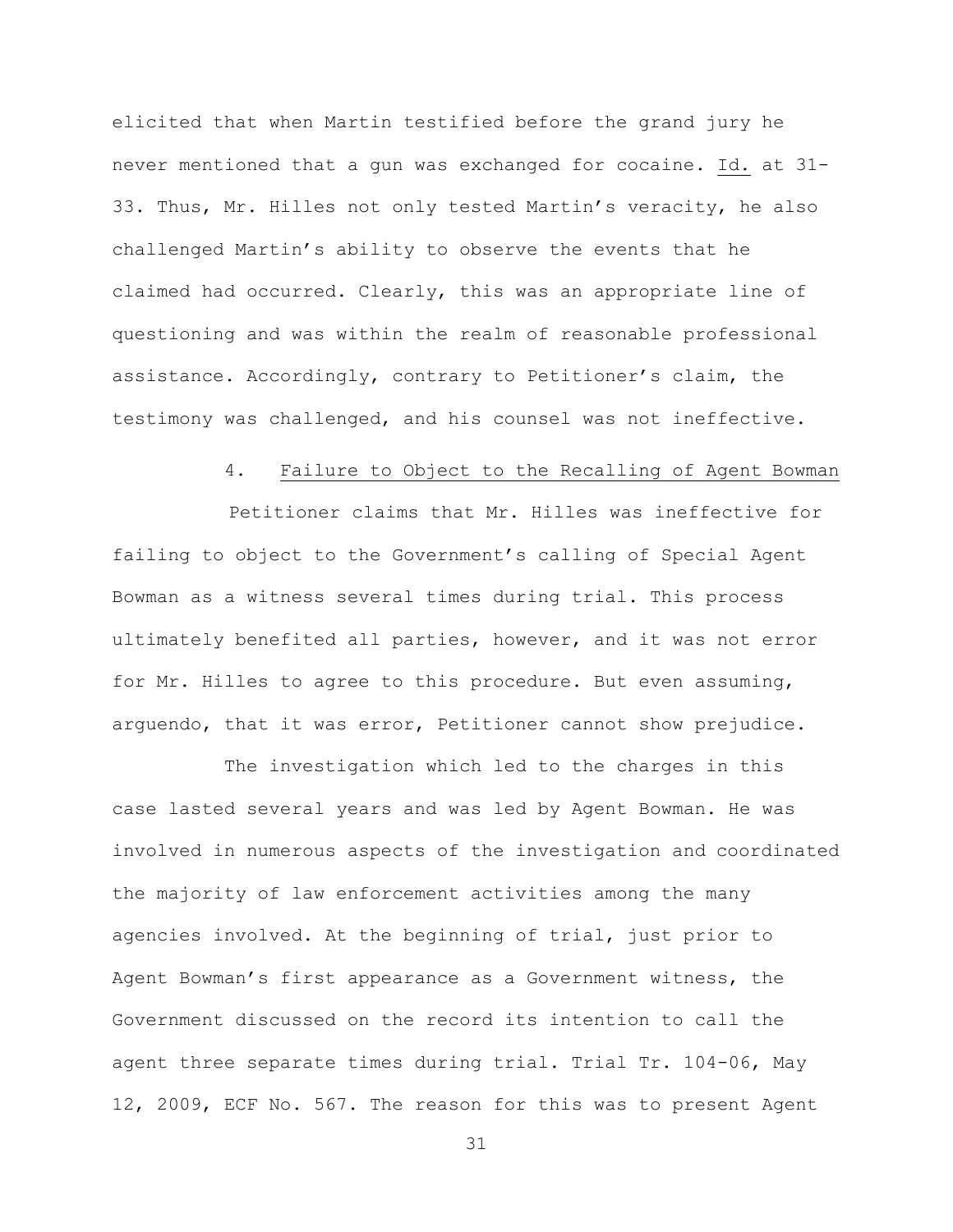elicited that when Martin testified before the grand jury he never mentioned that a gun was exchanged for cocaine. Id. at 31-33. Thus, Mr. Hilles not only tested Martin's veracity, he also challenged Martin's ability to observe the events that he claimed had occurred. Clearly, this was an appropriate line of questioning and was within the realm of reasonable professional assistance. Accordingly, contrary to Petitioner's claim, the testimony was challenged, and his counsel was not ineffective.

4. Failure to Object to the Recalling of Agent Bowman

Petitioner claims that Mr. Hilles was ineffective for failing to object to the Government's calling of Special Agent Bowman as a witness several times during trial. This process ultimately benefited all parties, however, and it was not error for Mr. Hilles to agree to this procedure. But even assuming, arguendo, that it was error, Petitioner cannot show prejudice.

The investigation which led to the charges in this case lasted several years and was led by Agent Bowman. He was involved in numerous aspects of the investigation and coordinated the majority of law enforcement activities among the many agencies involved. At the beginning of trial, just prior to Agent Bowman's first appearance as a Government witness, the Government discussed on the record its intention to call the agent three separate times during trial. Trial Tr. 104-06, May 12, 2009, ECF No. 567. The reason for this was to present Agent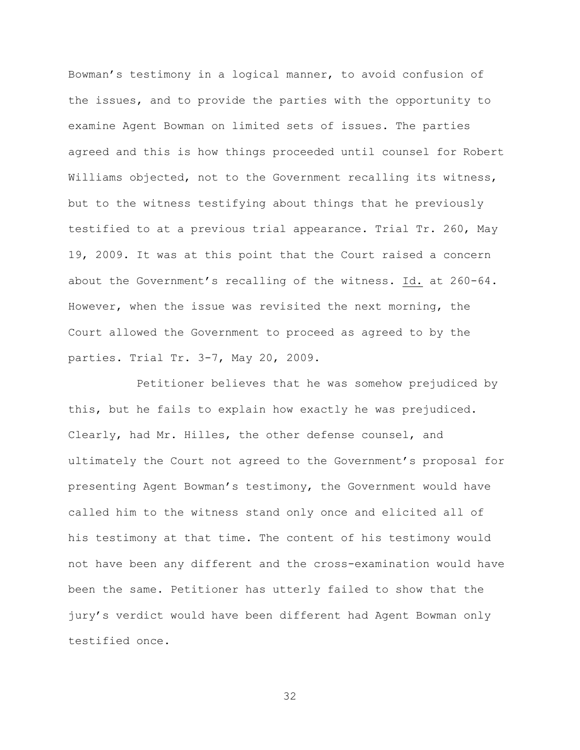Bowman's testimony in a logical manner, to avoid confusion of the issues, and to provide the parties with the opportunity to examine Agent Bowman on limited sets of issues. The parties agreed and this is how things proceeded until counsel for Robert Williams objected, not to the Government recalling its witness, but to the witness testifying about things that he previously testified to at a previous trial appearance. Trial Tr. 260, May 19, 2009. It was at this point that the Court raised a concern about the Government's recalling of the witness. Id. at 260-64. However, when the issue was revisited the next morning, the Court allowed the Government to proceed as agreed to by the parties. Trial Tr. 3-7, May 20, 2009.

Petitioner believes that he was somehow prejudiced by this, but he fails to explain how exactly he was prejudiced. Clearly, had Mr. Hilles, the other defense counsel, and ultimately the Court not agreed to the Government's proposal for presenting Agent Bowman's testimony, the Government would have called him to the witness stand only once and elicited all of his testimony at that time. The content of his testimony would not have been any different and the cross-examination would have been the same. Petitioner has utterly failed to show that the jury's verdict would have been different had Agent Bowman only testified once.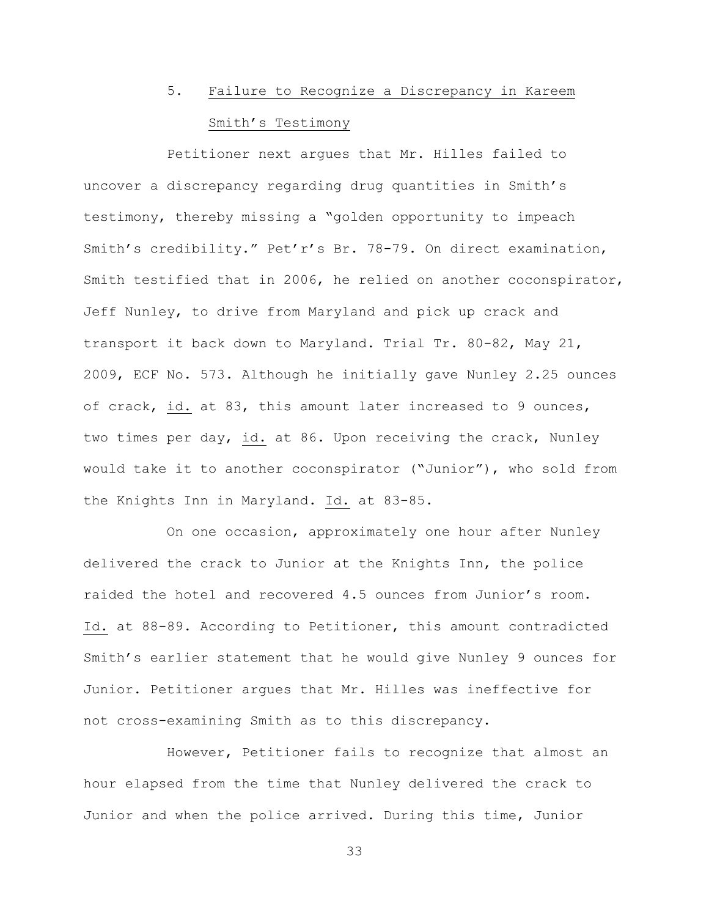### 5. Failure to Recognize a Discrepancy in Kareem Smith's Testimony

Petitioner next argues that Mr. Hilles failed to uncover a discrepancy regarding drug quantities in Smith's testimony, thereby missing a "golden opportunity to impeach Smith's credibility." Pet'r's Br. 78-79. On direct examination, Smith testified that in 2006, he relied on another coconspirator, Jeff Nunley, to drive from Maryland and pick up crack and transport it back down to Maryland. Trial Tr. 80-82, May 21, 2009, ECF No. 573. Although he initially gave Nunley 2.25 ounces of crack, id. at 83, this amount later increased to 9 ounces, two times per day, id. at 86. Upon receiving the crack, Nunley would take it to another coconspirator ("Junior"), who sold from the Knights Inn in Maryland. Id. at 83-85.

On one occasion, approximately one hour after Nunley delivered the crack to Junior at the Knights Inn, the police raided the hotel and recovered 4.5 ounces from Junior's room. Id. at 88-89. According to Petitioner, this amount contradicted Smith's earlier statement that he would give Nunley 9 ounces for Junior. Petitioner argues that Mr. Hilles was ineffective for not cross-examining Smith as to this discrepancy.

However, Petitioner fails to recognize that almost an hour elapsed from the time that Nunley delivered the crack to Junior and when the police arrived. During this time, Junior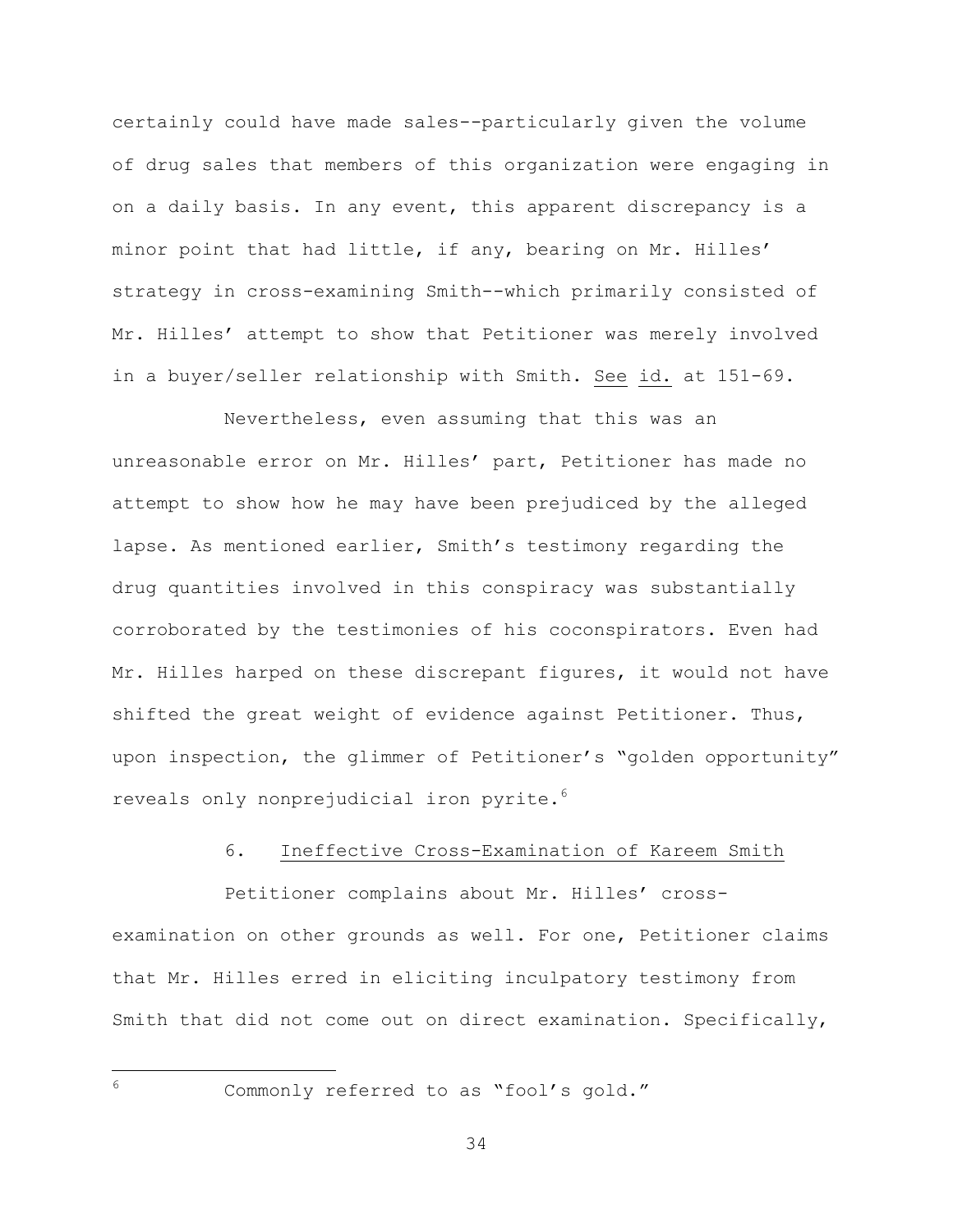certainly could have made sales--particularly given the volume of drug sales that members of this organization were engaging in on a daily basis. In any event, this apparent discrepancy is a minor point that had little, if any, bearing on Mr. Hilles' strategy in cross-examining Smith--which primarily consisted of Mr. Hilles' attempt to show that Petitioner was merely involved in a buyer/seller relationship with Smith. See id. at 151-69.

Nevertheless, even assuming that this was an unreasonable error on Mr. Hilles' part, Petitioner has made no attempt to show how he may have been prejudiced by the alleged lapse. As mentioned earlier, Smith's testimony regarding the drug quantities involved in this conspiracy was substantially corroborated by the testimonies of his coconspirators. Even had Mr. Hilles harped on these discrepant figures, it would not have shifted the great weight of evidence against Petitioner. Thus, upon inspection, the glimmer of Petitioner's "golden opportunity" reveals only nonprejudicial iron pyrite.[6]

6. Ineffective Cross-Examination of Kareem Smith

Petitioner complains about Mr. Hilles' cross-examination on other grounds as well. For one, Petitioner claims that Mr. Hilles erred in eliciting inculpatory testimony from Smith that did not come out on direct examination. Specifically,

---

[6] Commonly referred to as "fool's gold."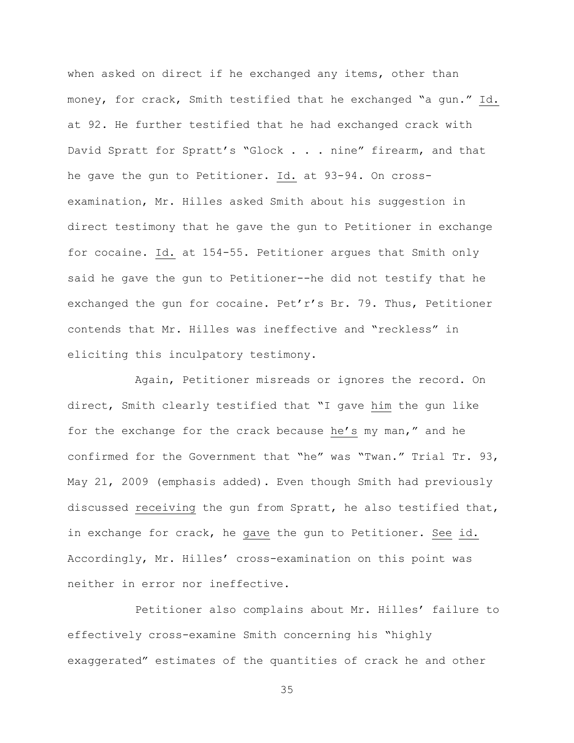when asked on direct if he exchanged any items, other than money, for crack, Smith testified that he exchanged "a gun." Id. at 92. He further testified that he had exchanged crack with David Spratt for Spratt's "Glock . . . nine" firearm, and that he gave the gun to Petitioner. Id. at 93-94. On cross-examination, Mr. Hilles asked Smith about his suggestion in direct testimony that he gave the gun to Petitioner in exchange for cocaine. Id. at 154-55. Petitioner argues that Smith only said he gave the gun to Petitioner--he did not testify that he exchanged the gun for cocaine. Pet'r's Br. 79. Thus, Petitioner contends that Mr. Hilles was ineffective and "reckless" in eliciting this inculpatory testimony.

Again, Petitioner misreads or ignores the record. On direct, Smith clearly testified that "I gave him the gun like for the exchange for the crack because he's my man," and he confirmed for the Government that "he" was "Twan." Trial Tr. 93, May 21, 2009 (emphasis added). Even though Smith had previously discussed receiving the gun from Spratt, he also testified that, in exchange for crack, he gave the gun to Petitioner. See id. Accordingly, Mr. Hilles' cross-examination on this point was neither in error nor ineffective.

Petitioner also complains about Mr. Hilles' failure to effectively cross-examine Smith concerning his "highly exaggerated" estimates of the quantities of crack he and other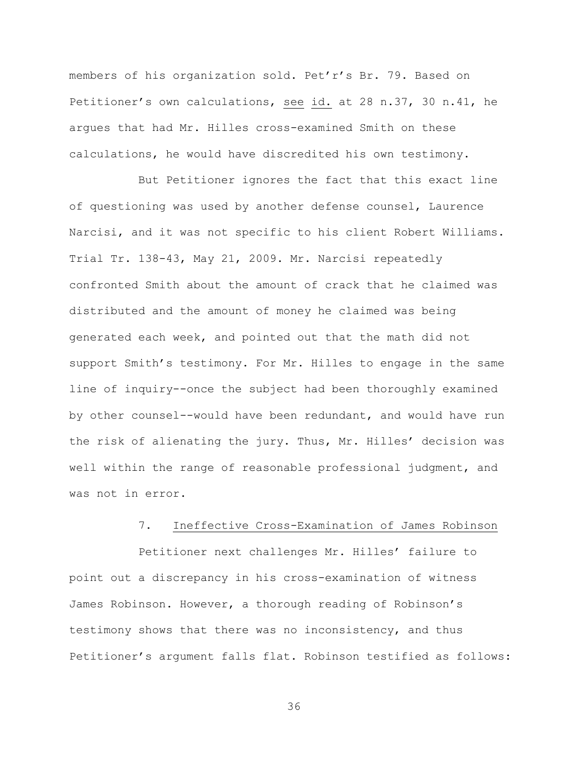members of his organization sold. Pet'r's Br. 79. Based on Petitioner's own calculations, see id. at 28 n.37, 30 n.41, he argues that had Mr. Hilles cross-examined Smith on these calculations, he would have discredited his own testimony.

But Petitioner ignores the fact that this exact line of questioning was used by another defense counsel, Laurence Narcisi, and it was not specific to his client Robert Williams. Trial Tr. 138-43, May 21, 2009. Mr. Narcisi repeatedly confronted Smith about the amount of crack that he claimed was distributed and the amount of money he claimed was being generated each week, and pointed out that the math did not support Smith's testimony. For Mr. Hilles to engage in the same line of inquiry--once the subject had been thoroughly examined by other counsel--would have been redundant, and would have run the risk of alienating the jury. Thus, Mr. Hilles' decision was well within the range of reasonable professional judgment, and was not in error.

### 7. Ineffective Cross-Examination of James Robinson

Petitioner next challenges Mr. Hilles' failure to point out a discrepancy in his cross-examination of witness James Robinson. However, a thorough reading of Robinson's testimony shows that there was no inconsistency, and thus Petitioner's argument falls flat. Robinson testified as follows: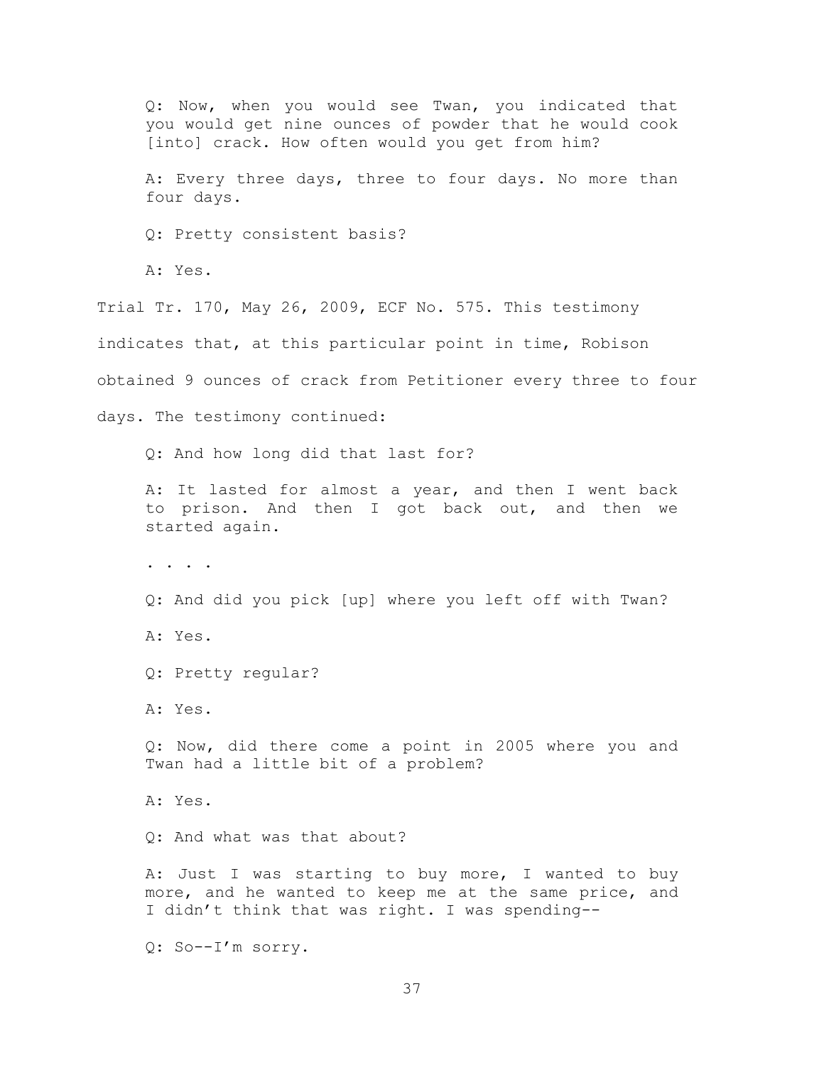> Q: Now, when you would see Twan, you indicated that you would get nine ounces of powder that he would cook [into] crack. How often would you get from him?
>
> A: Every three days, three to four days. No more than four days.
>
> Q: Pretty consistent basis?
>
> A: Yes.

Trial Tr. 170, May 26, 2009, ECF No. 575. This testimony indicates that, at this particular point in time, Robison obtained 9 ounces of crack from Petitioner every three to four days. The testimony continued:

> Q: And how long did that last for?
>
> A: It lasted for almost a year, and then I went back to prison. And then I got back out, and then we started again.
>
> . . . .
>
> Q: And did you pick [up] where you left off with Twan?
>
> A: Yes.
>
> Q: Pretty regular?
>
> A: Yes.
>
> Q: Now, did there come a point in 2005 where you and Twan had a little bit of a problem?
>
> A: Yes.
>
> Q: And what was that about?
>
> A: Just I was starting to buy more, I wanted to buy more, and he wanted to keep me at the same price, and I didn't think that was right. I was spending--
>
> Q: So--I'm sorry.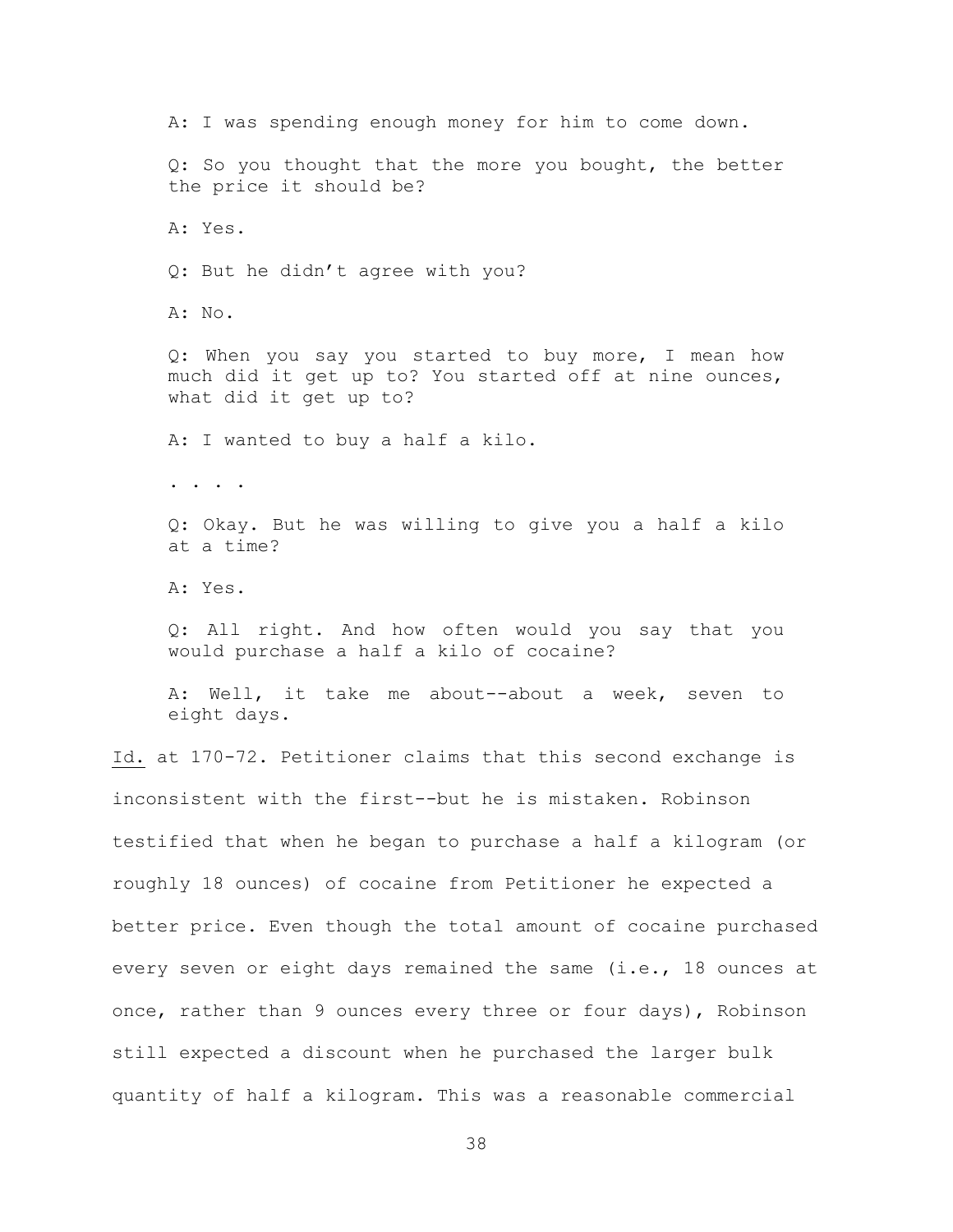A: I was spending enough money for him to come down.

Q: So you thought that the more you bought, the better the price it should be?

A: Yes.

Q: But he didn't agree with you?

A: No.

Q: When you say you started to buy more, I mean how much did it get up to? You started off at nine ounces, what did it get up to?

A: I wanted to buy a half a kilo.

. . . .

Q: Okay. But he was willing to give you a half a kilo at a time?

A: Yes.

Q: All right. And how often would you say that you would purchase a half a kilo of cocaine?

A: Well, it take me about--about a week, seven to eight days.

Id. at 170-72. Petitioner claims that this second exchange is inconsistent with the first--but he is mistaken. Robinson testified that when he began to purchase a half a kilogram (or roughly 18 ounces) of cocaine from Petitioner he expected a better price. Even though the total amount of cocaine purchased every seven or eight days remained the same (i.e., 18 ounces at once, rather than 9 ounces every three or four days), Robinson still expected a discount when he purchased the larger bulk quantity of half a kilogram. This was a reasonable commercial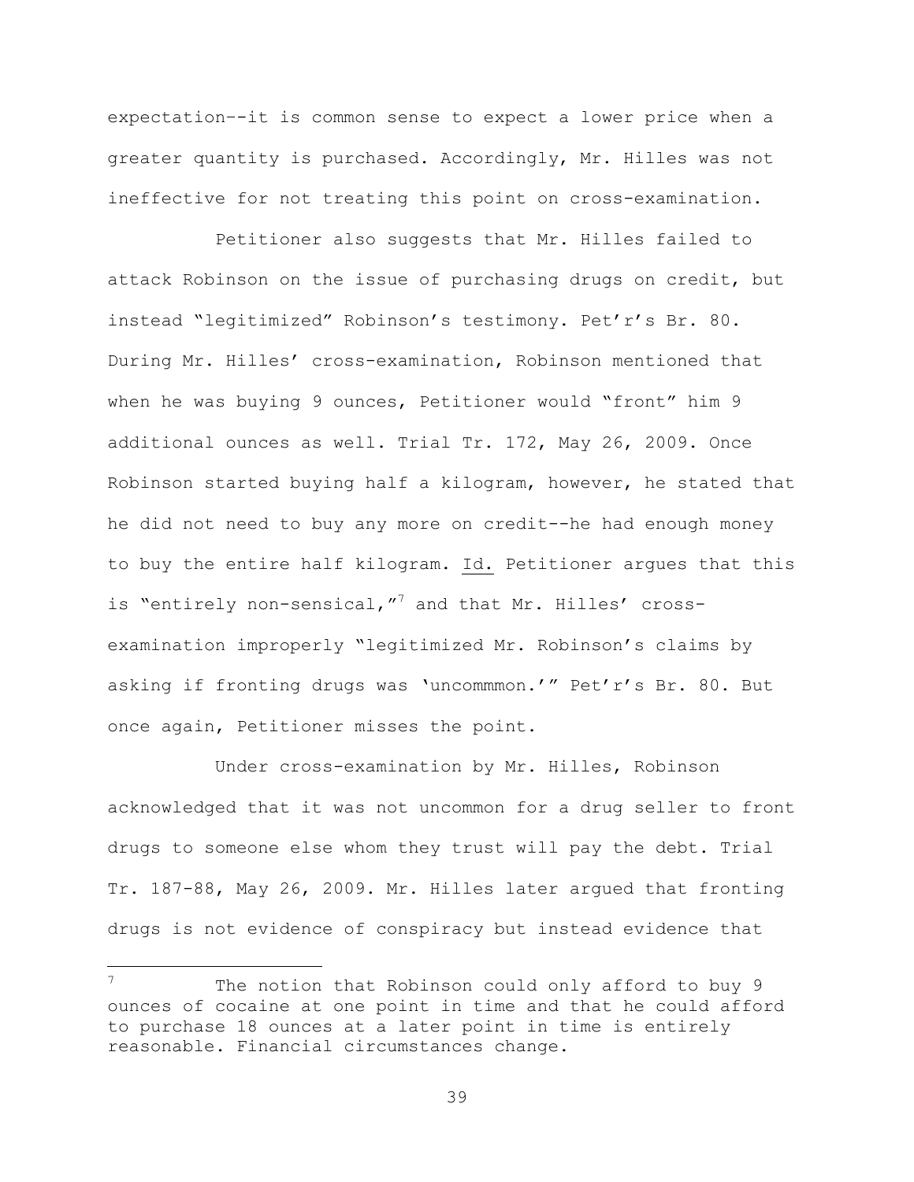expectation--it is common sense to expect a lower price when a greater quantity is purchased. Accordingly, Mr. Hilles was not ineffective for not treating this point on cross-examination.

Petitioner also suggests that Mr. Hilles failed to attack Robinson on the issue of purchasing drugs on credit, but instead "legitimized" Robinson's testimony. Pet'r's Br. 80. During Mr. Hilles' cross-examination, Robinson mentioned that when he was buying 9 ounces, Petitioner would "front" him 9 additional ounces as well. Trial Tr. 172, May 26, 2009. Once Robinson started buying half a kilogram, however, he stated that he did not need to buy any more on credit--he had enough money to buy the entire half kilogram. Id. Petitioner argues that this is "entirely non-sensical,"[7] and that Mr. Hilles' cross-examination improperly "legitimized Mr. Robinson's claims by asking if fronting drugs was 'uncommmon.'" Pet'r's Br. 80. But once again, Petitioner misses the point.

Under cross-examination by Mr. Hilles, Robinson acknowledged that it was not uncommon for a drug seller to front drugs to someone else whom they trust will pay the debt. Trial Tr. 187-88, May 26, 2009. Mr. Hilles later argued that fronting drugs is not evidence of conspiracy but instead evidence that

---

[7] The notion that Robinson could only afford to buy 9 ounces of cocaine at one point in time and that he could afford to purchase 18 ounces at a later point in time is entirely reasonable. Financial circumstances change.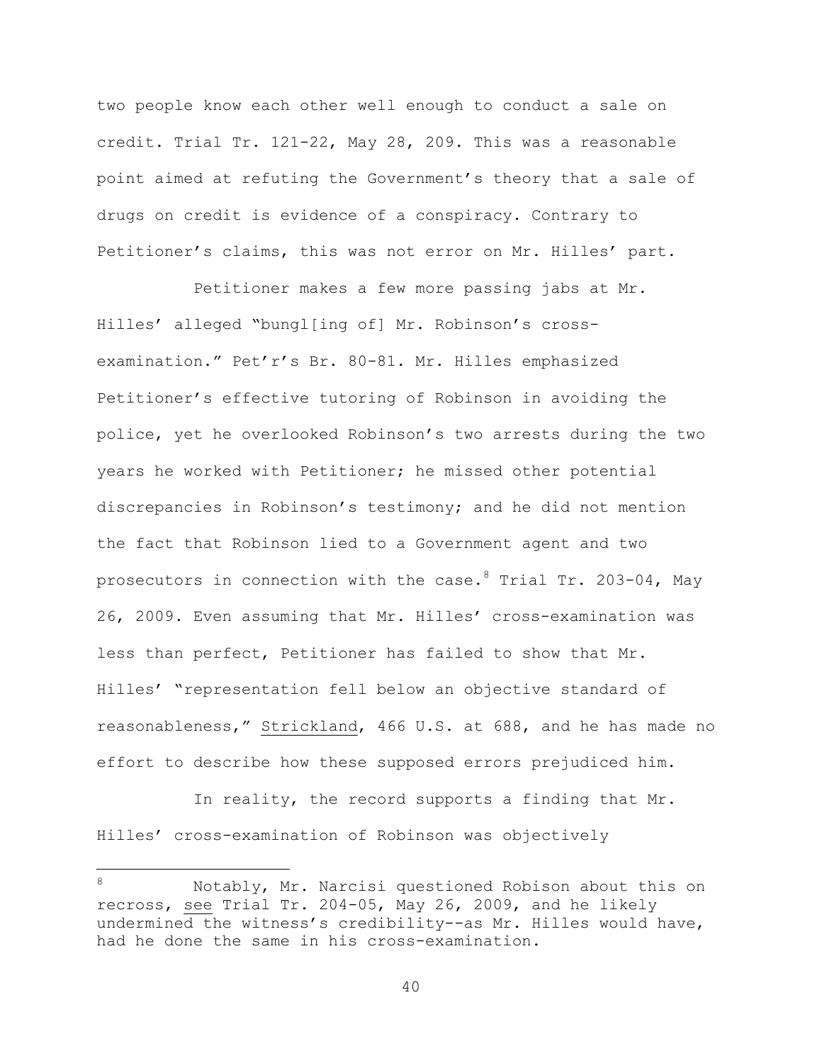two people know each other well enough to conduct a sale on credit. Trial Tr. 121-22, May 28, 209. This was a reasonable point aimed at refuting the Government's theory that a sale of drugs on credit is evidence of a conspiracy. Contrary to Petitioner's claims, this was not error on Mr. Hilles' part.

Petitioner makes a few more passing jabs at Mr. Hilles' alleged "bungl[ing of] Mr. Robinson's cross-examination." Pet'r's Br. 80-81. Mr. Hilles emphasized Petitioner's effective tutoring of Robinson in avoiding the police, yet he overlooked Robinson's two arrests during the two years he worked with Petitioner; he missed other potential discrepancies in Robinson's testimony; and he did not mention the fact that Robinson lied to a Government agent and two prosecutors in connection with the case.[8] Trial Tr. 203-04, May 26, 2009. Even assuming that Mr. Hilles' cross-examination was less than perfect, Petitioner has failed to show that Mr. Hilles' "representation fell below an objective standard of reasonableness," Strickland, 466 U.S. at 688, and he has made no effort to describe how these supposed errors prejudiced him.

In reality, the record supports a finding that Mr. Hilles' cross-examination of Robinson was objectively

---

[8] Notably, Mr. Narcisi questioned Robison about this on recross, see Trial Tr. 204-05, May 26, 2009, and he likely undermined the witness's credibility--as Mr. Hilles would have, had he done the same in his cross-examination.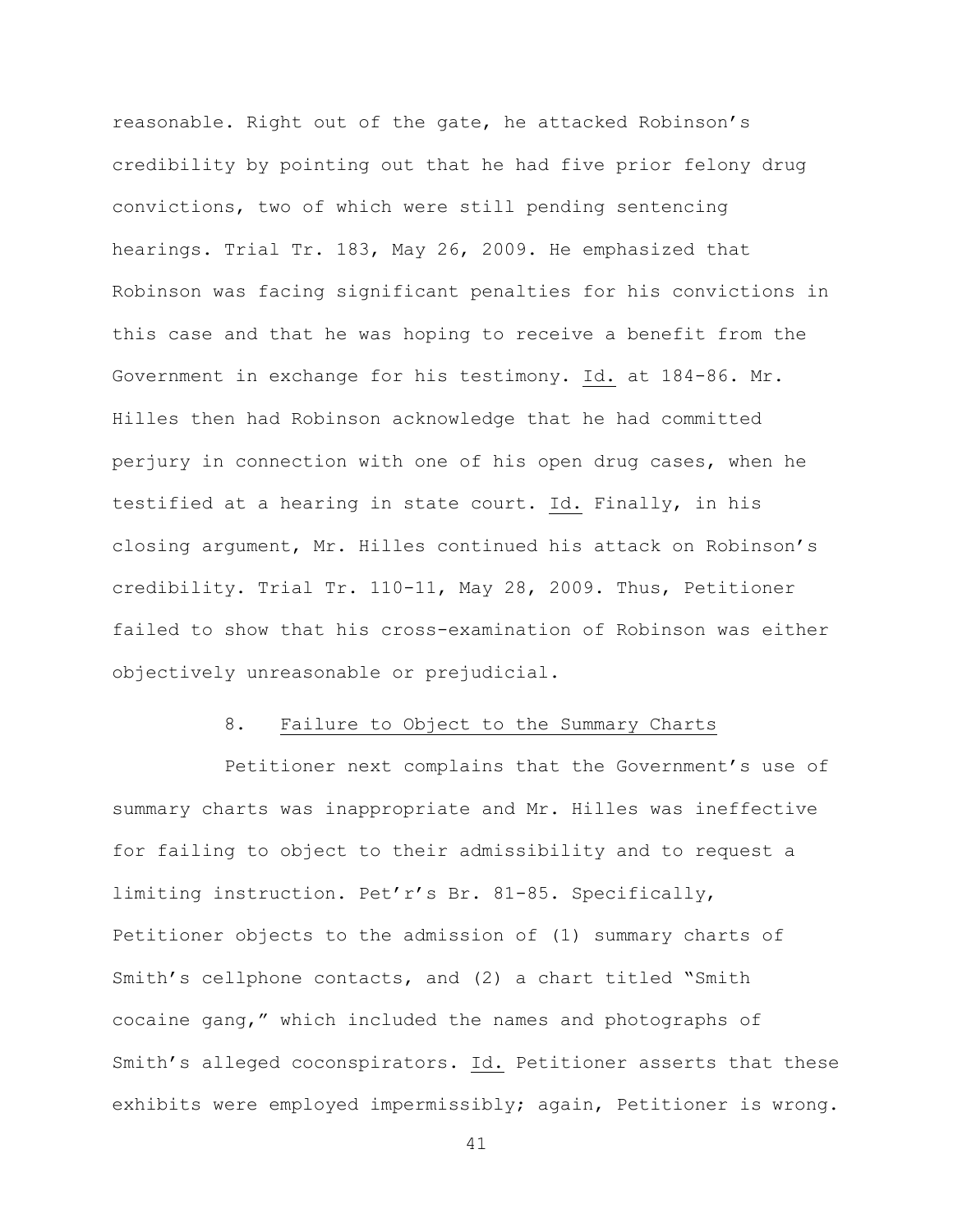reasonable. Right out of the gate, he attacked Robinson's credibility by pointing out that he had five prior felony drug convictions, two of which were still pending sentencing hearings. Trial Tr. 183, May 26, 2009. He emphasized that Robinson was facing significant penalties for his convictions in this case and that he was hoping to receive a benefit from the Government in exchange for his testimony. Id. at 184-86. Mr. Hilles then had Robinson acknowledge that he had committed perjury in connection with one of his open drug cases, when he testified at a hearing in state court. Id. Finally, in his closing argument, Mr. Hilles continued his attack on Robinson's credibility. Trial Tr. 110-11, May 28, 2009. Thus, Petitioner failed to show that his cross-examination of Robinson was either objectively unreasonable or prejudicial.

### 8. Failure to Object to the Summary Charts

Petitioner next complains that the Government's use of summary charts was inappropriate and Mr. Hilles was ineffective for failing to object to their admissibility and to request a limiting instruction. Pet'r's Br. 81-85. Specifically, Petitioner objects to the admission of (1) summary charts of Smith's cellphone contacts, and (2) a chart titled "Smith cocaine gang," which included the names and photographs of Smith's alleged coconspirators. Id. Petitioner asserts that these exhibits were employed impermissibly; again, Petitioner is wrong.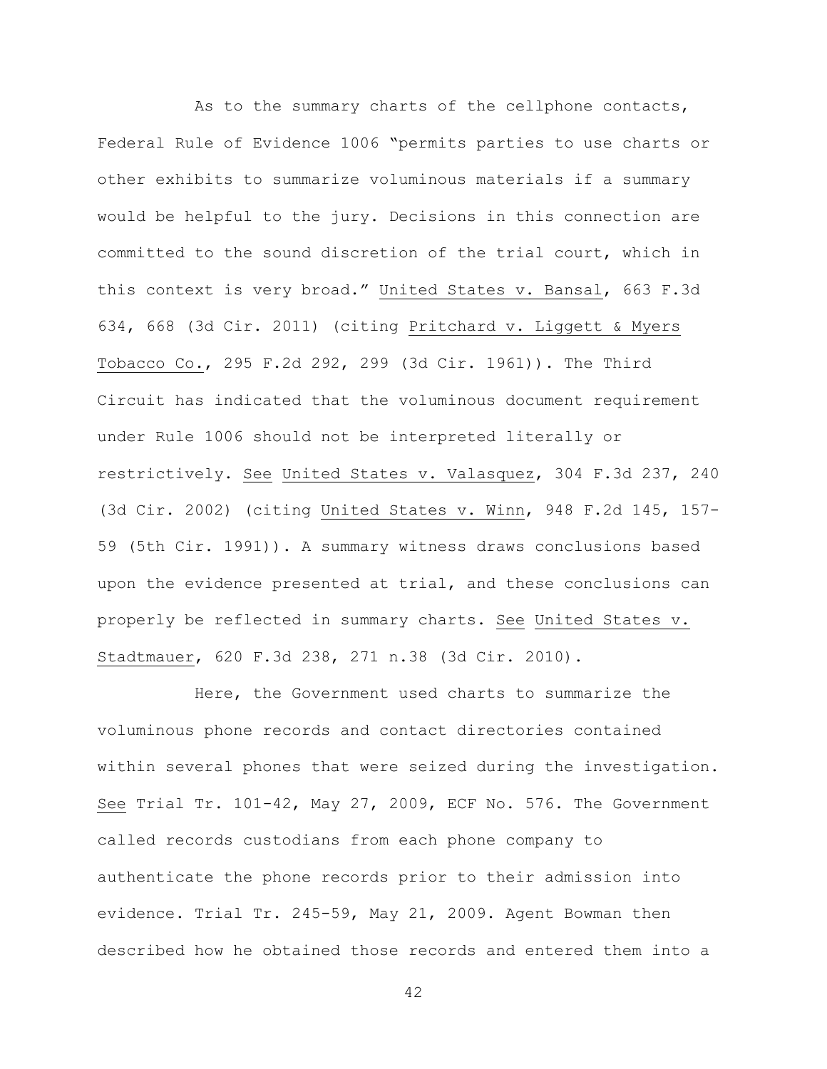As to the summary charts of the cellphone contacts, Federal Rule of Evidence 1006 "permits parties to use charts or other exhibits to summarize voluminous materials if a summary would be helpful to the jury. Decisions in this connection are committed to the sound discretion of the trial court, which in this context is very broad." United States v. Bansal, 663 F.3d 634, 668 (3d Cir. 2011) (citing Pritchard v. Liggett & Myers Tobacco Co., 295 F.2d 292, 299 (3d Cir. 1961)). The Third Circuit has indicated that the voluminous document requirement under Rule 1006 should not be interpreted literally or restrictively. See United States v. Valasquez, 304 F.3d 237, 240 (3d Cir. 2002) (citing United States v. Winn, 948 F.2d 145, 157-59 (5th Cir. 1991)). A summary witness draws conclusions based upon the evidence presented at trial, and these conclusions can properly be reflected in summary charts. See United States v. Stadtmauer, 620 F.3d 238, 271 n.38 (3d Cir. 2010).

Here, the Government used charts to summarize the voluminous phone records and contact directories contained within several phones that were seized during the investigation. See Trial Tr. 101-42, May 27, 2009, ECF No. 576. The Government called records custodians from each phone company to authenticate the phone records prior to their admission into evidence. Trial Tr. 245-59, May 21, 2009. Agent Bowman then described how he obtained those records and entered them into a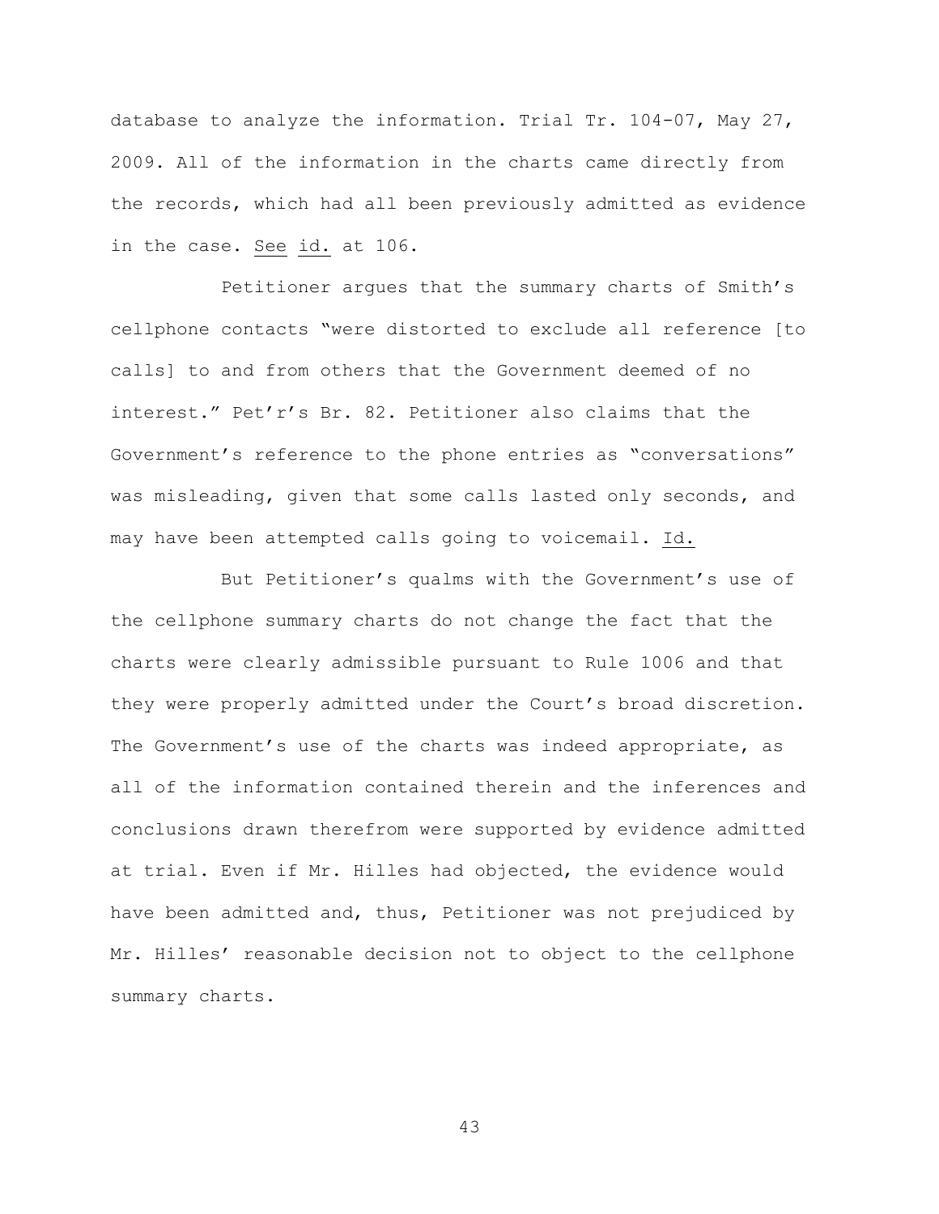database to analyze the information. Trial Tr. 104-07, May 27, 2009. All of the information in the charts came directly from the records, which had all been previously admitted as evidence in the case. See id. at 106.

Petitioner argues that the summary charts of Smith's cellphone contacts "were distorted to exclude all reference [to calls] to and from others that the Government deemed of no interest." Pet'r's Br. 82. Petitioner also claims that the Government's reference to the phone entries as "conversations" was misleading, given that some calls lasted only seconds, and may have been attempted calls going to voicemail. Id.

But Petitioner's qualms with the Government's use of the cellphone summary charts do not change the fact that the charts were clearly admissible pursuant to Rule 1006 and that they were properly admitted under the Court's broad discretion. The Government's use of the charts was indeed appropriate, as all of the information contained therein and the inferences and conclusions drawn therefrom were supported by evidence admitted at trial. Even if Mr. Hilles had objected, the evidence would have been admitted and, thus, Petitioner was not prejudiced by Mr. Hilles' reasonable decision not to object to the cellphone summary charts.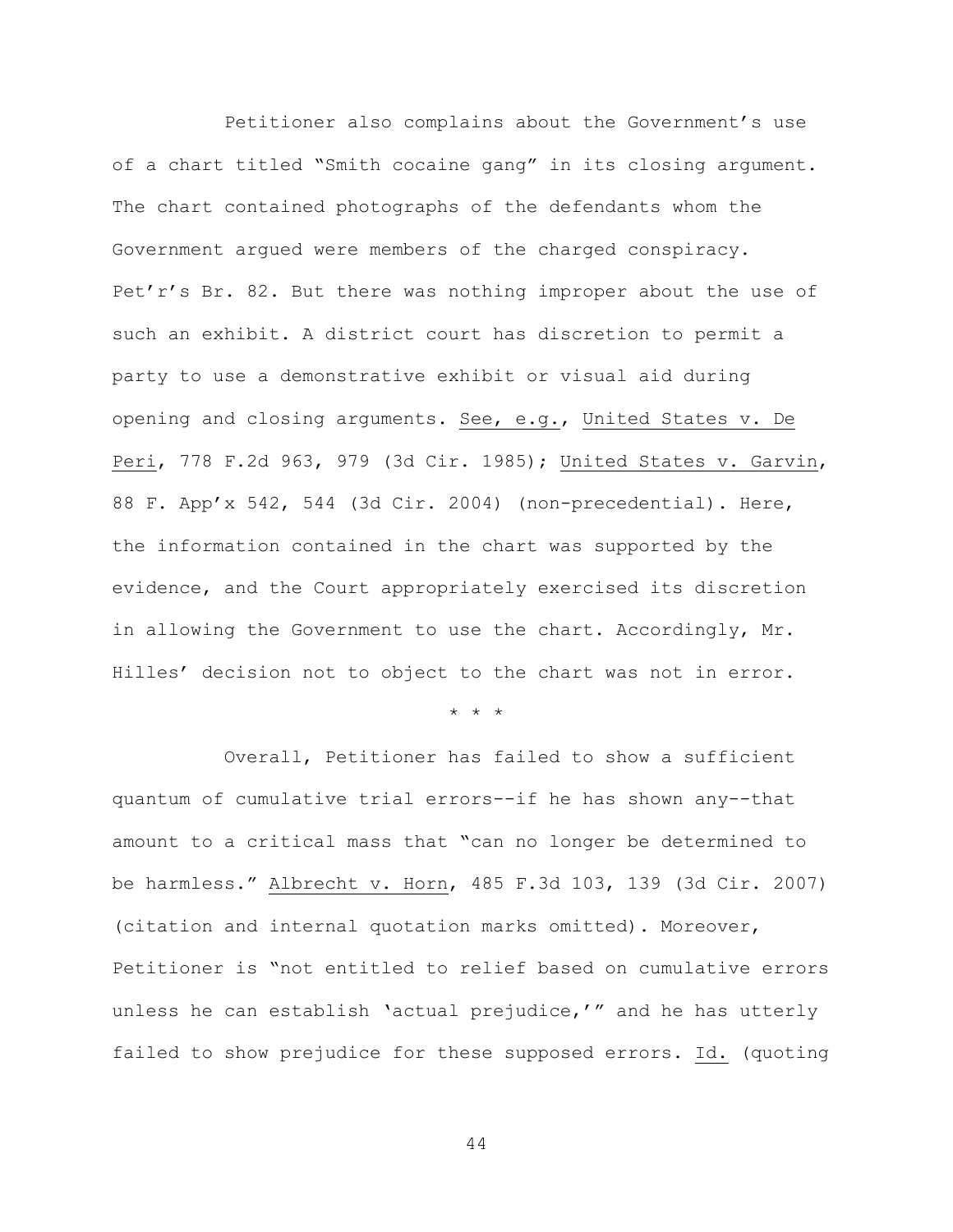Petitioner also complains about the Government's use of a chart titled "Smith cocaine gang" in its closing argument. The chart contained photographs of the defendants whom the Government argued were members of the charged conspiracy. Pet'r's Br. 82. But there was nothing improper about the use of such an exhibit. A district court has discretion to permit a party to use a demonstrative exhibit or visual aid during opening and closing arguments. See, e.g., United States v. De Peri, 778 F.2d 963, 979 (3d Cir. 1985); United States v. Garvin, 88 F. App'x 542, 544 (3d Cir. 2004) (non-precedential). Here, the information contained in the chart was supported by the evidence, and the Court appropriately exercised its discretion in allowing the Government to use the chart. Accordingly, Mr. Hilles' decision not to object to the chart was not in error.

\* \* \*

Overall, Petitioner has failed to show a sufficient quantum of cumulative trial errors--if he has shown any--that amount to a critical mass that "can no longer be determined to be harmless." Albrecht v. Horn, 485 F.3d 103, 139 (3d Cir. 2007) (citation and internal quotation marks omitted). Moreover, Petitioner is "not entitled to relief based on cumulative errors unless he can establish 'actual prejudice,'" and he has utterly failed to show prejudice for these supposed errors. Id. (quoting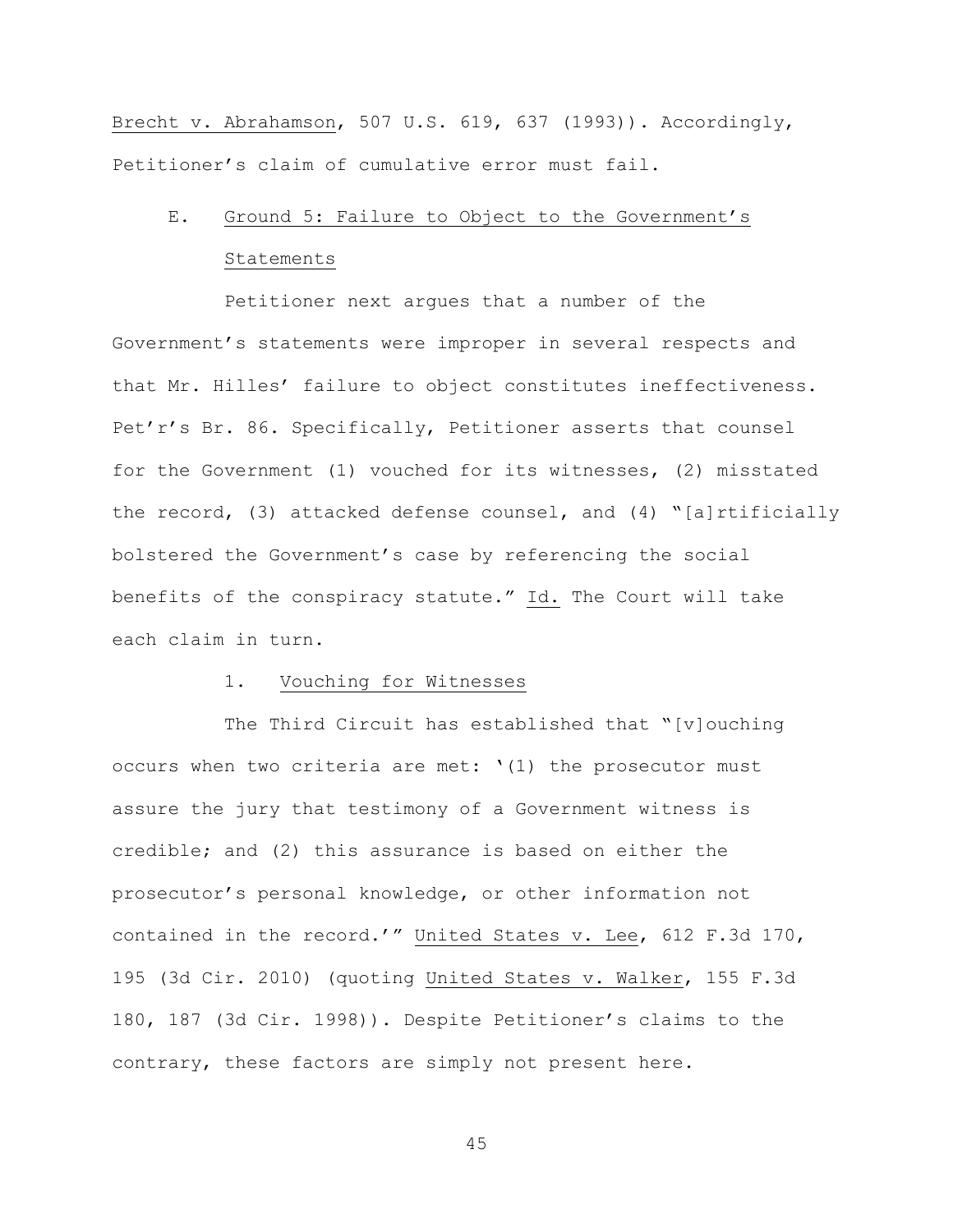Brecht v. Abrahamson, 507 U.S. 619, 637 (1993)). Accordingly, Petitioner's claim of cumulative error must fail.

### E. Ground 5: Failure to Object to the Government's Statements

Petitioner next argues that a number of the Government's statements were improper in several respects and that Mr. Hilles' failure to object constitutes ineffectiveness. Pet'r's Br. 86. Specifically, Petitioner asserts that counsel for the Government (1) vouched for its witnesses, (2) misstated the record, (3) attacked defense counsel, and (4) "[a]rtificially bolstered the Government's case by referencing the social benefits of the conspiracy statute." Id. The Court will take each claim in turn.

#### 1. Vouching for Witnesses

The Third Circuit has established that "[v]ouching occurs when two criteria are met: '(1) the prosecutor must assure the jury that testimony of a Government witness is credible; and (2) this assurance is based on either the prosecutor's personal knowledge, or other information not contained in the record.'" United States v. Lee, 612 F.3d 170, 195 (3d Cir. 2010) (quoting United States v. Walker, 155 F.3d 180, 187 (3d Cir. 1998)). Despite Petitioner's claims to the contrary, these factors are simply not present here.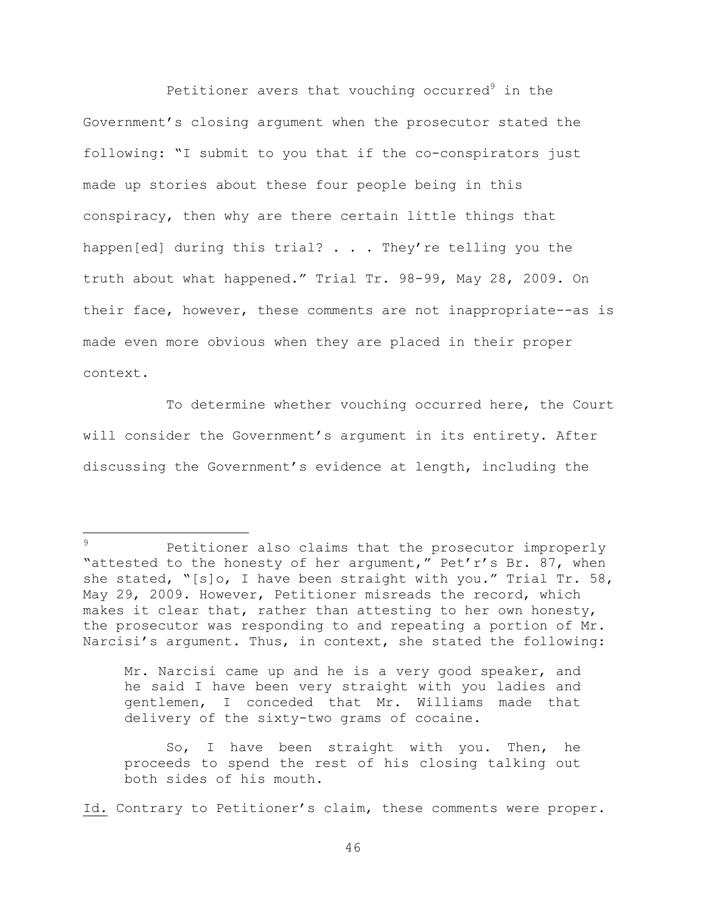Petitioner avers that vouching occurred[9] in the Government's closing argument when the prosecutor stated the following: "I submit to you that if the co-conspirators just made up stories about these four people being in this conspiracy, then why are there certain little things that happen[ed] during this trial? . . . They're telling you the truth about what happened." Trial Tr. 98-99, May 28, 2009. On their face, however, these comments are not inappropriate--as is made even more obvious when they are placed in their proper context.

To determine whether vouching occurred here, the Court will consider the Government's argument in its entirety. After discussing the Government's evidence at length, including the

---

[9] Petitioner also claims that the prosecutor improperly "attested to the honesty of her argument," Pet'r's Br. 87, when she stated, "[s]o, I have been straight with you." Trial Tr. 58, May 29, 2009. However, Petitioner misreads the record, which makes it clear that, rather than attesting to her own honesty, the prosecutor was responding to and repeating a portion of Mr. Narcisi's argument. Thus, in context, she stated the following:

> Mr. Narcisi came up and he is a very good speaker, and he said I have been very straight with you ladies and gentlemen, I conceded that Mr. Williams made that delivery of the sixty-two grams of cocaine.
>
> So, I have been straight with you. Then, he proceeds to spend the rest of his closing talking out both sides of his mouth.

Id. Contrary to Petitioner's claim, these comments were proper.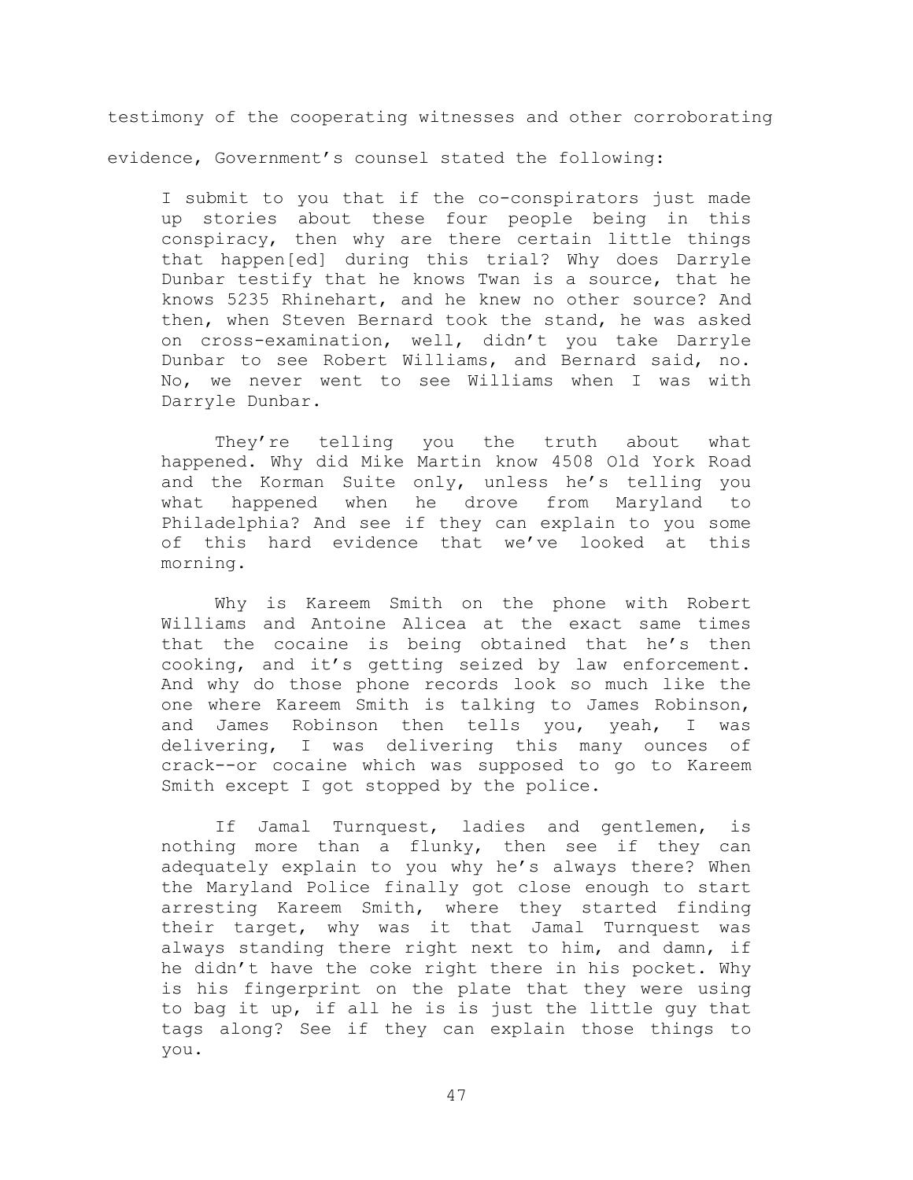testimony of the cooperating witnesses and other corroborating evidence, Government's counsel stated the following:

> I submit to you that if the co-conspirators just made up stories about these four people being in this conspiracy, then why are there certain little things that happen[ed] during this trial? Why does Darryle Dunbar testify that he knows Twan is a source, that he knows 5235 Rhinehart, and he knew no other source? And then, when Steven Bernard took the stand, he was asked on cross-examination, well, didn't you take Darryle Dunbar to see Robert Williams, and Bernard said, no. No, we never went to see Williams when I was with Darryle Dunbar.
>
> They're telling you the truth about what happened. Why did Mike Martin know 4508 Old York Road and the Korman Suite only, unless he's telling you what happened when he drove from Maryland to Philadelphia? And see if they can explain to you some of this hard evidence that we've looked at this morning.
>
> Why is Kareem Smith on the phone with Robert Williams and Antoine Alicea at the exact same times that the cocaine is being obtained that he's then cooking, and it's getting seized by law enforcement. And why do those phone records look so much like the one where Kareem Smith is talking to James Robinson, and James Robinson then tells you, yeah, I was delivering, I was delivering this many ounces of crack--or cocaine which was supposed to go to Kareem Smith except I got stopped by the police.
>
> If Jamal Turnquest, ladies and gentlemen, is nothing more than a flunky, then see if they can adequately explain to you why he's always there? When the Maryland Police finally got close enough to start arresting Kareem Smith, where they started finding their target, why was it that Jamal Turnquest was always standing there right next to him, and damn, if he didn't have the coke right there in his pocket. Why is his fingerprint on the plate that they were using to bag it up, if all he is is just the little guy that tags along? See if they can explain those things to you.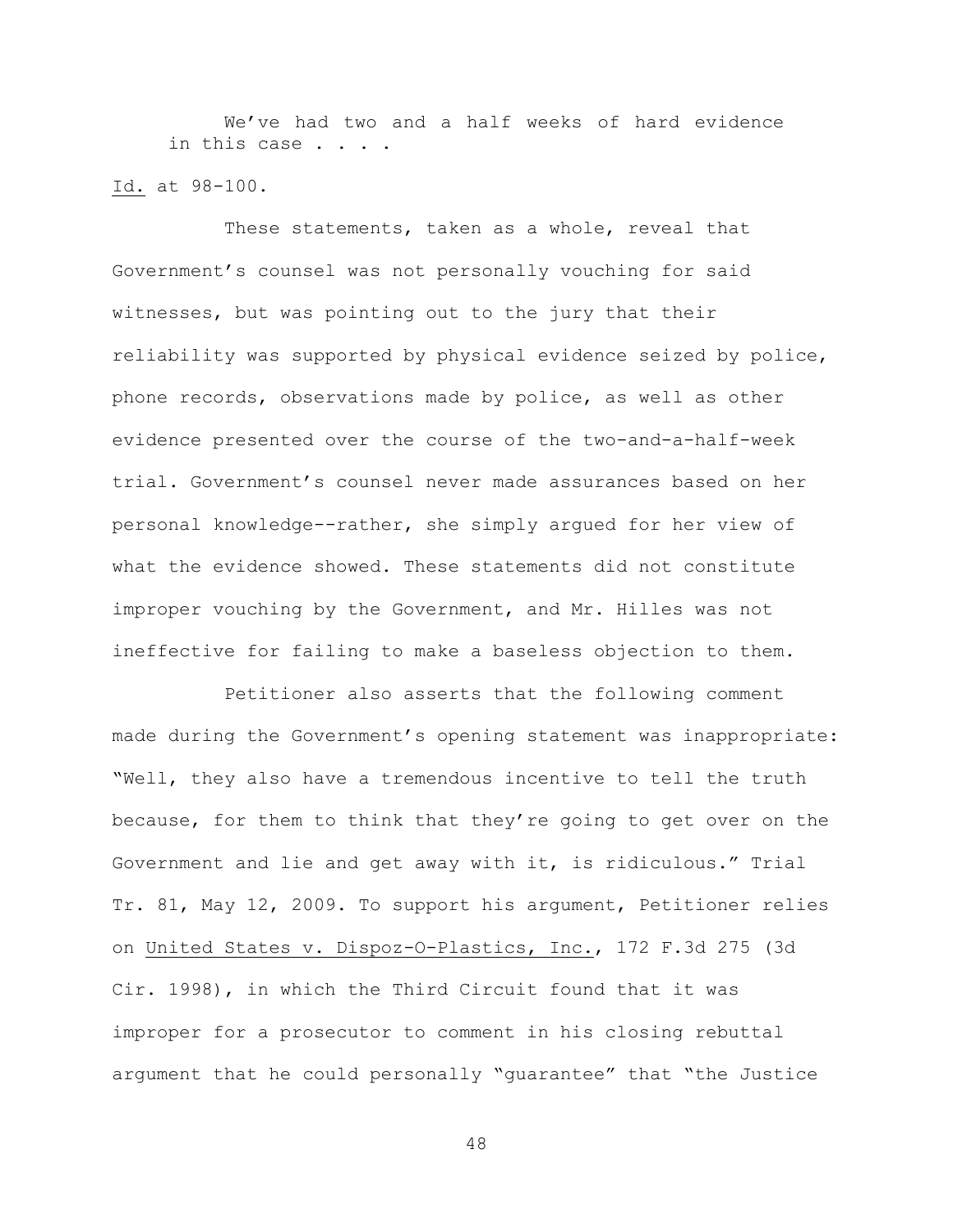> We've had two and a half weeks of hard evidence in this case . . . .

Id. at 98-100.

These statements, taken as a whole, reveal that Government's counsel was not personally vouching for said witnesses, but was pointing out to the jury that their reliability was supported by physical evidence seized by police, phone records, observations made by police, as well as other evidence presented over the course of the two-and-a-half-week trial. Government's counsel never made assurances based on her personal knowledge--rather, she simply argued for her view of what the evidence showed. These statements did not constitute improper vouching by the Government, and Mr. Hilles was not ineffective for failing to make a baseless objection to them.

Petitioner also asserts that the following comment made during the Government's opening statement was inappropriate: "Well, they also have a tremendous incentive to tell the truth because, for them to think that they're going to get over on the Government and lie and get away with it, is ridiculous." Trial Tr. 81, May 12, 2009. To support his argument, Petitioner relies on United States v. Dispoz-O-Plastics, Inc., 172 F.3d 275 (3d Cir. 1998), in which the Third Circuit found that it was improper for a prosecutor to comment in his closing rebuttal argument that he could personally "guarantee" that "the Justice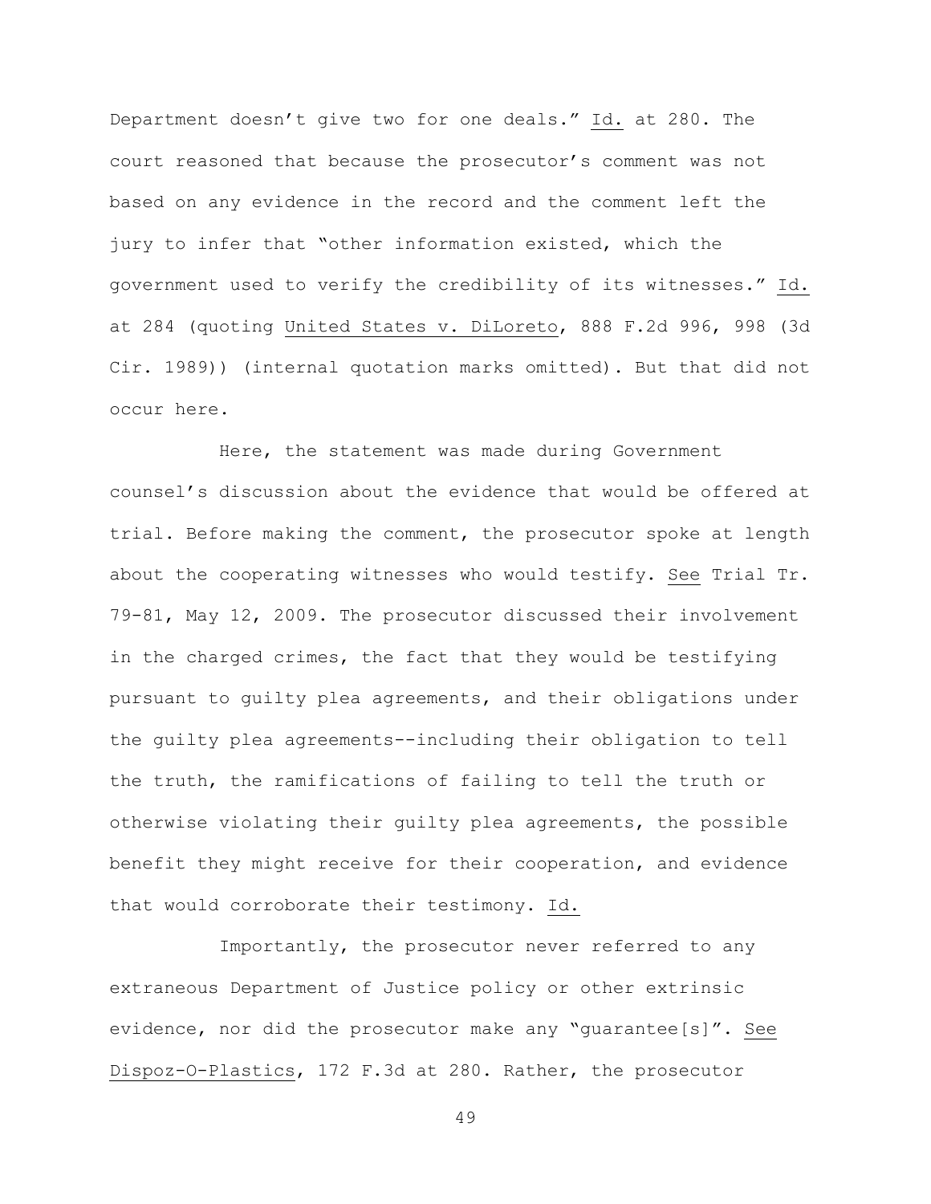Department doesn't give two for one deals." Id. at 280. The court reasoned that because the prosecutor's comment was not based on any evidence in the record and the comment left the jury to infer that "other information existed, which the government used to verify the credibility of its witnesses." Id. at 284 (quoting United States v. DiLoreto, 888 F.2d 996, 998 (3d Cir. 1989)) (internal quotation marks omitted). But that did not occur here.

Here, the statement was made during Government counsel's discussion about the evidence that would be offered at trial. Before making the comment, the prosecutor spoke at length about the cooperating witnesses who would testify. See Trial Tr. 79-81, May 12, 2009. The prosecutor discussed their involvement in the charged crimes, the fact that they would be testifying pursuant to guilty plea agreements, and their obligations under the guilty plea agreements--including their obligation to tell the truth, the ramifications of failing to tell the truth or otherwise violating their guilty plea agreements, the possible benefit they might receive for their cooperation, and evidence that would corroborate their testimony. Id.

Importantly, the prosecutor never referred to any extraneous Department of Justice policy or other extrinsic evidence, nor did the prosecutor make any "guarantee[s]". See Dispoz-O-Plastics, 172 F.3d at 280. Rather, the prosecutor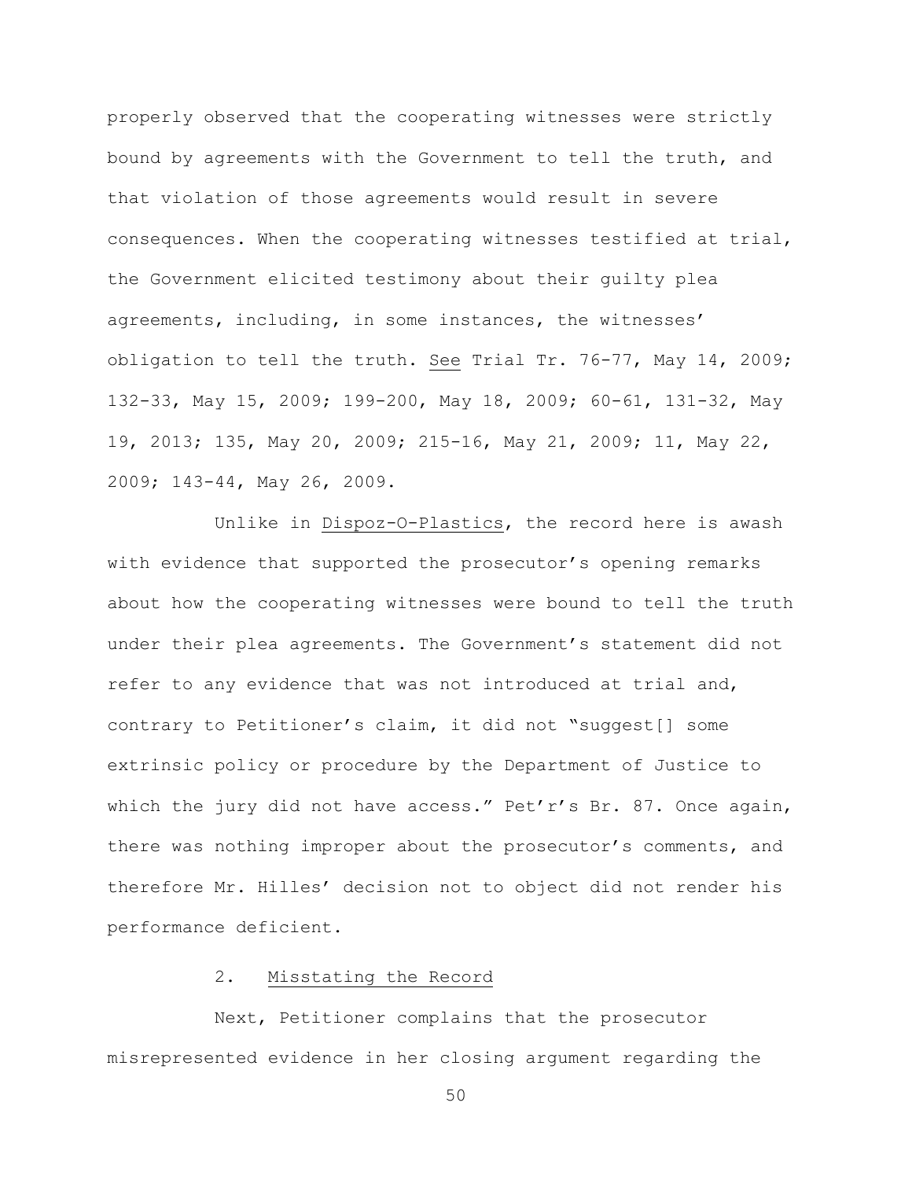properly observed that the cooperating witnesses were strictly bound by agreements with the Government to tell the truth, and that violation of those agreements would result in severe consequences. When the cooperating witnesses testified at trial, the Government elicited testimony about their guilty plea agreements, including, in some instances, the witnesses' obligation to tell the truth. See Trial Tr. 76-77, May 14, 2009; 132-33, May 15, 2009; 199-200, May 18, 2009; 60-61, 131-32, May 19, 2013; 135, May 20, 2009; 215-16, May 21, 2009; 11, May 22, 2009; 143-44, May 26, 2009.

Unlike in Dispoz-O-Plastics, the record here is awash with evidence that supported the prosecutor's opening remarks about how the cooperating witnesses were bound to tell the truth under their plea agreements. The Government's statement did not refer to any evidence that was not introduced at trial and, contrary to Petitioner's claim, it did not "suggest[] some extrinsic policy or procedure by the Department of Justice to which the jury did not have access." Pet'r's Br. 87. Once again, there was nothing improper about the prosecutor's comments, and therefore Mr. Hilles' decision not to object did not render his performance deficient.

### 2. Misstating the Record

Next, Petitioner complains that the prosecutor misrepresented evidence in her closing argument regarding the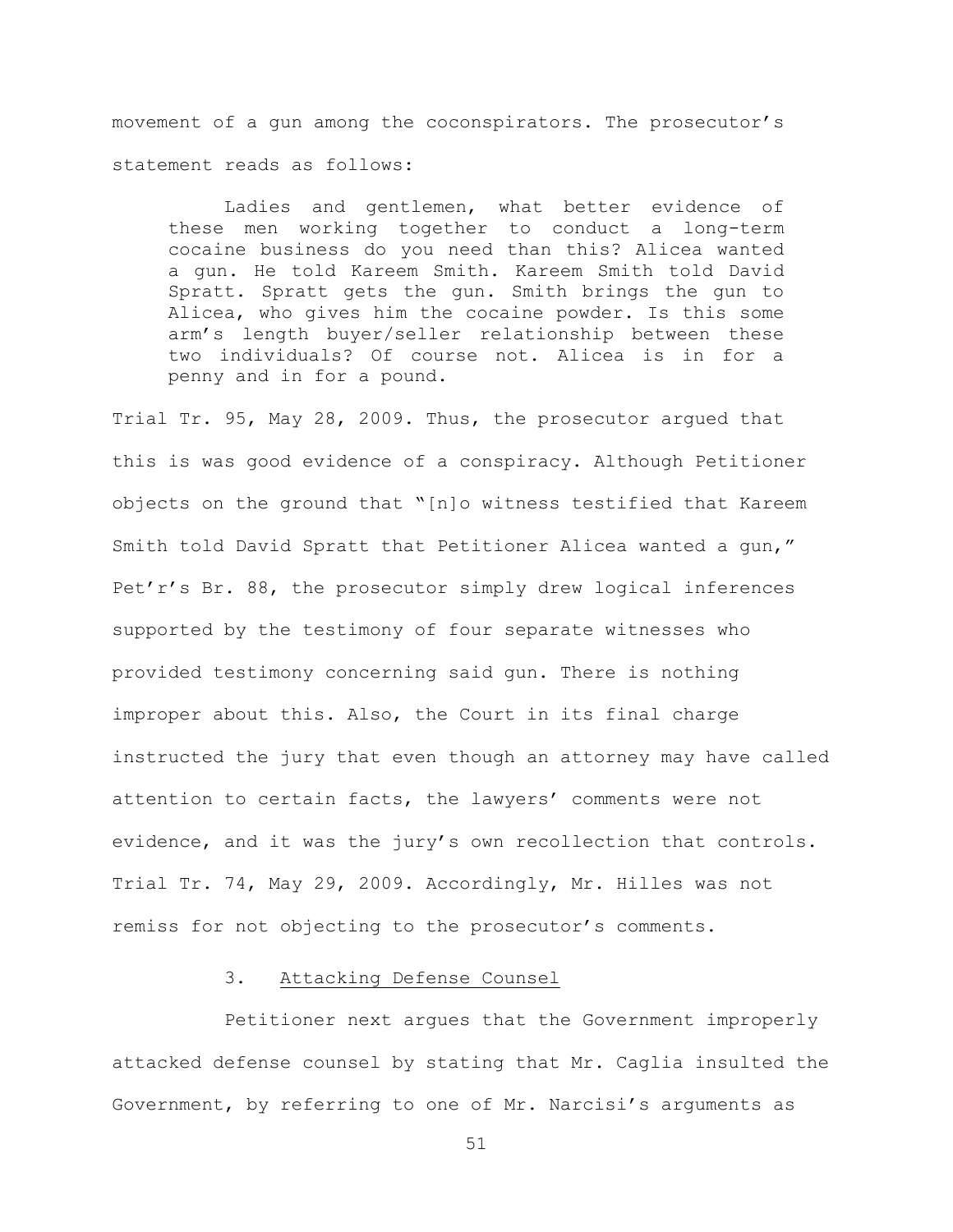movement of a gun among the coconspirators. The prosecutor's statement reads as follows:

> Ladies and gentlemen, what better evidence of these men working together to conduct a long-term cocaine business do you need than this? Alicea wanted a gun. He told Kareem Smith. Kareem Smith told David Spratt. Spratt gets the gun. Smith brings the gun to Alicea, who gives him the cocaine powder. Is this some arm's length buyer/seller relationship between these two individuals? Of course not. Alicea is in for a penny and in for a pound.

Trial Tr. 95, May 28, 2009. Thus, the prosecutor argued that this is was good evidence of a conspiracy. Although Petitioner objects on the ground that "[n]o witness testified that Kareem Smith told David Spratt that Petitioner Alicea wanted a gun," Pet'r's Br. 88, the prosecutor simply drew logical inferences supported by the testimony of four separate witnesses who provided testimony concerning said gun. There is nothing improper about this. Also, the Court in its final charge instructed the jury that even though an attorney may have called attention to certain facts, the lawyers' comments were not evidence, and it was the jury's own recollection that controls. Trial Tr. 74, May 29, 2009. Accordingly, Mr. Hilles was not remiss for not objecting to the prosecutor's comments.

### 3. Attacking Defense Counsel

Petitioner next argues that the Government improperly attacked defense counsel by stating that Mr. Caglia insulted the Government, by referring to one of Mr. Narcisi's arguments as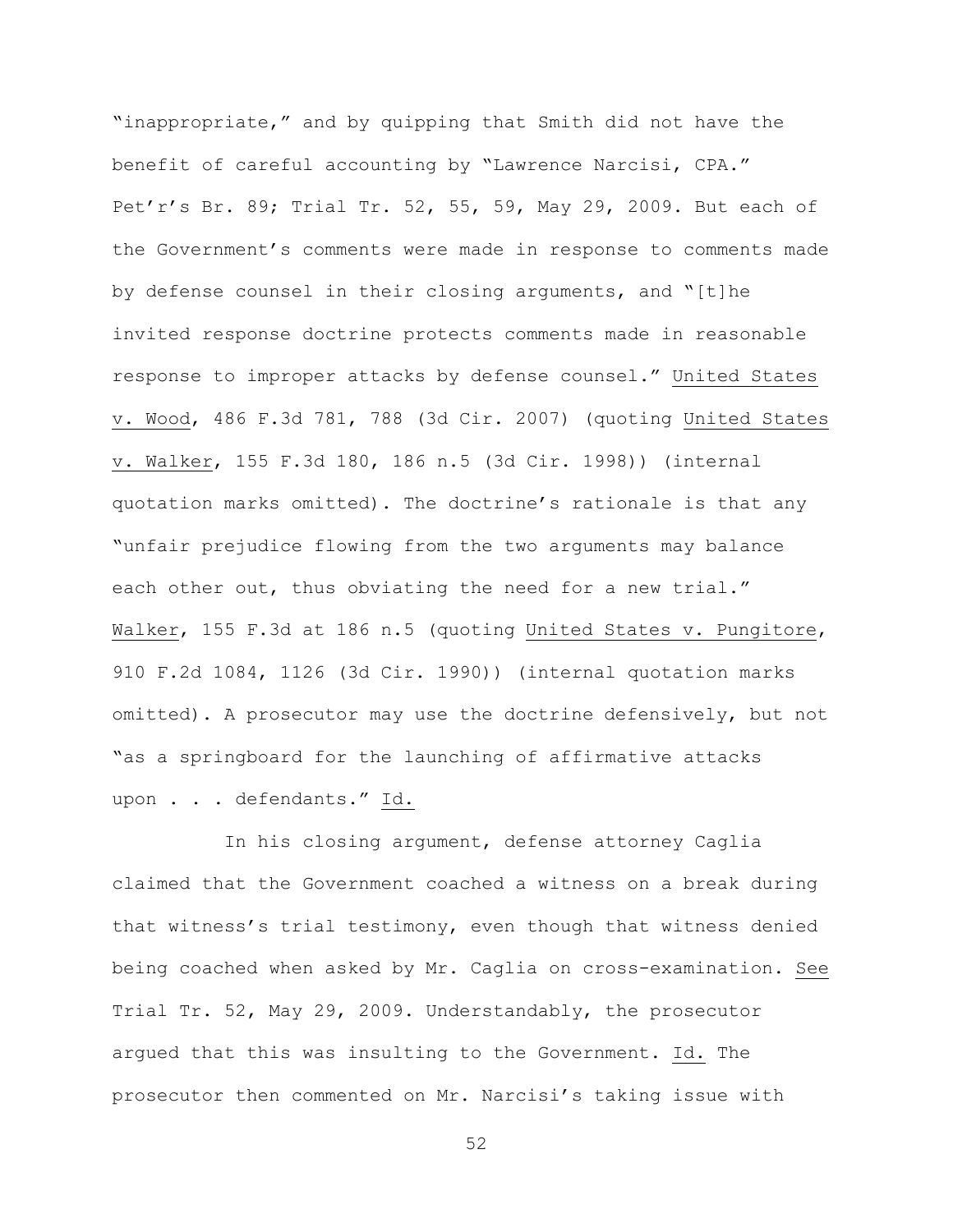"inappropriate," and by quipping that Smith did not have the benefit of careful accounting by "Lawrence Narcisi, CPA." Pet'r's Br. 89; Trial Tr. 52, 55, 59, May 29, 2009. But each of the Government's comments were made in response to comments made by defense counsel in their closing arguments, and "[t]he invited response doctrine protects comments made in reasonable response to improper attacks by defense counsel." United States v. Wood, 486 F.3d 781, 788 (3d Cir. 2007) (quoting United States v. Walker, 155 F.3d 180, 186 n.5 (3d Cir. 1998)) (internal quotation marks omitted). The doctrine's rationale is that any "unfair prejudice flowing from the two arguments may balance each other out, thus obviating the need for a new trial." Walker, 155 F.3d at 186 n.5 (quoting United States v. Pungitore, 910 F.2d 1084, 1126 (3d Cir. 1990)) (internal quotation marks omitted). A prosecutor may use the doctrine defensively, but not "as a springboard for the launching of affirmative attacks upon . . . defendants." Id.

In his closing argument, defense attorney Caglia claimed that the Government coached a witness on a break during that witness's trial testimony, even though that witness denied being coached when asked by Mr. Caglia on cross-examination. See Trial Tr. 52, May 29, 2009. Understandably, the prosecutor argued that this was insulting to the Government. Id. The prosecutor then commented on Mr. Narcisi's taking issue with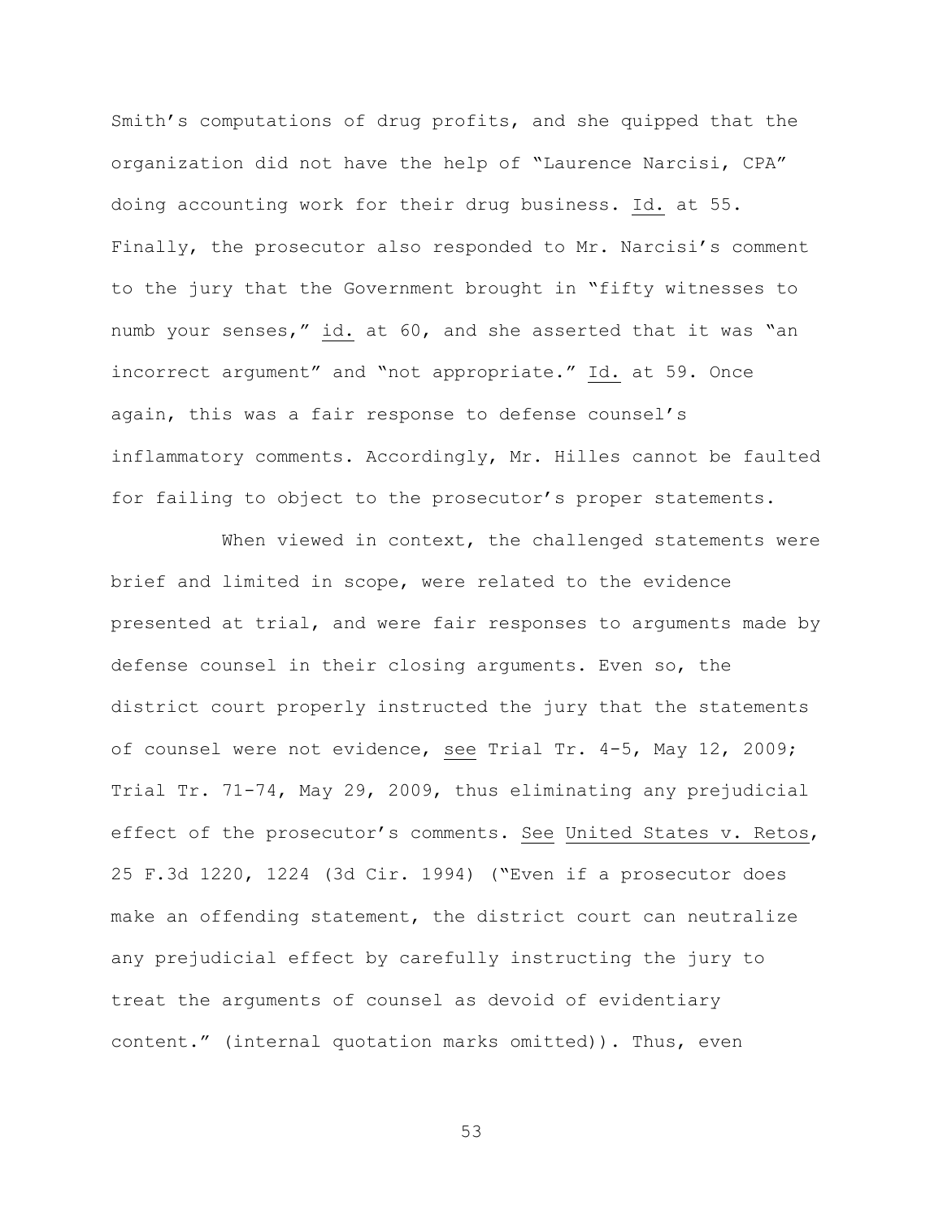Smith's computations of drug profits, and she quipped that the organization did not have the help of "Laurence Narcisi, CPA" doing accounting work for their drug business. Id. at 55. Finally, the prosecutor also responded to Mr. Narcisi's comment to the jury that the Government brought in "fifty witnesses to numb your senses," id. at 60, and she asserted that it was "an incorrect argument" and "not appropriate." Id. at 59. Once again, this was a fair response to defense counsel's inflammatory comments. Accordingly, Mr. Hilles cannot be faulted for failing to object to the prosecutor's proper statements.

When viewed in context, the challenged statements were brief and limited in scope, were related to the evidence presented at trial, and were fair responses to arguments made by defense counsel in their closing arguments. Even so, the district court properly instructed the jury that the statements of counsel were not evidence, see Trial Tr. 4-5, May 12, 2009; Trial Tr. 71-74, May 29, 2009, thus eliminating any prejudicial effect of the prosecutor's comments. See United States v. Retos, 25 F.3d 1220, 1224 (3d Cir. 1994) ("Even if a prosecutor does make an offending statement, the district court can neutralize any prejudicial effect by carefully instructing the jury to treat the arguments of counsel as devoid of evidentiary content." (internal quotation marks omitted)). Thus, even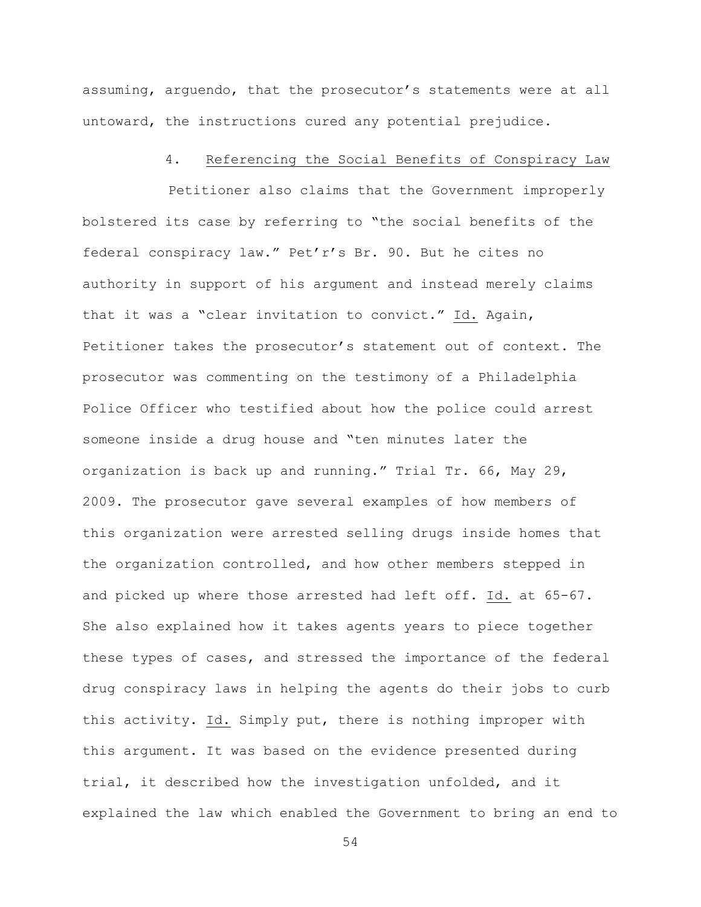assuming, arguendo, that the prosecutor's statements were at all untoward, the instructions cured any potential prejudice.

#### 4. Referencing the Social Benefits of Conspiracy Law

Petitioner also claims that the Government improperly bolstered its case by referring to "the social benefits of the federal conspiracy law." Pet'r's Br. 90. But he cites no authority in support of his argument and instead merely claims that it was a "clear invitation to convict." Id. Again, Petitioner takes the prosecutor's statement out of context. The prosecutor was commenting on the testimony of a Philadelphia Police Officer who testified about how the police could arrest someone inside a drug house and "ten minutes later the organization is back up and running." Trial Tr. 66, May 29, 2009. The prosecutor gave several examples of how members of this organization were arrested selling drugs inside homes that the organization controlled, and how other members stepped in and picked up where those arrested had left off. Id. at 65-67. She also explained how it takes agents years to piece together these types of cases, and stressed the importance of the federal drug conspiracy laws in helping the agents do their jobs to curb this activity. Id. Simply put, there is nothing improper with this argument. It was based on the evidence presented during trial, it described how the investigation unfolded, and it explained the law which enabled the Government to bring an end to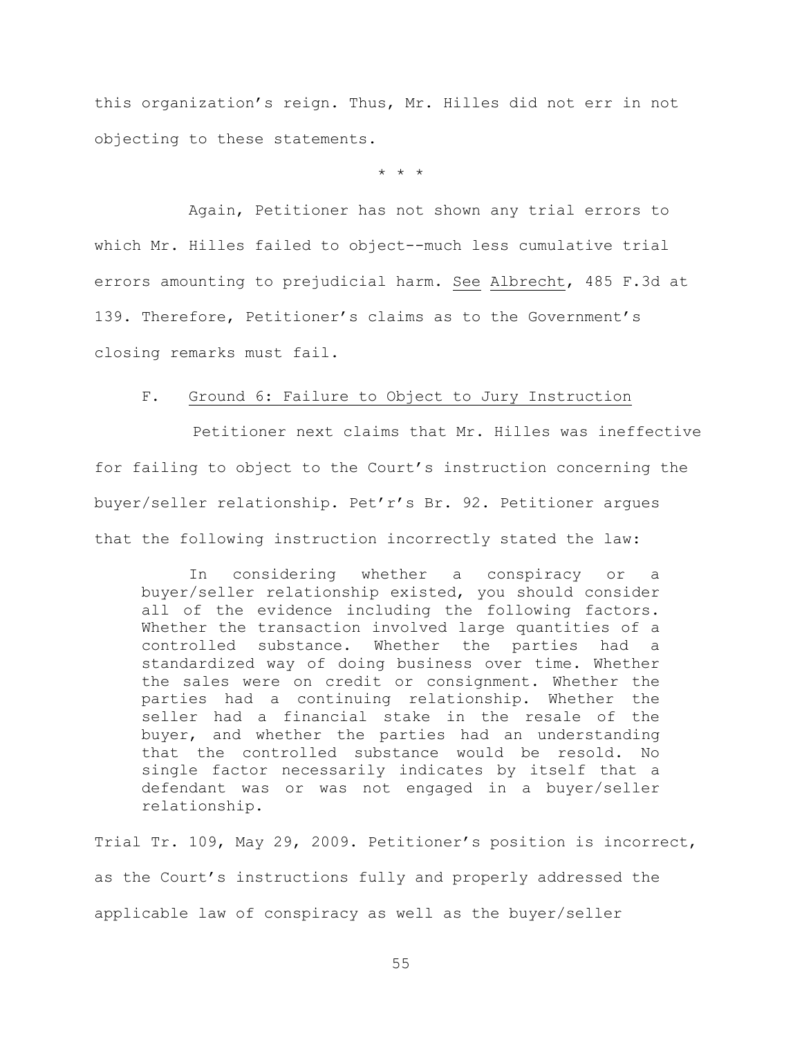this organization's reign. Thus, Mr. Hilles did not err in not objecting to these statements.

\* \* \*

Again, Petitioner has not shown any trial errors to which Mr. Hilles failed to object--much less cumulative trial errors amounting to prejudicial harm. See Albrecht, 485 F.3d at 139. Therefore, Petitioner's claims as to the Government's closing remarks must fail.

### F. Ground 6: Failure to Object to Jury Instruction

Petitioner next claims that Mr. Hilles was ineffective for failing to object to the Court's instruction concerning the buyer/seller relationship. Pet'r's Br. 92. Petitioner argues that the following instruction incorrectly stated the law:

> In considering whether a conspiracy or a buyer/seller relationship existed, you should consider all of the evidence including the following factors. Whether the transaction involved large quantities of a controlled substance. Whether the parties had a standardized way of doing business over time. Whether the sales were on credit or consignment. Whether the parties had a continuing relationship. Whether the seller had a financial stake in the resale of the buyer, and whether the parties had an understanding that the controlled substance would be resold. No single factor necessarily indicates by itself that a defendant was or was not engaged in a buyer/seller relationship.

Trial Tr. 109, May 29, 2009. Petitioner's position is incorrect, as the Court's instructions fully and properly addressed the applicable law of conspiracy as well as the buyer/seller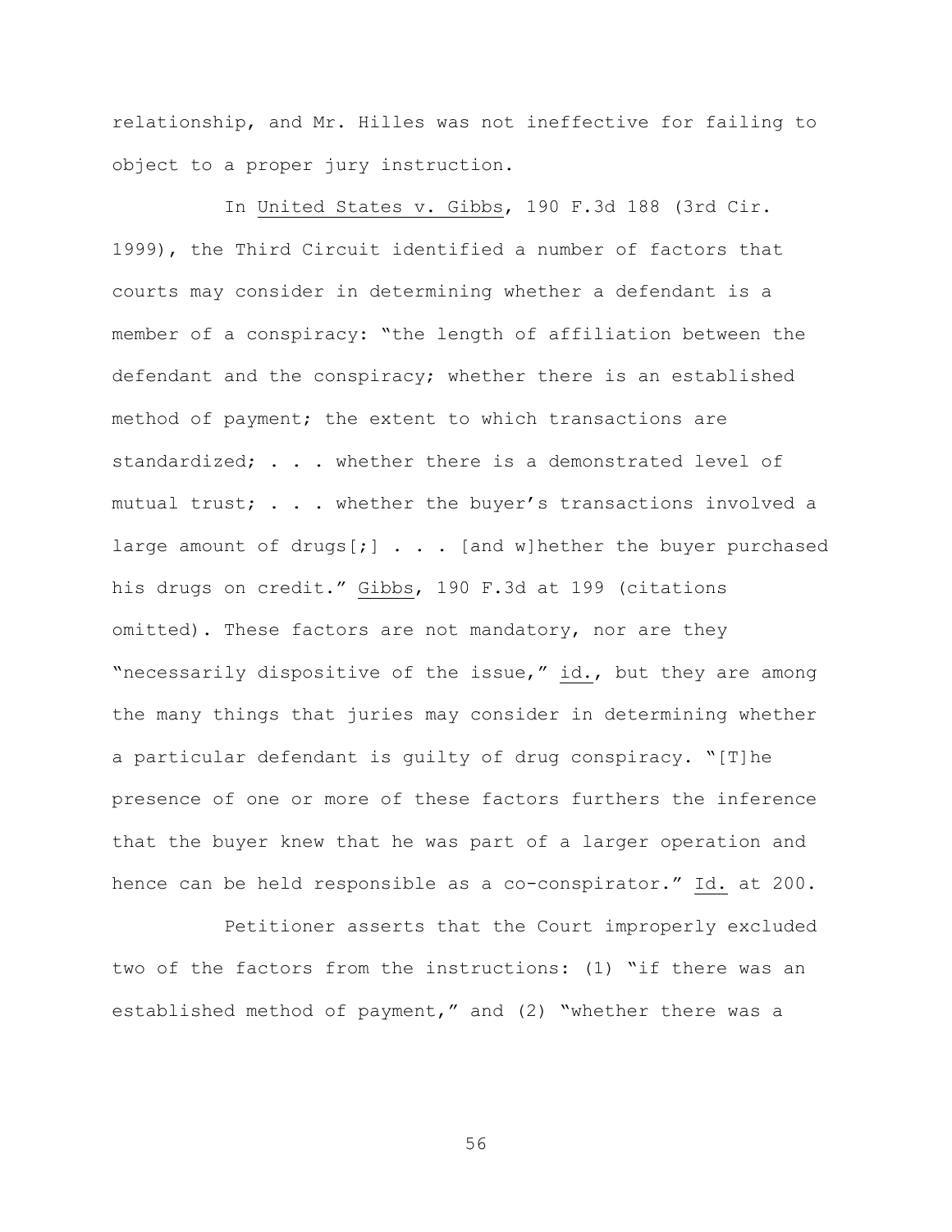relationship, and Mr. Hilles was not ineffective for failing to object to a proper jury instruction.

In United States v. Gibbs, 190 F.3d 188 (3rd Cir. 1999), the Third Circuit identified a number of factors that courts may consider in determining whether a defendant is a member of a conspiracy: "the length of affiliation between the defendant and the conspiracy; whether there is an established method of payment; the extent to which transactions are standardized; . . . whether there is a demonstrated level of mutual trust; . . . whether the buyer's transactions involved a large amount of drugs[;] . . . [and w]hether the buyer purchased his drugs on credit." Gibbs, 190 F.3d at 199 (citations omitted). These factors are not mandatory, nor are they "necessarily dispositive of the issue," id., but they are among the many things that juries may consider in determining whether a particular defendant is guilty of drug conspiracy. "[T]he presence of one or more of these factors furthers the inference that the buyer knew that he was part of a larger operation and hence can be held responsible as a co-conspirator." Id. at 200.

Petitioner asserts that the Court improperly excluded two of the factors from the instructions: (1) "if there was an established method of payment," and (2) "whether there was a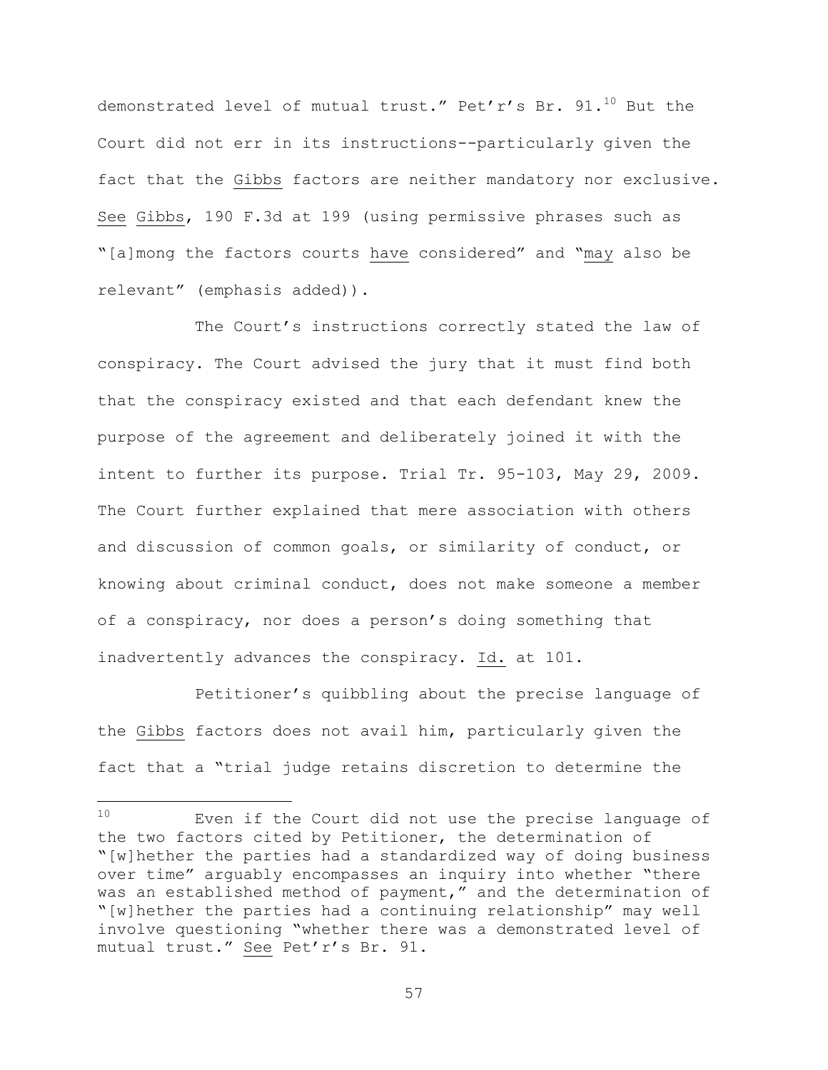demonstrated level of mutual trust." Pet'r's Br. 91.[10] But the Court did not err in its instructions--particularly given the fact that the Gibbs factors are neither mandatory nor exclusive. See Gibbs, 190 F.3d at 199 (using permissive phrases such as "[a]mong the factors courts have considered" and "may also be relevant" (emphasis added)).

The Court's instructions correctly stated the law of conspiracy. The Court advised the jury that it must find both that the conspiracy existed and that each defendant knew the purpose of the agreement and deliberately joined it with the intent to further its purpose. Trial Tr. 95-103, May 29, 2009. The Court further explained that mere association with others and discussion of common goals, or similarity of conduct, or knowing about criminal conduct, does not make someone a member of a conspiracy, nor does a person's doing something that inadvertently advances the conspiracy. Id. at 101.

Petitioner's quibbling about the precise language of the Gibbs factors does not avail him, particularly given the fact that a "trial judge retains discretion to determine the

---

[10] Even if the Court did not use the precise language of the two factors cited by Petitioner, the determination of "[w]hether the parties had a standardized way of doing business over time" arguably encompasses an inquiry into whether "there was an established method of payment," and the determination of "[w]hether the parties had a continuing relationship" may well involve questioning "whether there was a demonstrated level of mutual trust." See Pet'r's Br. 91.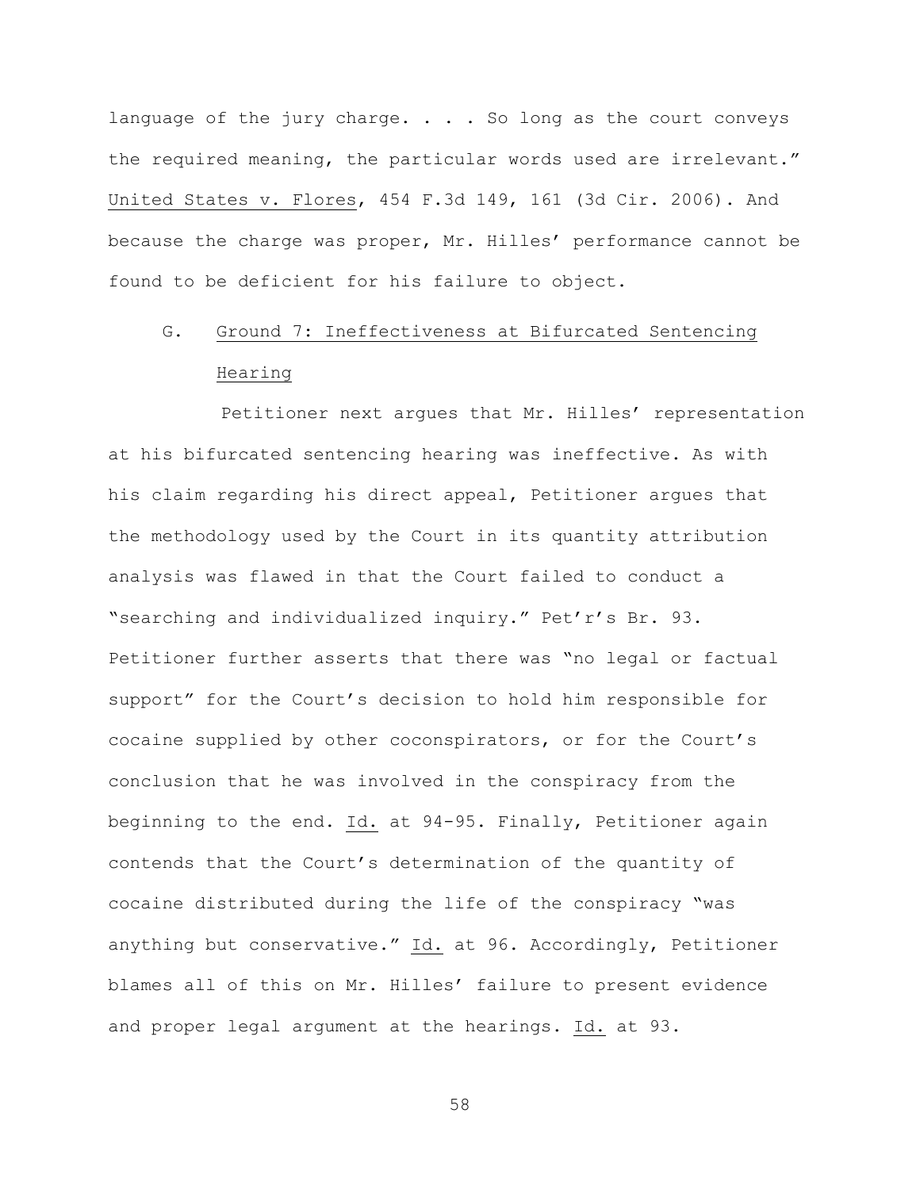language of the jury charge. . . . So long as the court conveys the required meaning, the particular words used are irrelevant." United States v. Flores, 454 F.3d 149, 161 (3d Cir. 2006). And because the charge was proper, Mr. Hilles' performance cannot be found to be deficient for his failure to object.

### G. Ground 7: Ineffectiveness at Bifurcated Sentencing Hearing

Petitioner next argues that Mr. Hilles' representation at his bifurcated sentencing hearing was ineffective. As with his claim regarding his direct appeal, Petitioner argues that the methodology used by the Court in its quantity attribution analysis was flawed in that the Court failed to conduct a "searching and individualized inquiry." Pet'r's Br. 93. Petitioner further asserts that there was "no legal or factual support" for the Court's decision to hold him responsible for cocaine supplied by other coconspirators, or for the Court's conclusion that he was involved in the conspiracy from the beginning to the end. Id. at 94-95. Finally, Petitioner again contends that the Court's determination of the quantity of cocaine distributed during the life of the conspiracy "was anything but conservative." Id. at 96. Accordingly, Petitioner blames all of this on Mr. Hilles' failure to present evidence and proper legal argument at the hearings. Id. at 93.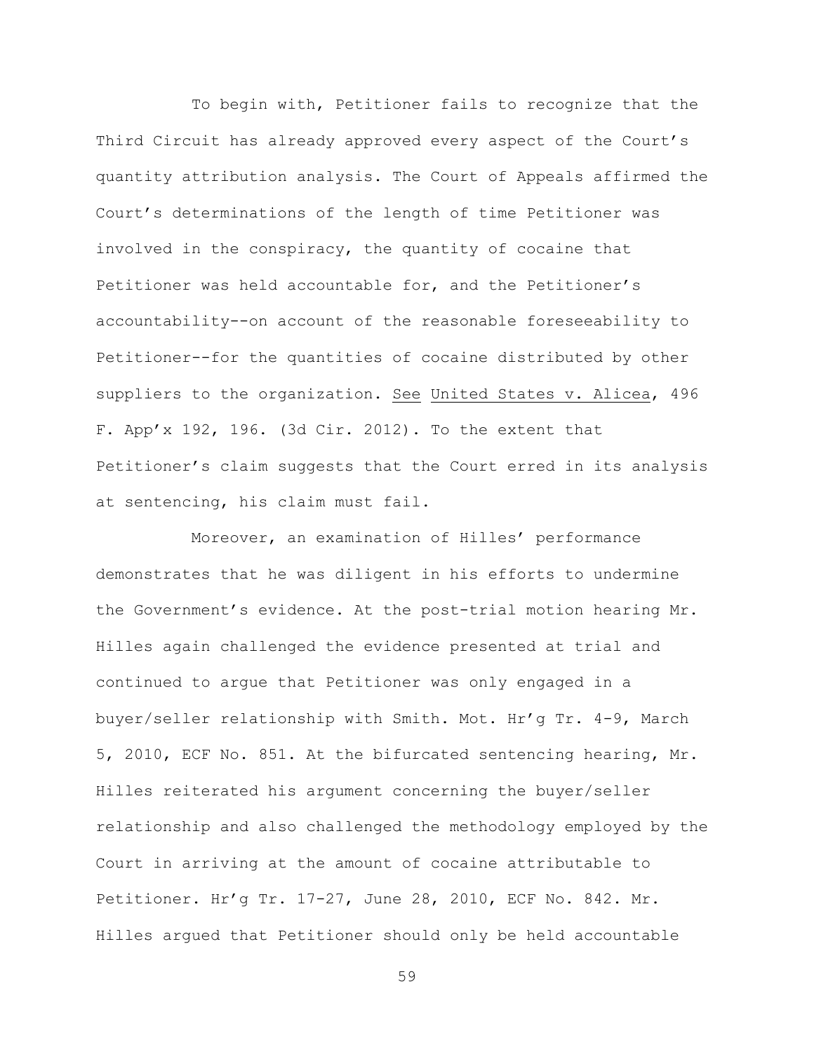To begin with, Petitioner fails to recognize that the Third Circuit has already approved every aspect of the Court's quantity attribution analysis. The Court of Appeals affirmed the Court's determinations of the length of time Petitioner was involved in the conspiracy, the quantity of cocaine that Petitioner was held accountable for, and the Petitioner's accountability--on account of the reasonable foreseeability to Petitioner--for the quantities of cocaine distributed by other suppliers to the organization. See United States v. Alicea, 496 F. App'x 192, 196. (3d Cir. 2012). To the extent that Petitioner's claim suggests that the Court erred in its analysis at sentencing, his claim must fail.

Moreover, an examination of Hilles' performance demonstrates that he was diligent in his efforts to undermine the Government's evidence. At the post-trial motion hearing Mr. Hilles again challenged the evidence presented at trial and continued to argue that Petitioner was only engaged in a buyer/seller relationship with Smith. Mot. Hr'g Tr. 4-9, March 5, 2010, ECF No. 851. At the bifurcated sentencing hearing, Mr. Hilles reiterated his argument concerning the buyer/seller relationship and also challenged the methodology employed by the Court in arriving at the amount of cocaine attributable to Petitioner. Hr'g Tr. 17-27, June 28, 2010, ECF No. 842. Mr. Hilles argued that Petitioner should only be held accountable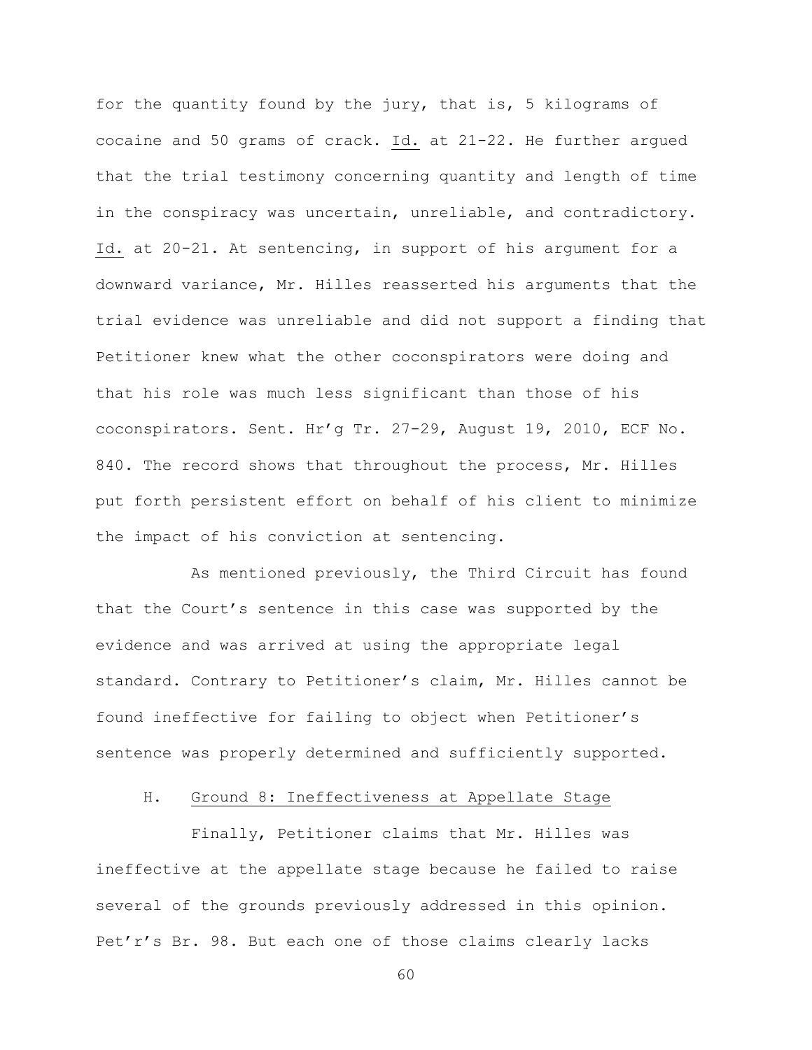for the quantity found by the jury, that is, 5 kilograms of cocaine and 50 grams of crack. Id. at 21-22. He further argued that the trial testimony concerning quantity and length of time in the conspiracy was uncertain, unreliable, and contradictory. Id. at 20-21. At sentencing, in support of his argument for a downward variance, Mr. Hilles reasserted his arguments that the trial evidence was unreliable and did not support a finding that Petitioner knew what the other coconspirators were doing and that his role was much less significant than those of his coconspirators. Sent. Hr'g Tr. 27-29, August 19, 2010, ECF No. 840. The record shows that throughout the process, Mr. Hilles put forth persistent effort on behalf of his client to minimize the impact of his conviction at sentencing.

As mentioned previously, the Third Circuit has found that the Court's sentence in this case was supported by the evidence and was arrived at using the appropriate legal standard. Contrary to Petitioner's claim, Mr. Hilles cannot be found ineffective for failing to object when Petitioner's sentence was properly determined and sufficiently supported.

### H. Ground 8: Ineffectiveness at Appellate Stage

Finally, Petitioner claims that Mr. Hilles was ineffective at the appellate stage because he failed to raise several of the grounds previously addressed in this opinion. Pet'r's Br. 98. But each one of those claims clearly lacks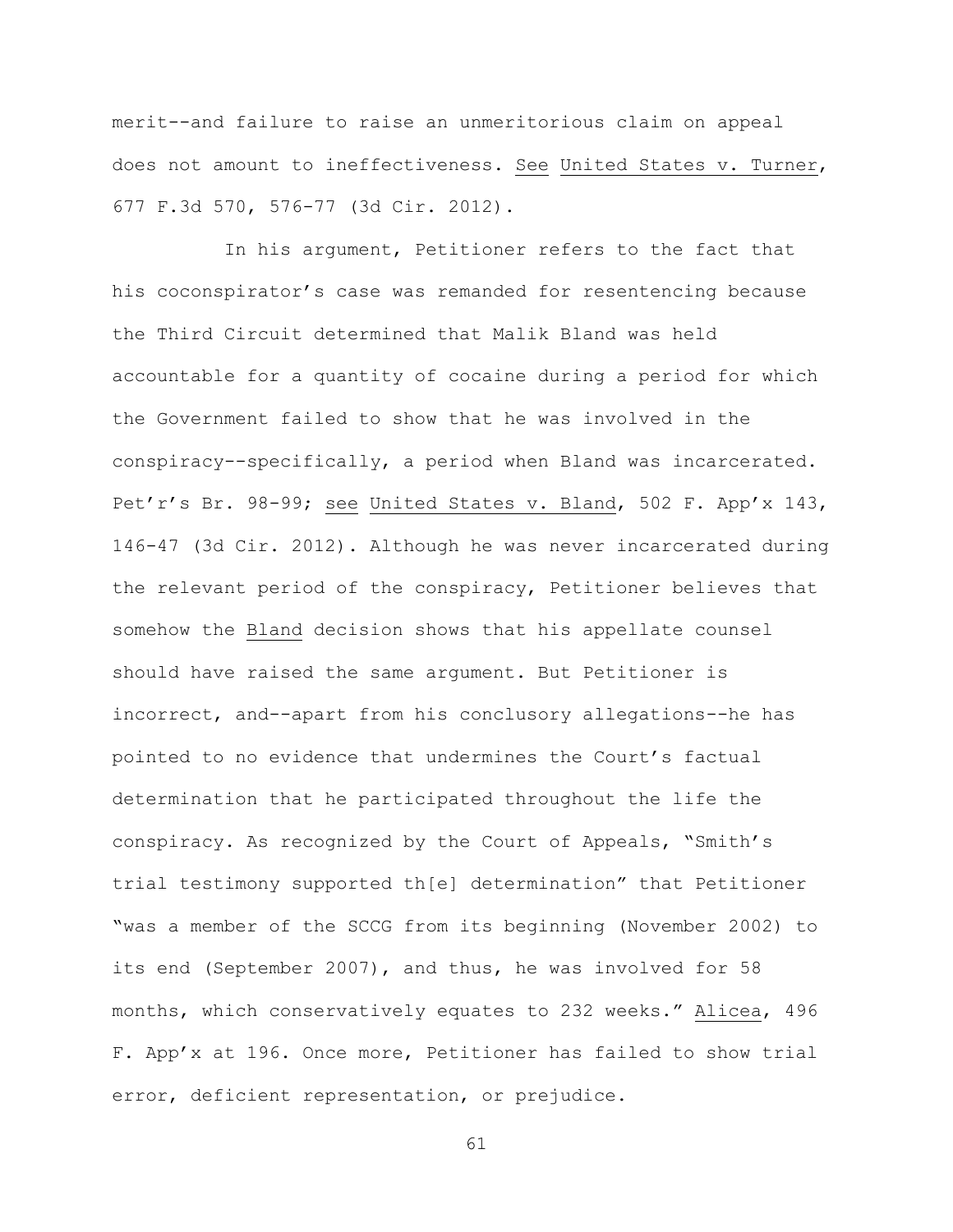merit--and failure to raise an unmeritorious claim on appeal does not amount to ineffectiveness. See United States v. Turner, 677 F.3d 570, 576-77 (3d Cir. 2012).

In his argument, Petitioner refers to the fact that his coconspirator's case was remanded for resentencing because the Third Circuit determined that Malik Bland was held accountable for a quantity of cocaine during a period for which the Government failed to show that he was involved in the conspiracy--specifically, a period when Bland was incarcerated. Pet'r's Br. 98-99; see United States v. Bland, 502 F. App'x 143, 146-47 (3d Cir. 2012). Although he was never incarcerated during the relevant period of the conspiracy, Petitioner believes that somehow the Bland decision shows that his appellate counsel should have raised the same argument. But Petitioner is incorrect, and--apart from his conclusory allegations--he has pointed to no evidence that undermines the Court's factual determination that he participated throughout the life the conspiracy. As recognized by the Court of Appeals, "Smith's trial testimony supported th[e] determination" that Petitioner "was a member of the SCCG from its beginning (November 2002) to its end (September 2007), and thus, he was involved for 58 months, which conservatively equates to 232 weeks." Alicea, 496 F. App'x at 196. Once more, Petitioner has failed to show trial error, deficient representation, or prejudice.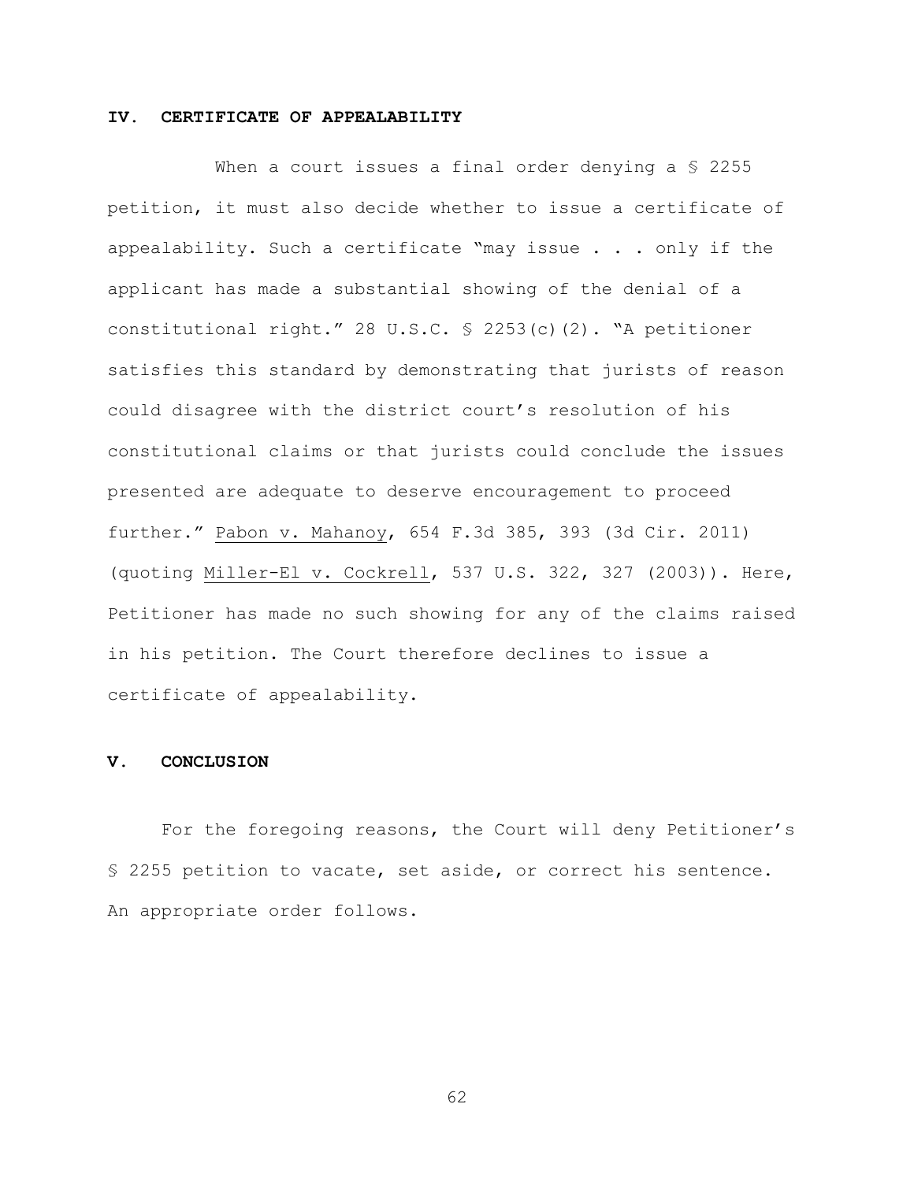## IV. CERTIFICATE OF APPEALABILITY

When a court issues a final order denying a § 2255 petition, it must also decide whether to issue a certificate of appealability. Such a certificate "may issue . . . only if the applicant has made a substantial showing of the denial of a constitutional right." 28 U.S.C. § 2253(c)(2). "A petitioner satisfies this standard by demonstrating that jurists of reason could disagree with the district court's resolution of his constitutional claims or that jurists could conclude the issues presented are adequate to deserve encouragement to proceed further." Pabon v. Mahanoy, 654 F.3d 385, 393 (3d Cir. 2011) (quoting Miller-El v. Cockrell, 537 U.S. 322, 327 (2003)). Here, Petitioner has made no such showing for any of the claims raised in his petition. The Court therefore declines to issue a certificate of appealability.

## V. CONCLUSION

For the foregoing reasons, the Court will deny Petitioner's § 2255 petition to vacate, set aside, or correct his sentence. An appropriate order follows.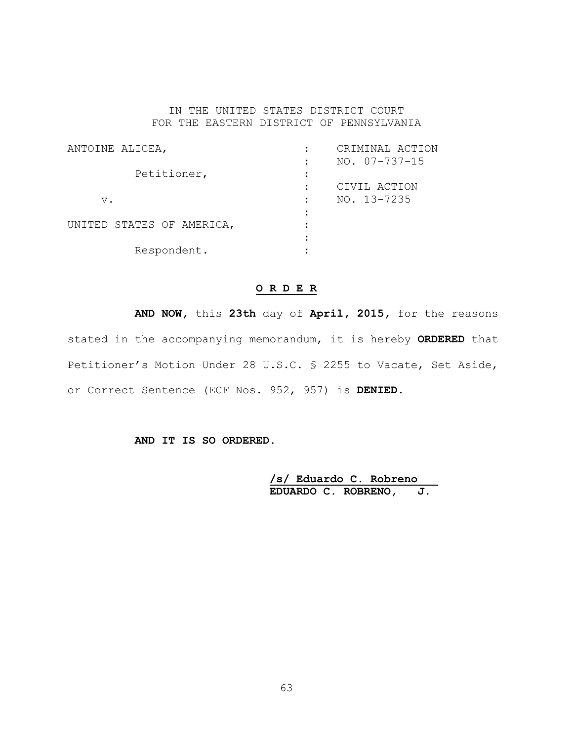IN THE UNITED STATES DISTRICT COURT
FOR THE EASTERN DISTRICT OF PENNSYLVANIA

| | | |
|---|---|---|
| ANTOINE ALICEA, | : | CRIMINAL ACTION |
| | : | NO. 07-737-15 |
| Petitioner, | : | |
| | : | CIVIL ACTION |
| v. | : | NO. 13-7235 |
| | : | |
| UNITED STATES OF AMERICA, | : | |
| | : | |
| Respondent. | : | |

**O R D E R**

**AND NOW**, this **23th** day of **April, 2015**, for the reasons stated in the accompanying memorandum, it is hereby **ORDERED** that Petitioner's Motion Under 28 U.S.C. § 2255 to Vacate, Set Aside, or Correct Sentence (ECF Nos. 952, 957) is **DENIED.**

**AND IT IS SO ORDERED.**

**/s/ Eduardo C. Robreno**
**EDUARDO C. ROBRENO, J.**